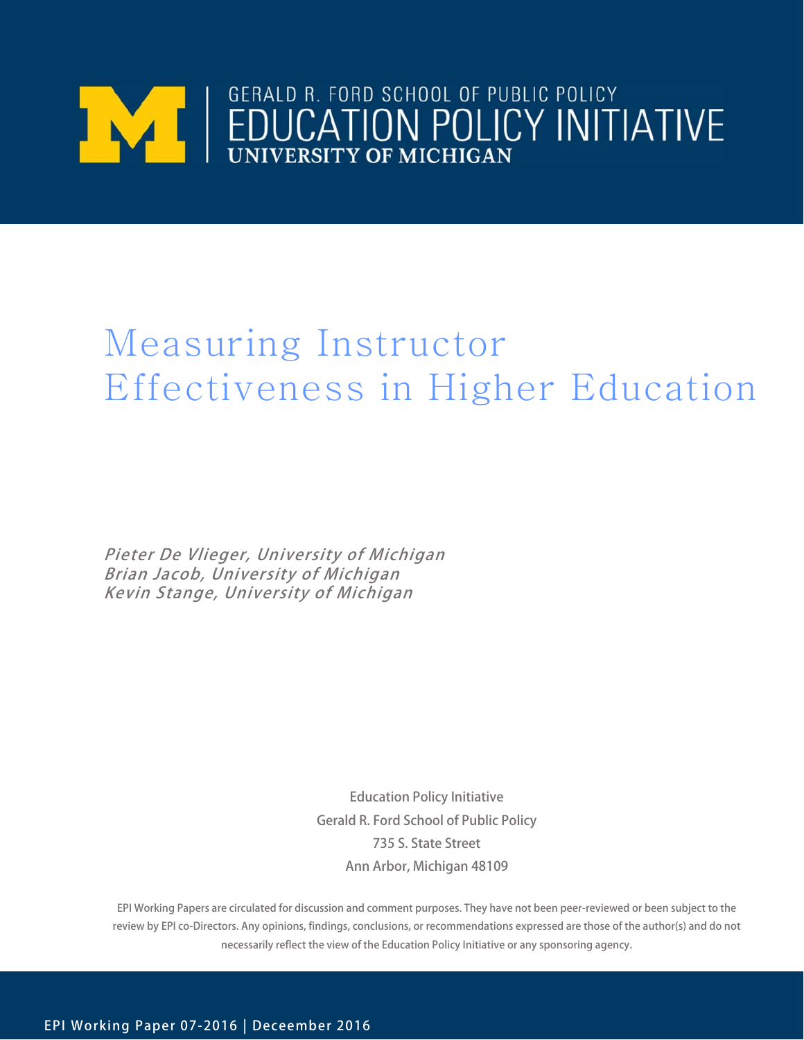GERALD R. FORD SCHOOL OF PUBLIC POLICY
EDUCATION POLICY INITIATIVE
UNIVERSITY OF MICHIGAN

# Measuring Instructor Effectiveness in Higher Education

*Pieter De Vlieger, University of Michigan*
*Brian Jacob, University of Michigan*
*Kevin Stange, University of Michigan*

Education Policy Initiative
Gerald R. Ford School of Public Policy
735 S. State Street
Ann Arbor, Michigan 48109

EPI Working Papers are circulated for discussion and comment purposes. They have not been peer-reviewed or been subject to the review by EPI co-Directors. Any opinions, findings, conclusions, or recommendations expressed are those of the author(s) and do not necessarily reflect the view of the Education Policy Initiative or any sponsoring agency.

EPI Working Paper 07-2016 | Deceember 2016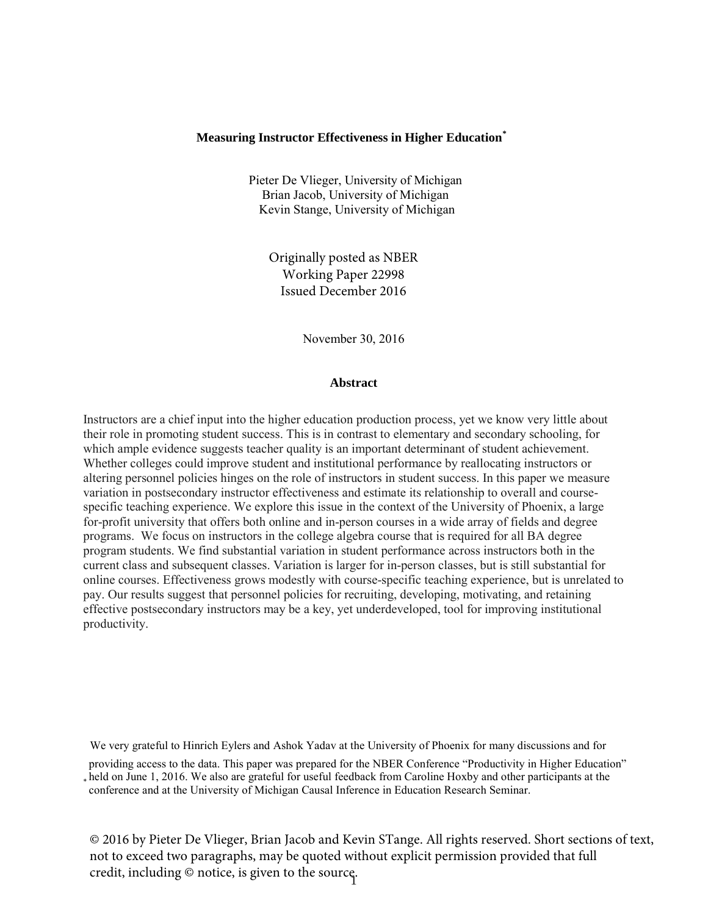**Measuring Instructor Effectiveness in Higher Education***

Pieter De Vlieger, University of Michigan
Brian Jacob, University of Michigan
Kevin Stange, University of Michigan

Originally posted as NBER
Working Paper 22998
Issued December 2016

November 30, 2016

**Abstract**

Instructors are a chief input into the higher education production process, yet we know very little about their role in promoting student success. This is in contrast to elementary and secondary schooling, for which ample evidence suggests teacher quality is an important determinant of student achievement. Whether colleges could improve student and institutional performance by reallocating instructors or altering personnel policies hinges on the role of instructors in student success. In this paper we measure variation in postsecondary instructor effectiveness and estimate its relationship to overall and course-specific teaching experience. We explore this issue in the context of the University of Phoenix, a large for-profit university that offers both online and in-person courses in a wide array of fields and degree programs. We focus on instructors in the college algebra course that is required for all BA degree program students. We find substantial variation in student performance across instructors both in the current class and subsequent classes. Variation is larger for in-person classes, but is still substantial for online courses. Effectiveness grows modestly with course-specific teaching experience, but is unrelated to pay. Our results suggest that personnel policies for recruiting, developing, motivating, and retaining effective postsecondary instructors may be a key, yet underdeveloped, tool for improving institutional productivity.

\* We very grateful to Hinrich Eylers and Ashok Yadav at the University of Phoenix for many discussions and for providing access to the data. This paper was prepared for the NBER Conference "Productivity in Higher Education" held on June 1, 2016. We also are grateful for useful feedback from Caroline Hoxby and other participants at the conference and at the University of Michigan Causal Inference in Education Research Seminar.

© 2016 by Pieter De Vlieger, Brian Jacob and Kevin STange. All rights reserved. Short sections of text, not to exceed two paragraphs, may be quoted without explicit permission provided that full credit, including © notice, is given to the source.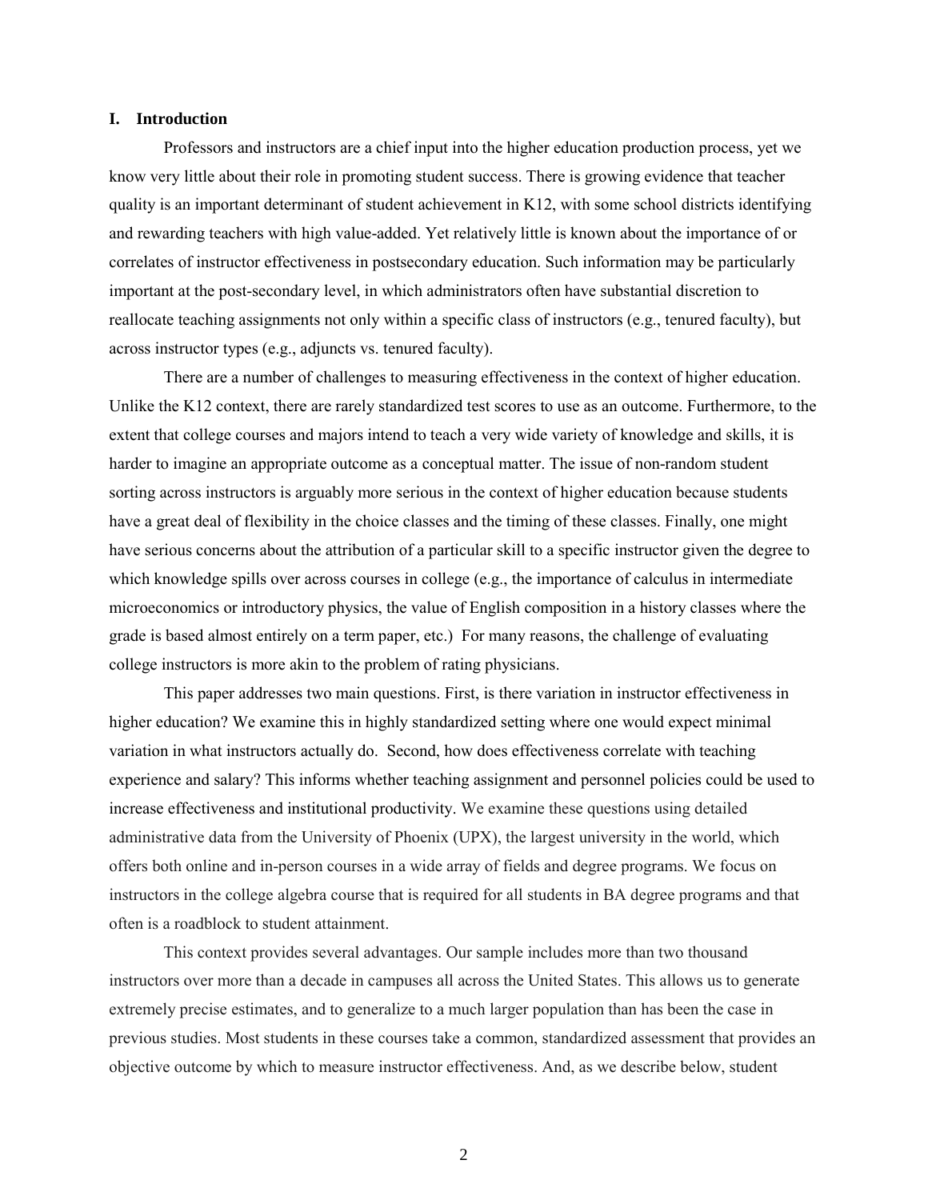## I. Introduction

Professors and instructors are a chief input into the higher education production process, yet we know very little about their role in promoting student success. There is growing evidence that teacher quality is an important determinant of student achievement in K12, with some school districts identifying and rewarding teachers with high value-added. Yet relatively little is known about the importance of or correlates of instructor effectiveness in postsecondary education. Such information may be particularly important at the post-secondary level, in which administrators often have substantial discretion to reallocate teaching assignments not only within a specific class of instructors (e.g., tenured faculty), but across instructor types (e.g., adjuncts vs. tenured faculty).

There are a number of challenges to measuring effectiveness in the context of higher education. Unlike the K12 context, there are rarely standardized test scores to use as an outcome. Furthermore, to the extent that college courses and majors intend to teach a very wide variety of knowledge and skills, it is harder to imagine an appropriate outcome as a conceptual matter. The issue of non-random student sorting across instructors is arguably more serious in the context of higher education because students have a great deal of flexibility in the choice classes and the timing of these classes. Finally, one might have serious concerns about the attribution of a particular skill to a specific instructor given the degree to which knowledge spills over across courses in college (e.g., the importance of calculus in intermediate microeconomics or introductory physics, the value of English composition in a history classes where the grade is based almost entirely on a term paper, etc.) For many reasons, the challenge of evaluating college instructors is more akin to the problem of rating physicians.

This paper addresses two main questions. First, is there variation in instructor effectiveness in higher education? We examine this in highly standardized setting where one would expect minimal variation in what instructors actually do. Second, how does effectiveness correlate with teaching experience and salary? This informs whether teaching assignment and personnel policies could be used to increase effectiveness and institutional productivity. We examine these questions using detailed administrative data from the University of Phoenix (UPX), the largest university in the world, which offers both online and in-person courses in a wide array of fields and degree programs. We focus on instructors in the college algebra course that is required for all students in BA degree programs and that often is a roadblock to student attainment.

This context provides several advantages. Our sample includes more than two thousand instructors over more than a decade in campuses all across the United States. This allows us to generate extremely precise estimates, and to generalize to a much larger population than has been the case in previous studies. Most students in these courses take a common, standardized assessment that provides an objective outcome by which to measure instructor effectiveness. And, as we describe below, student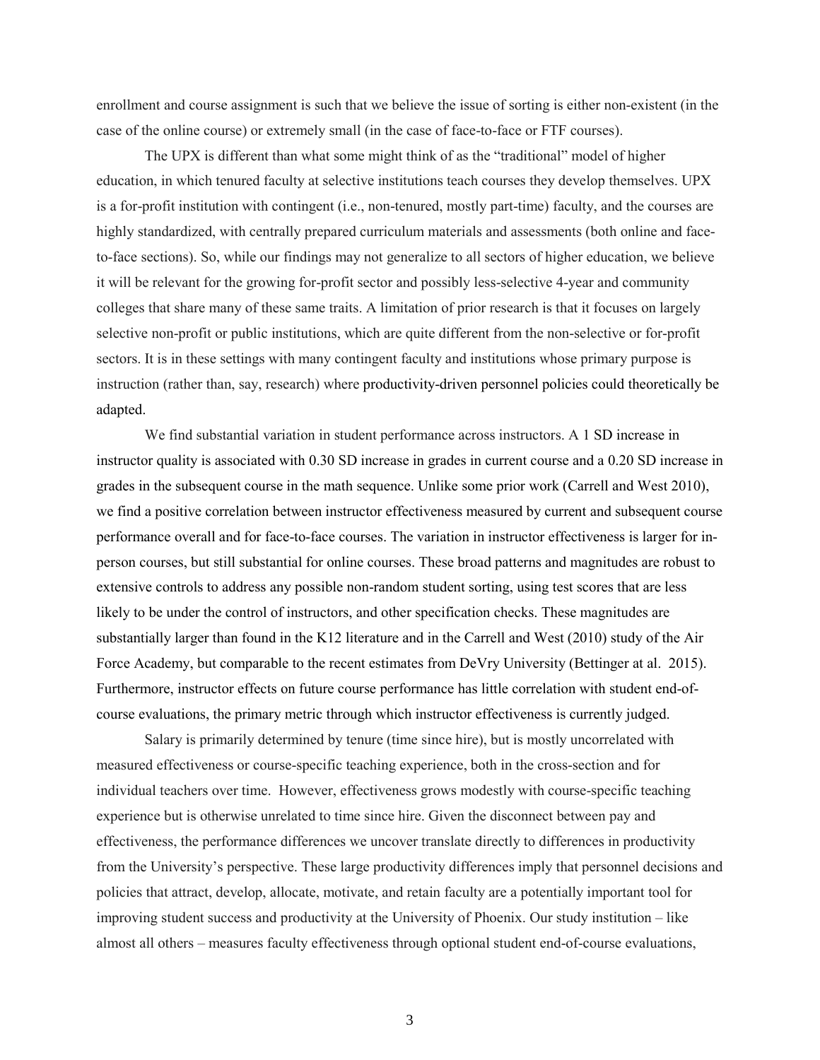enrollment and course assignment is such that we believe the issue of sorting is either non-existent (in the case of the online course) or extremely small (in the case of face-to-face or FTF courses).

The UPX is different than what some might think of as the "traditional" model of higher education, in which tenured faculty at selective institutions teach courses they develop themselves. UPX is a for-profit institution with contingent (i.e., non-tenured, mostly part-time) faculty, and the courses are highly standardized, with centrally prepared curriculum materials and assessments (both online and face-to-face sections). So, while our findings may not generalize to all sectors of higher education, we believe it will be relevant for the growing for-profit sector and possibly less-selective 4-year and community colleges that share many of these same traits. A limitation of prior research is that it focuses on largely selective non-profit or public institutions, which are quite different from the non-selective or for-profit sectors. It is in these settings with many contingent faculty and institutions whose primary purpose is instruction (rather than, say, research) where productivity-driven personnel policies could theoretically be adapted.

We find substantial variation in student performance across instructors. A 1 SD increase in instructor quality is associated with 0.30 SD increase in grades in current course and a 0.20 SD increase in grades in the subsequent course in the math sequence. Unlike some prior work (Carrell and West 2010), we find a positive correlation between instructor effectiveness measured by current and subsequent course performance overall and for face-to-face courses. The variation in instructor effectiveness is larger for in-person courses, but still substantial for online courses. These broad patterns and magnitudes are robust to extensive controls to address any possible non-random student sorting, using test scores that are less likely to be under the control of instructors, and other specification checks. These magnitudes are substantially larger than found in the K12 literature and in the Carrell and West (2010) study of the Air Force Academy, but comparable to the recent estimates from DeVry University (Bettinger at al. 2015). Furthermore, instructor effects on future course performance has little correlation with student end-of-course evaluations, the primary metric through which instructor effectiveness is currently judged.

Salary is primarily determined by tenure (time since hire), but is mostly uncorrelated with measured effectiveness or course-specific teaching experience, both in the cross-section and for individual teachers over time. However, effectiveness grows modestly with course-specific teaching experience but is otherwise unrelated to time since hire. Given the disconnect between pay and effectiveness, the performance differences we uncover translate directly to differences in productivity from the University's perspective. These large productivity differences imply that personnel decisions and policies that attract, develop, allocate, motivate, and retain faculty are a potentially important tool for improving student success and productivity at the University of Phoenix. Our study institution – like almost all others – measures faculty effectiveness through optional student end-of-course evaluations,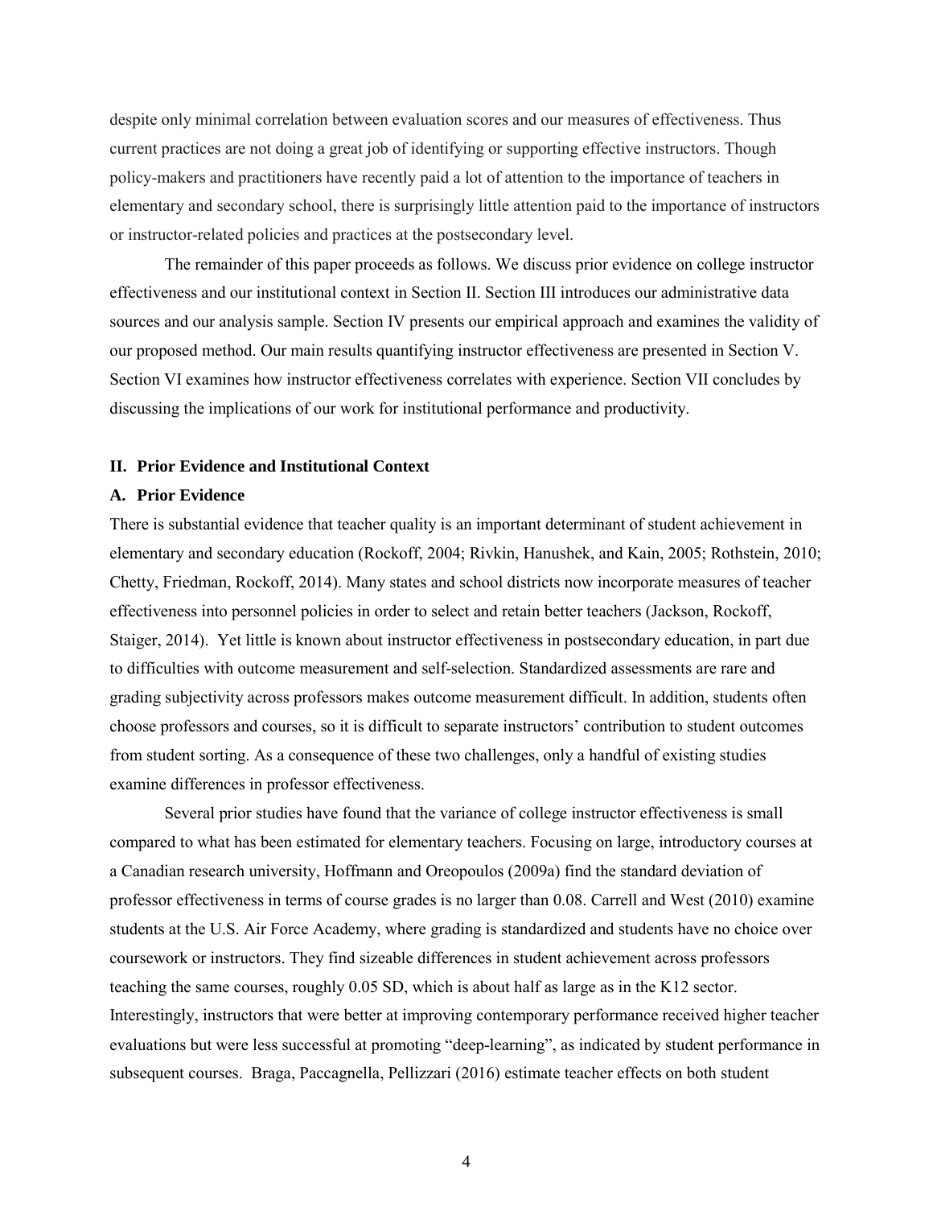despite only minimal correlation between evaluation scores and our measures of effectiveness. Thus current practices are not doing a great job of identifying or supporting effective instructors. Though policy-makers and practitioners have recently paid a lot of attention to the importance of teachers in elementary and secondary school, there is surprisingly little attention paid to the importance of instructors or instructor-related policies and practices at the postsecondary level.

The remainder of this paper proceeds as follows. We discuss prior evidence on college instructor effectiveness and our institutional context in Section II. Section III introduces our administrative data sources and our analysis sample. Section IV presents our empirical approach and examines the validity of our proposed method. Our main results quantifying instructor effectiveness are presented in Section V. Section VI examines how instructor effectiveness correlates with experience. Section VII concludes by discussing the implications of our work for institutional performance and productivity.

## II. Prior Evidence and Institutional Context

### A. Prior Evidence

There is substantial evidence that teacher quality is an important determinant of student achievement in elementary and secondary education (Rockoff, 2004; Rivkin, Hanushek, and Kain, 2005; Rothstein, 2010; Chetty, Friedman, Rockoff, 2014). Many states and school districts now incorporate measures of teacher effectiveness into personnel policies in order to select and retain better teachers (Jackson, Rockoff, Staiger, 2014). Yet little is known about instructor effectiveness in postsecondary education, in part due to difficulties with outcome measurement and self-selection. Standardized assessments are rare and grading subjectivity across professors makes outcome measurement difficult. In addition, students often choose professors and courses, so it is difficult to separate instructors' contribution to student outcomes from student sorting. As a consequence of these two challenges, only a handful of existing studies examine differences in professor effectiveness.

Several prior studies have found that the variance of college instructor effectiveness is small compared to what has been estimated for elementary teachers. Focusing on large, introductory courses at a Canadian research university, Hoffmann and Oreopoulos (2009a) find the standard deviation of professor effectiveness in terms of course grades is no larger than 0.08. Carrell and West (2010) examine students at the U.S. Air Force Academy, where grading is standardized and students have no choice over coursework or instructors. They find sizeable differences in student achievement across professors teaching the same courses, roughly 0.05 SD, which is about half as large as in the K12 sector. Interestingly, instructors that were better at improving contemporary performance received higher teacher evaluations but were less successful at promoting "deep-learning", as indicated by student performance in subsequent courses. Braga, Paccagnella, Pellizzari (2016) estimate teacher effects on both student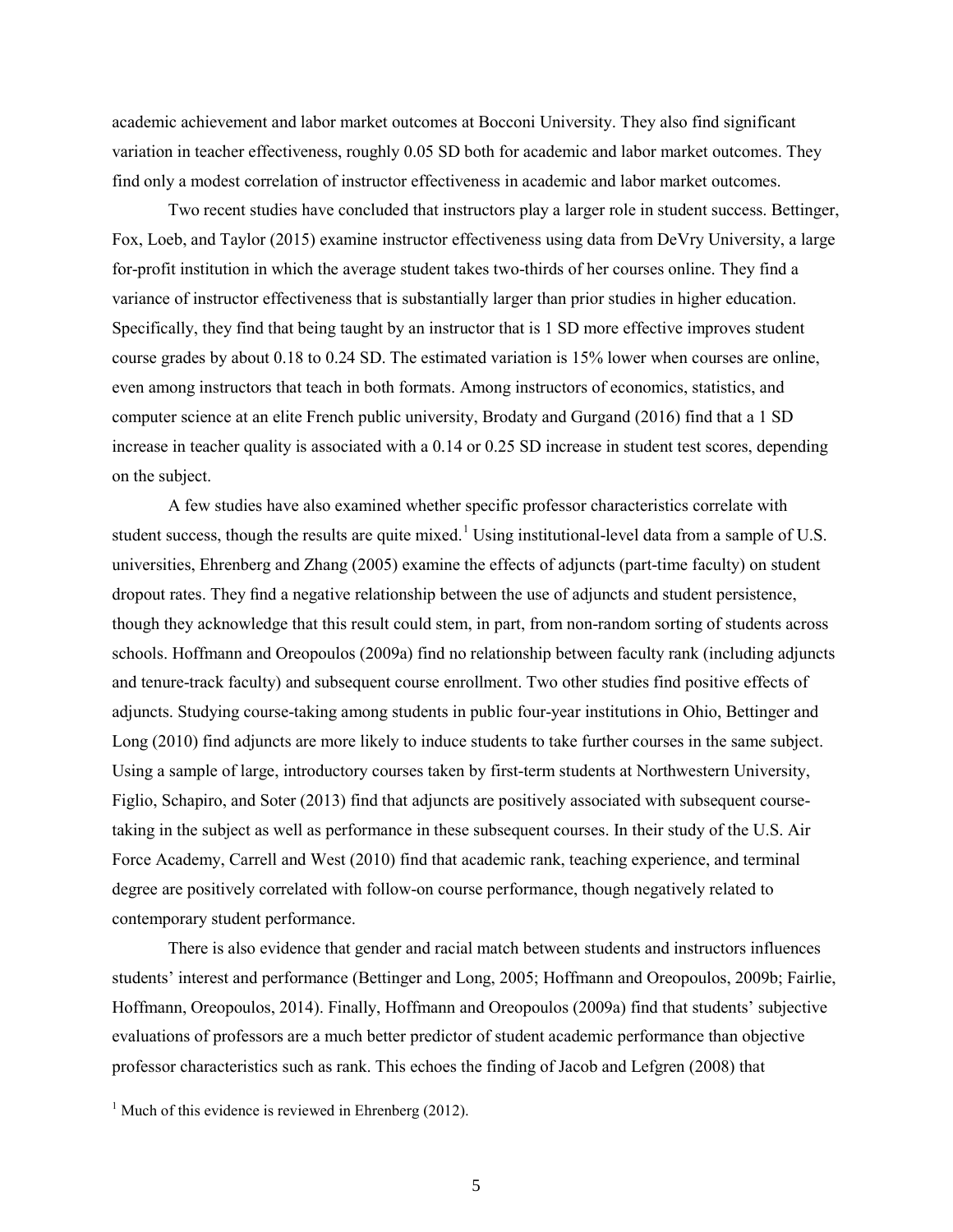academic achievement and labor market outcomes at Bocconi University. They also find significant variation in teacher effectiveness, roughly 0.05 SD both for academic and labor market outcomes. They find only a modest correlation of instructor effectiveness in academic and labor market outcomes.

Two recent studies have concluded that instructors play a larger role in student success. Bettinger, Fox, Loeb, and Taylor (2015) examine instructor effectiveness using data from DeVry University, a large for-profit institution in which the average student takes two-thirds of her courses online. They find a variance of instructor effectiveness that is substantially larger than prior studies in higher education. Specifically, they find that being taught by an instructor that is 1 SD more effective improves student course grades by about 0.18 to 0.24 SD. The estimated variation is 15% lower when courses are online, even among instructors that teach in both formats. Among instructors of economics, statistics, and computer science at an elite French public university, Brodaty and Gurgand (2016) find that a 1 SD increase in teacher quality is associated with a 0.14 or 0.25 SD increase in student test scores, depending on the subject.

A few studies have also examined whether specific professor characteristics correlate with student success, though the results are quite mixed.[1] Using institutional-level data from a sample of U.S. universities, Ehrenberg and Zhang (2005) examine the effects of adjuncts (part-time faculty) on student dropout rates. They find a negative relationship between the use of adjuncts and student persistence, though they acknowledge that this result could stem, in part, from non-random sorting of students across schools. Hoffmann and Oreopoulos (2009a) find no relationship between faculty rank (including adjuncts and tenure-track faculty) and subsequent course enrollment. Two other studies find positive effects of adjuncts. Studying course-taking among students in public four-year institutions in Ohio, Bettinger and Long (2010) find adjuncts are more likely to induce students to take further courses in the same subject. Using a sample of large, introductory courses taken by first-term students at Northwestern University, Figlio, Schapiro, and Soter (2013) find that adjuncts are positively associated with subsequent course-taking in the subject as well as performance in these subsequent courses. In their study of the U.S. Air Force Academy, Carrell and West (2010) find that academic rank, teaching experience, and terminal degree are positively correlated with follow-on course performance, though negatively related to contemporary student performance.

There is also evidence that gender and racial match between students and instructors influences students' interest and performance (Bettinger and Long, 2005; Hoffmann and Oreopoulos, 2009b; Fairlie, Hoffmann, Oreopoulos, 2014). Finally, Hoffmann and Oreopoulos (2009a) find that students' subjective evaluations of professors are a much better predictor of student academic performance than objective professor characteristics such as rank. This echoes the finding of Jacob and Lefgren (2008) that

[1] Much of this evidence is reviewed in Ehrenberg (2012).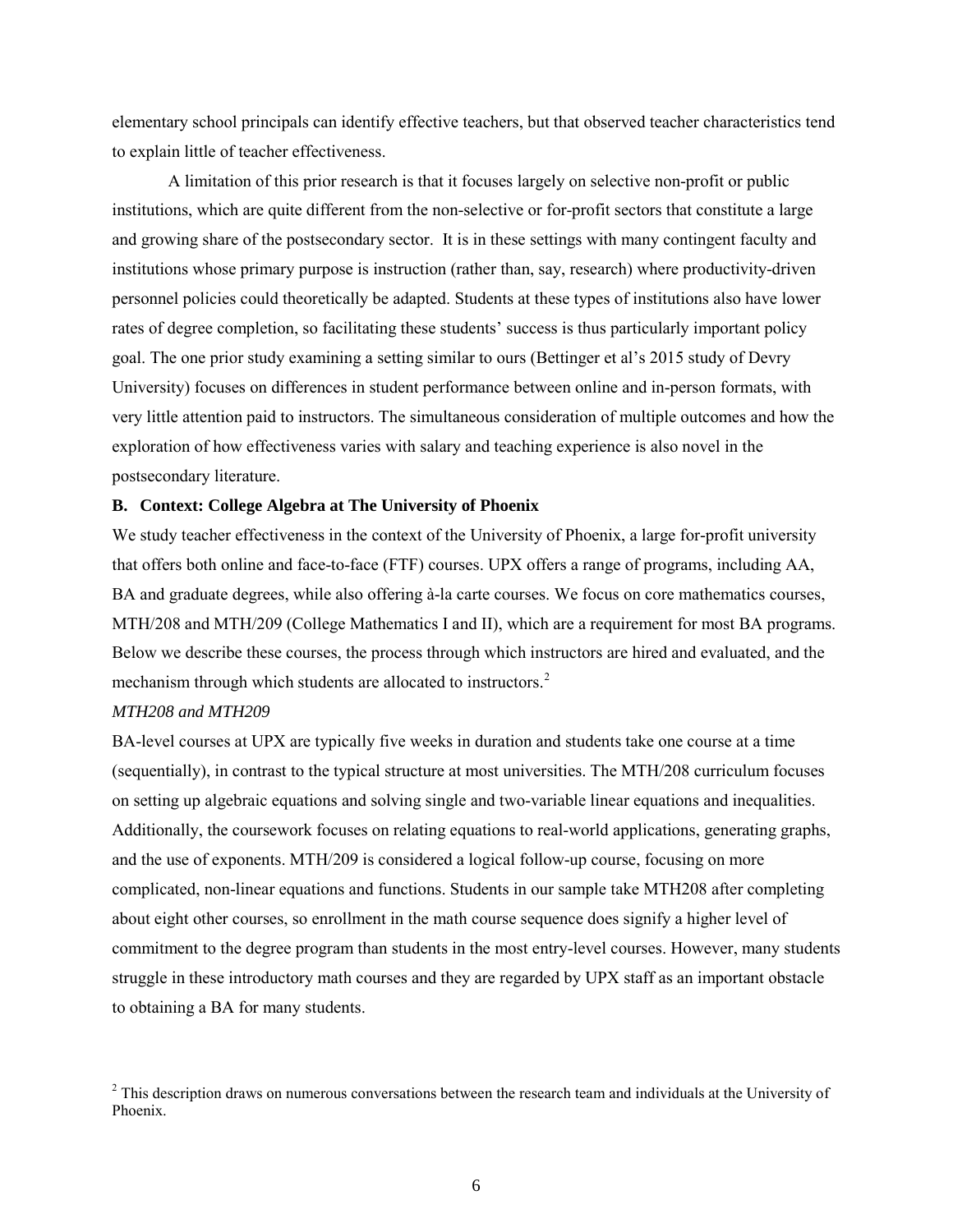elementary school principals can identify effective teachers, but that observed teacher characteristics tend to explain little of teacher effectiveness.

A limitation of this prior research is that it focuses largely on selective non-profit or public institutions, which are quite different from the non-selective or for-profit sectors that constitute a large and growing share of the postsecondary sector. It is in these settings with many contingent faculty and institutions whose primary purpose is instruction (rather than, say, research) where productivity-driven personnel policies could theoretically be adapted. Students at these types of institutions also have lower rates of degree completion, so facilitating these students' success is thus particularly important policy goal. The one prior study examining a setting similar to ours (Bettinger et al's 2015 study of Devry University) focuses on differences in student performance between online and in-person formats, with very little attention paid to instructors. The simultaneous consideration of multiple outcomes and how the exploration of how effectiveness varies with salary and teaching experience is also novel in the postsecondary literature.

### B. Context: College Algebra at The University of Phoenix

We study teacher effectiveness in the context of the University of Phoenix, a large for-profit university that offers both online and face-to-face (FTF) courses. UPX offers a range of programs, including AA, BA and graduate degrees, while also offering à-la carte courses. We focus on core mathematics courses, MTH/208 and MTH/209 (College Mathematics I and II), which are a requirement for most BA programs. Below we describe these courses, the process through which instructors are hired and evaluated, and the mechanism through which students are allocated to instructors.[2]

*MTH208 and MTH209*

BA-level courses at UPX are typically five weeks in duration and students take one course at a time (sequentially), in contrast to the typical structure at most universities. The MTH/208 curriculum focuses on setting up algebraic equations and solving single and two-variable linear equations and inequalities. Additionally, the coursework focuses on relating equations to real-world applications, generating graphs, and the use of exponents. MTH/209 is considered a logical follow-up course, focusing on more complicated, non-linear equations and functions. Students in our sample take MTH208 after completing about eight other courses, so enrollment in the math course sequence does signify a higher level of commitment to the degree program than students in the most entry-level courses. However, many students struggle in these introductory math courses and they are regarded by UPX staff as an important obstacle to obtaining a BA for many students.

[2] This description draws on numerous conversations between the research team and individuals at the University of Phoenix.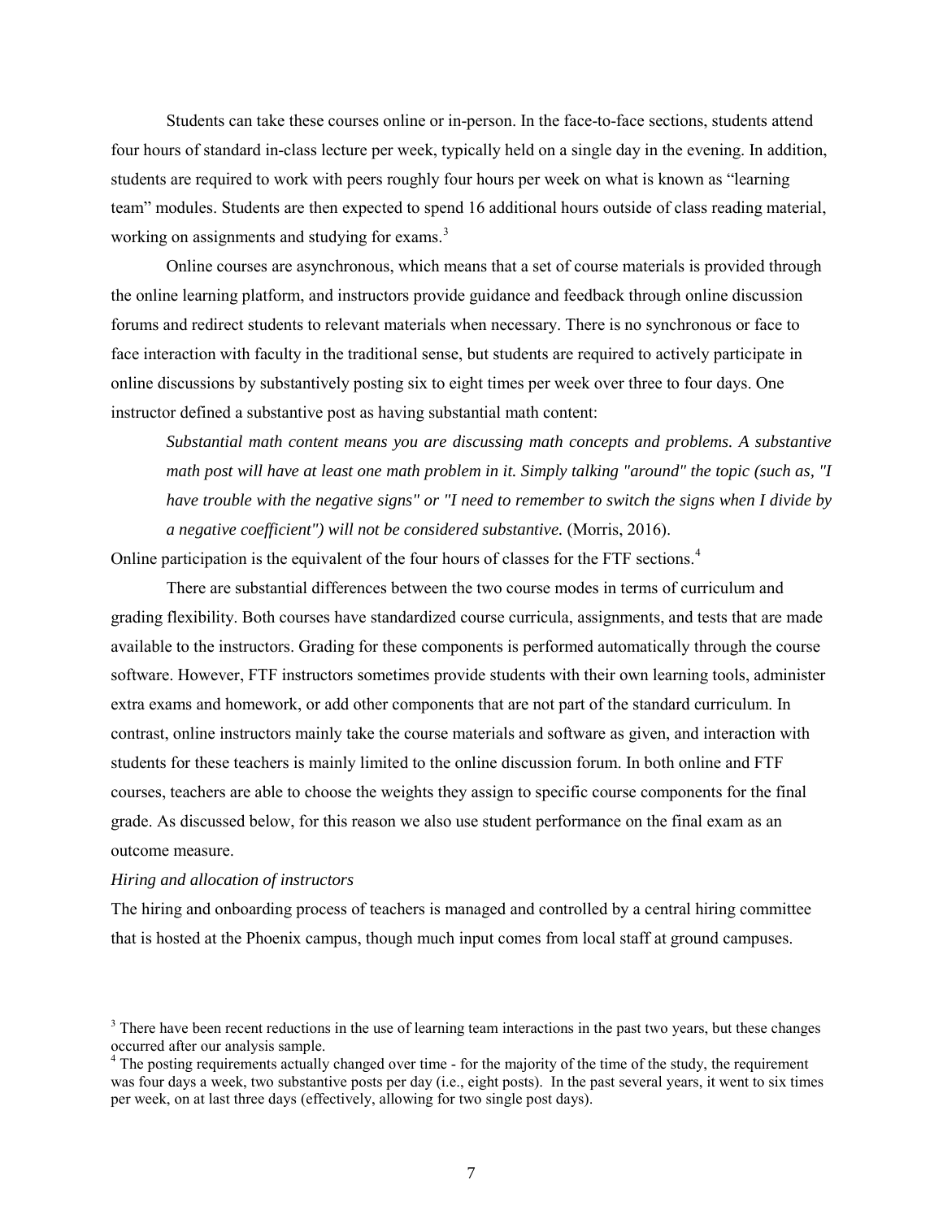Students can take these courses online or in-person. In the face-to-face sections, students attend four hours of standard in-class lecture per week, typically held on a single day in the evening. In addition, students are required to work with peers roughly four hours per week on what is known as "learning team" modules. Students are then expected to spend 16 additional hours outside of class reading material, working on assignments and studying for exams.[3]

Online courses are asynchronous, which means that a set of course materials is provided through the online learning platform, and instructors provide guidance and feedback through online discussion forums and redirect students to relevant materials when necessary. There is no synchronous or face to face interaction with faculty in the traditional sense, but students are required to actively participate in online discussions by substantively posting six to eight times per week over three to four days. One instructor defined a substantive post as having substantial math content:

> *Substantial math content means you are discussing math concepts and problems. A substantive math post will have at least one math problem in it. Simply talking "around" the topic (such as, "I have trouble with the negative signs" or "I need to remember to switch the signs when I divide by a negative coefficient") will not be considered substantive.* (Morris, 2016).

Online participation is the equivalent of the four hours of classes for the FTF sections.[4]

There are substantial differences between the two course modes in terms of curriculum and grading flexibility. Both courses have standardized course curricula, assignments, and tests that are made available to the instructors. Grading for these components is performed automatically through the course software. However, FTF instructors sometimes provide students with their own learning tools, administer extra exams and homework, or add other components that are not part of the standard curriculum. In contrast, online instructors mainly take the course materials and software as given, and interaction with students for these teachers is mainly limited to the online discussion forum. In both online and FTF courses, teachers are able to choose the weights they assign to specific course components for the final grade. As discussed below, for this reason we also use student performance on the final exam as an outcome measure.

*Hiring and allocation of instructors*

The hiring and onboarding process of teachers is managed and controlled by a central hiring committee that is hosted at the Phoenix campus, though much input comes from local staff at ground campuses.

---

[3] There have been recent reductions in the use of learning team interactions in the past two years, but these changes occurred after our analysis sample.

[4] The posting requirements actually changed over time - for the majority of the time of the study, the requirement was four days a week, two substantive posts per day (i.e., eight posts). In the past several years, it went to six times per week, on at last three days (effectively, allowing for two single post days).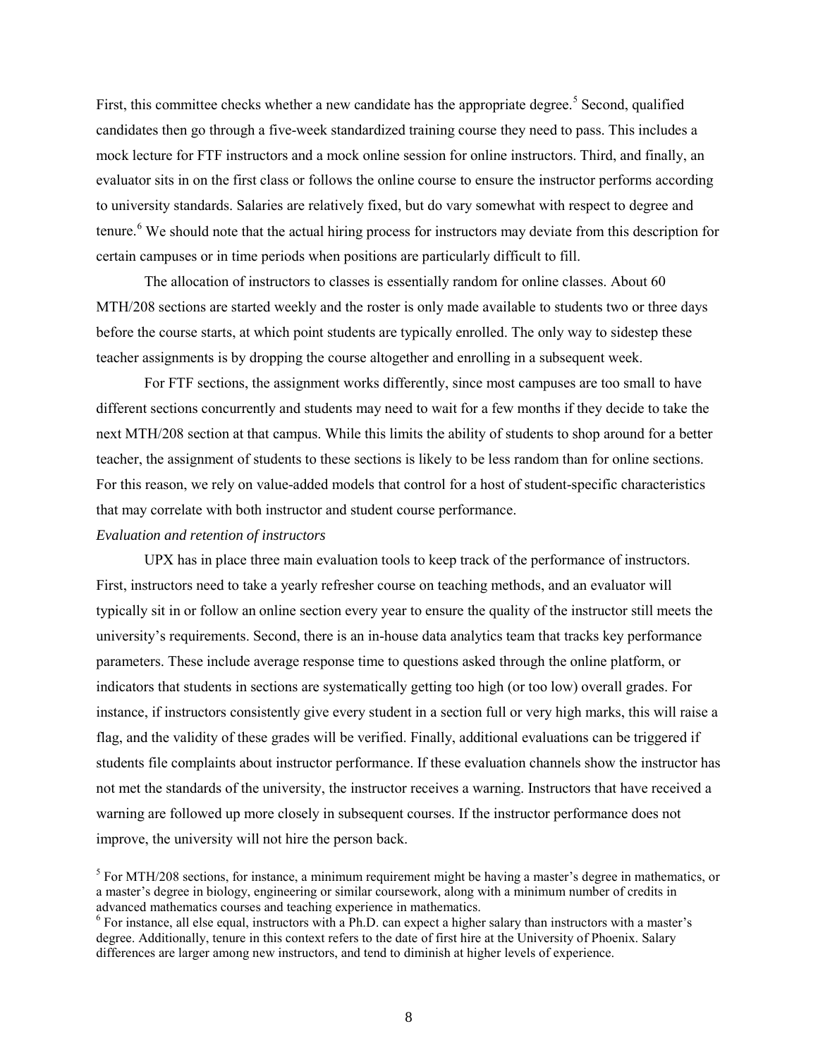First, this committee checks whether a new candidate has the appropriate degree.[5] Second, qualified candidates then go through a five-week standardized training course they need to pass. This includes a mock lecture for FTF instructors and a mock online session for online instructors. Third, and finally, an evaluator sits in on the first class or follows the online course to ensure the instructor performs according to university standards. Salaries are relatively fixed, but do vary somewhat with respect to degree and tenure.[6] We should note that the actual hiring process for instructors may deviate from this description for certain campuses or in time periods when positions are particularly difficult to fill.

The allocation of instructors to classes is essentially random for online classes. About 60 MTH/208 sections are started weekly and the roster is only made available to students two or three days before the course starts, at which point students are typically enrolled. The only way to sidestep these teacher assignments is by dropping the course altogether and enrolling in a subsequent week.

For FTF sections, the assignment works differently, since most campuses are too small to have different sections concurrently and students may need to wait for a few months if they decide to take the next MTH/208 section at that campus. While this limits the ability of students to shop around for a better teacher, the assignment of students to these sections is likely to be less random than for online sections. For this reason, we rely on value-added models that control for a host of student-specific characteristics that may correlate with both instructor and student course performance.

*Evaluation and retention of instructors*

UPX has in place three main evaluation tools to keep track of the performance of instructors. First, instructors need to take a yearly refresher course on teaching methods, and an evaluator will typically sit in or follow an online section every year to ensure the quality of the instructor still meets the university's requirements. Second, there is an in-house data analytics team that tracks key performance parameters. These include average response time to questions asked through the online platform, or indicators that students in sections are systematically getting too high (or too low) overall grades. For instance, if instructors consistently give every student in a section full or very high marks, this will raise a flag, and the validity of these grades will be verified. Finally, additional evaluations can be triggered if students file complaints about instructor performance. If these evaluation channels show the instructor has not met the standards of the university, the instructor receives a warning. Instructors that have received a warning are followed up more closely in subsequent courses. If the instructor performance does not improve, the university will not hire the person back.

[5] For MTH/208 sections, for instance, a minimum requirement might be having a master's degree in mathematics, or a master's degree in biology, engineering or similar coursework, along with a minimum number of credits in advanced mathematics courses and teaching experience in mathematics.

[6] For instance, all else equal, instructors with a Ph.D. can expect a higher salary than instructors with a master's degree. Additionally, tenure in this context refers to the date of first hire at the University of Phoenix. Salary differences are larger among new instructors, and tend to diminish at higher levels of experience.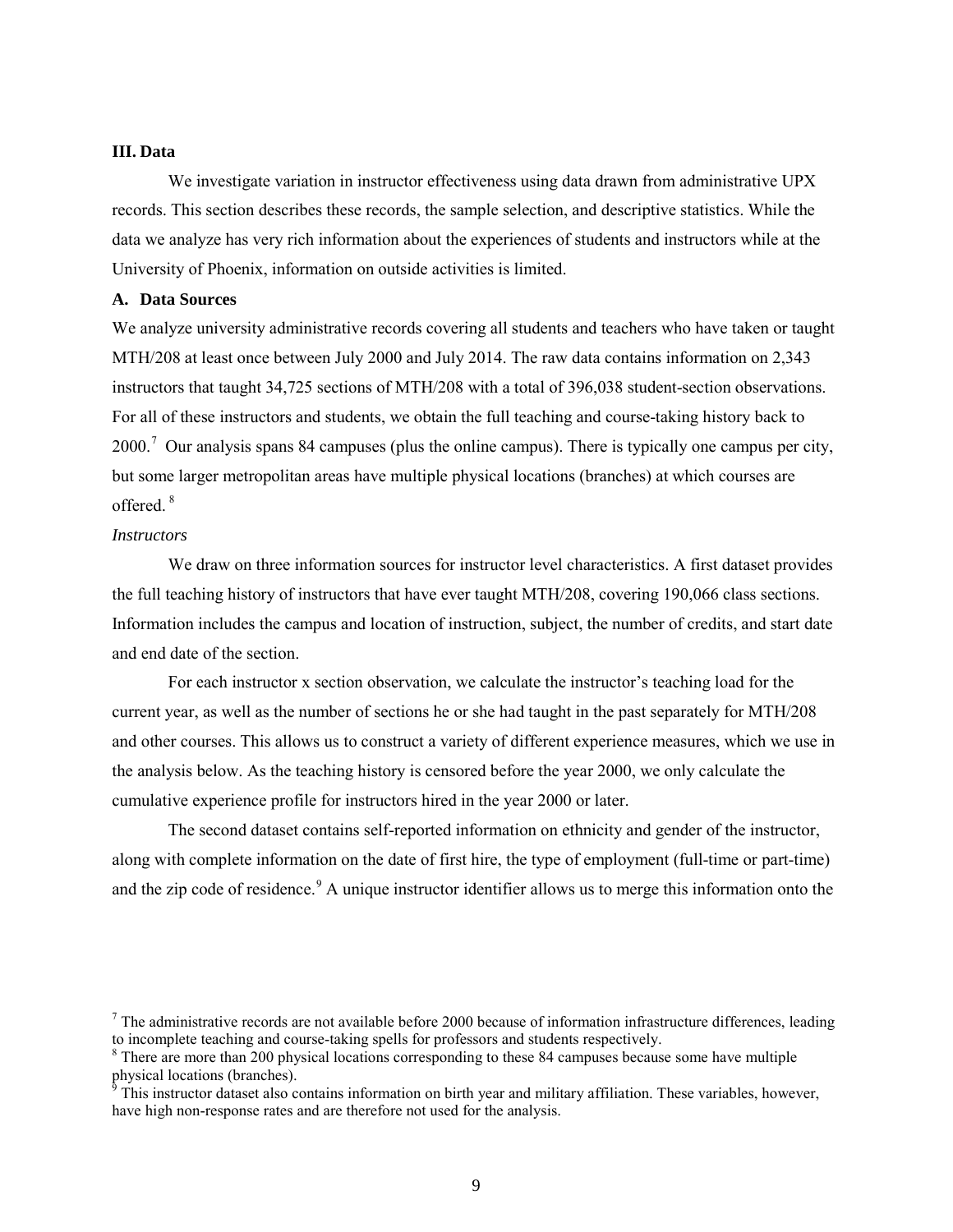## III. Data

We investigate variation in instructor effectiveness using data drawn from administrative UPX records. This section describes these records, the sample selection, and descriptive statistics. While the data we analyze has very rich information about the experiences of students and instructors while at the University of Phoenix, information on outside activities is limited.

### A. Data Sources

We analyze university administrative records covering all students and teachers who have taken or taught MTH/208 at least once between July 2000 and July 2014. The raw data contains information on 2,343 instructors that taught 34,725 sections of MTH/208 with a total of 396,038 student-section observations. For all of these instructors and students, we obtain the full teaching and course-taking history back to 2000.[7] Our analysis spans 84 campuses (plus the online campus). There is typically one campus per city, but some larger metropolitan areas have multiple physical locations (branches) at which courses are offered.[8]

*Instructors*

We draw on three information sources for instructor level characteristics. A first dataset provides the full teaching history of instructors that have ever taught MTH/208, covering 190,066 class sections. Information includes the campus and location of instruction, subject, the number of credits, and start date and end date of the section.

For each instructor x section observation, we calculate the instructor's teaching load for the current year, as well as the number of sections he or she had taught in the past separately for MTH/208 and other courses. This allows us to construct a variety of different experience measures, which we use in the analysis below. As the teaching history is censored before the year 2000, we only calculate the cumulative experience profile for instructors hired in the year 2000 or later.

The second dataset contains self-reported information on ethnicity and gender of the instructor, along with complete information on the date of first hire, the type of employment (full-time or part-time) and the zip code of residence.[9] A unique instructor identifier allows us to merge this information onto the

[7] The administrative records are not available before 2000 because of information infrastructure differences, leading to incomplete teaching and course-taking spells for professors and students respectively.

[8] There are more than 200 physical locations corresponding to these 84 campuses because some have multiple physical locations (branches).

[9] This instructor dataset also contains information on birth year and military affiliation. These variables, however, have high non-response rates and are therefore not used for the analysis.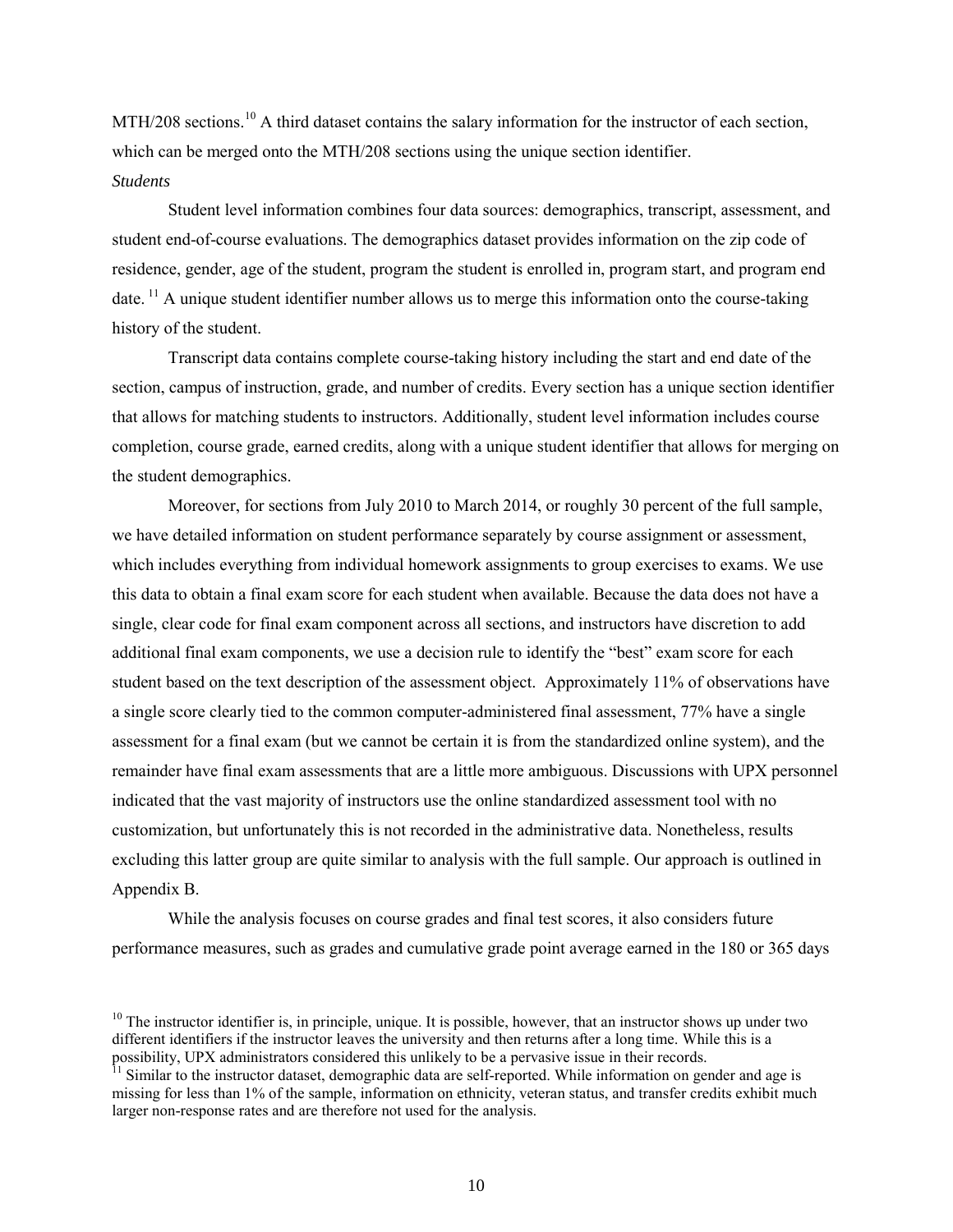MTH/208 sections.[10] A third dataset contains the salary information for the instructor of each section, which can be merged onto the MTH/208 sections using the unique section identifier.

*Students*

Student level information combines four data sources: demographics, transcript, assessment, and student end-of-course evaluations. The demographics dataset provides information on the zip code of residence, gender, age of the student, program the student is enrolled in, program start, and program end date. [11] A unique student identifier number allows us to merge this information onto the course-taking history of the student.

Transcript data contains complete course-taking history including the start and end date of the section, campus of instruction, grade, and number of credits. Every section has a unique section identifier that allows for matching students to instructors. Additionally, student level information includes course completion, course grade, earned credits, along with a unique student identifier that allows for merging on the student demographics.

Moreover, for sections from July 2010 to March 2014, or roughly 30 percent of the full sample, we have detailed information on student performance separately by course assignment or assessment, which includes everything from individual homework assignments to group exercises to exams. We use this data to obtain a final exam score for each student when available. Because the data does not have a single, clear code for final exam component across all sections, and instructors have discretion to add additional final exam components, we use a decision rule to identify the "best" exam score for each student based on the text description of the assessment object. Approximately 11% of observations have a single score clearly tied to the common computer-administered final assessment, 77% have a single assessment for a final exam (but we cannot be certain it is from the standardized online system), and the remainder have final exam assessments that are a little more ambiguous. Discussions with UPX personnel indicated that the vast majority of instructors use the online standardized assessment tool with no customization, but unfortunately this is not recorded in the administrative data. Nonetheless, results excluding this latter group are quite similar to analysis with the full sample. Our approach is outlined in Appendix B.

While the analysis focuses on course grades and final test scores, it also considers future performance measures, such as grades and cumulative grade point average earned in the 180 or 365 days

[10] The instructor identifier is, in principle, unique. It is possible, however, that an instructor shows up under two different identifiers if the instructor leaves the university and then returns after a long time. While this is a possibility, UPX administrators considered this unlikely to be a pervasive issue in their records.

[11] Similar to the instructor dataset, demographic data are self-reported. While information on gender and age is missing for less than 1% of the sample, information on ethnicity, veteran status, and transfer credits exhibit much larger non-response rates and are therefore not used for the analysis.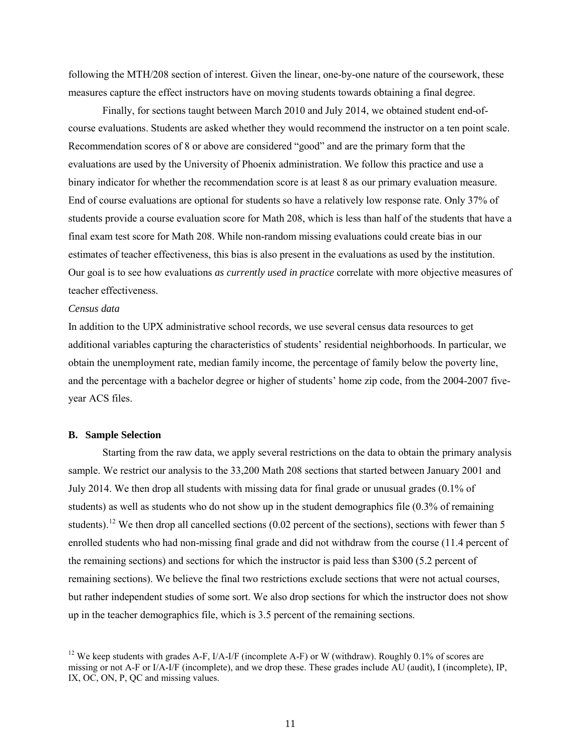following the MTH/208 section of interest. Given the linear, one-by-one nature of the coursework, these measures capture the effect instructors have on moving students towards obtaining a final degree.

Finally, for sections taught between March 2010 and July 2014, we obtained student end-of-course evaluations. Students are asked whether they would recommend the instructor on a ten point scale. Recommendation scores of 8 or above are considered "good" and are the primary form that the evaluations are used by the University of Phoenix administration. We follow this practice and use a binary indicator for whether the recommendation score is at least 8 as our primary evaluation measure. End of course evaluations are optional for students so have a relatively low response rate. Only 37% of students provide a course evaluation score for Math 208, which is less than half of the students that have a final exam test score for Math 208. While non-random missing evaluations could create bias in our estimates of teacher effectiveness, this bias is also present in the evaluations as used by the institution. Our goal is to see how evaluations *as currently used in practice* correlate with more objective measures of teacher effectiveness.

*Census data*

In addition to the UPX administrative school records, we use several census data resources to get additional variables capturing the characteristics of students' residential neighborhoods. In particular, we obtain the unemployment rate, median family income, the percentage of family below the poverty line, and the percentage with a bachelor degree or higher of students' home zip code, from the 2004-2007 five-year ACS files.

### B. Sample Selection

Starting from the raw data, we apply several restrictions on the data to obtain the primary analysis sample. We restrict our analysis to the 33,200 Math 208 sections that started between January 2001 and July 2014. We then drop all students with missing data for final grade or unusual grades (0.1% of students) as well as students who do not show up in the student demographics file (0.3% of remaining students).[12] We then drop all cancelled sections (0.02 percent of the sections), sections with fewer than 5 enrolled students who had non-missing final grade and did not withdraw from the course (11.4 percent of the remaining sections) and sections for which the instructor is paid less than $300 (5.2 percent of remaining sections). We believe the final two restrictions exclude sections that were not actual courses, but rather independent studies of some sort. We also drop sections for which the instructor does not show up in the teacher demographics file, which is 3.5 percent of the remaining sections.

[12] We keep students with grades A-F, I/A-I/F (incomplete A-F) or W (withdraw). Roughly 0.1% of scores are missing or not A-F or I/A-I/F (incomplete), and we drop these. These grades include AU (audit), I (incomplete), IP, IX, OC, ON, P, QC and missing values.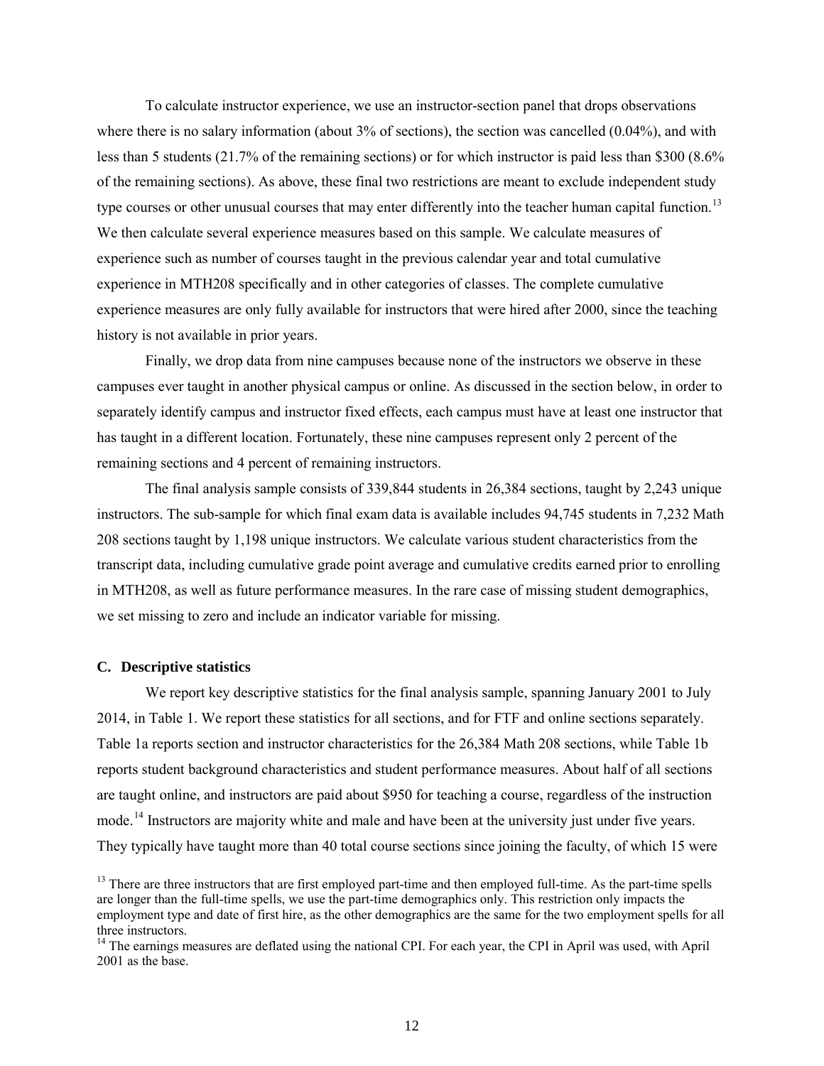To calculate instructor experience, we use an instructor-section panel that drops observations where there is no salary information (about 3% of sections), the section was cancelled (0.04%), and with less than 5 students (21.7% of the remaining sections) or for which instructor is paid less than $300 (8.6% of the remaining sections). As above, these final two restrictions are meant to exclude independent study type courses or other unusual courses that may enter differently into the teacher human capital function.[13] We then calculate several experience measures based on this sample. We calculate measures of experience such as number of courses taught in the previous calendar year and total cumulative experience in MTH208 specifically and in other categories of classes. The complete cumulative experience measures are only fully available for instructors that were hired after 2000, since the teaching history is not available in prior years.

Finally, we drop data from nine campuses because none of the instructors we observe in these campuses ever taught in another physical campus or online. As discussed in the section below, in order to separately identify campus and instructor fixed effects, each campus must have at least one instructor that has taught in a different location. Fortunately, these nine campuses represent only 2 percent of the remaining sections and 4 percent of remaining instructors.

The final analysis sample consists of 339,844 students in 26,384 sections, taught by 2,243 unique instructors. The sub-sample for which final exam data is available includes 94,745 students in 7,232 Math 208 sections taught by 1,198 unique instructors. We calculate various student characteristics from the transcript data, including cumulative grade point average and cumulative credits earned prior to enrolling in MTH208, as well as future performance measures. In the rare case of missing student demographics, we set missing to zero and include an indicator variable for missing.

### C. Descriptive statistics

We report key descriptive statistics for the final analysis sample, spanning January 2001 to July 2014, in Table 1. We report these statistics for all sections, and for FTF and online sections separately. Table 1a reports section and instructor characteristics for the 26,384 Math 208 sections, while Table 1b reports student background characteristics and student performance measures. About half of all sections are taught online, and instructors are paid about $950 for teaching a course, regardless of the instruction mode.[14] Instructors are majority white and male and have been at the university just under five years. They typically have taught more than 40 total course sections since joining the faculty, of which 15 were

[13] There are three instructors that are first employed part-time and then employed full-time. As the part-time spells are longer than the full-time spells, we use the part-time demographics only. This restriction only impacts the employment type and date of first hire, as the other demographics are the same for the two employment spells for all three instructors.

[14] The earnings measures are deflated using the national CPI. For each year, the CPI in April was used, with April 2001 as the base.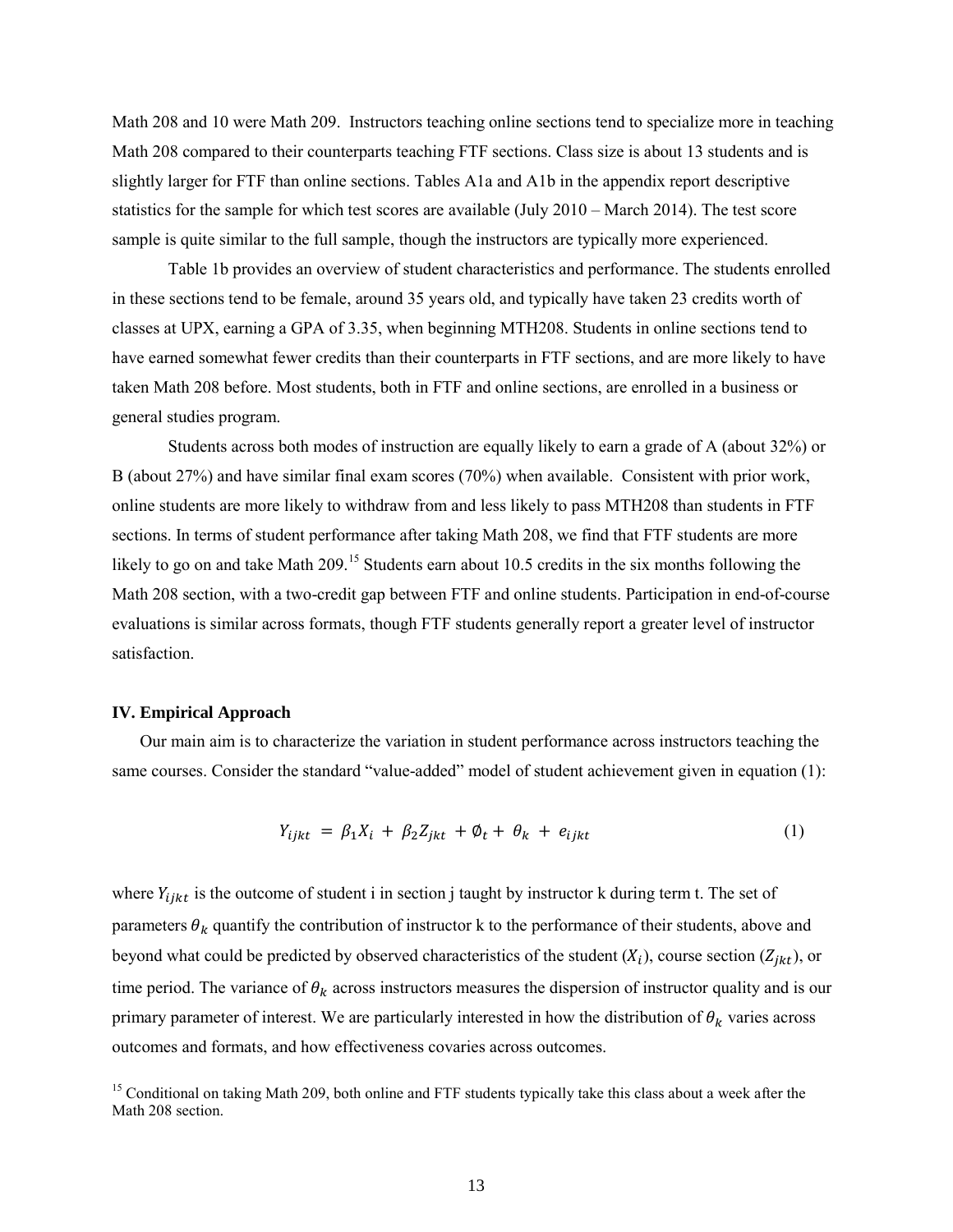Math 208 and 10 were Math 209. Instructors teaching online sections tend to specialize more in teaching Math 208 compared to their counterparts teaching FTF sections. Class size is about 13 students and is slightly larger for FTF than online sections. Tables A1a and A1b in the appendix report descriptive statistics for the sample for which test scores are available (July 2010 – March 2014). The test score sample is quite similar to the full sample, though the instructors are typically more experienced.

Table 1b provides an overview of student characteristics and performance. The students enrolled in these sections tend to be female, around 35 years old, and typically have taken 23 credits worth of classes at UPX, earning a GPA of 3.35, when beginning MTH208. Students in online sections tend to have earned somewhat fewer credits than their counterparts in FTF sections, and are more likely to have taken Math 208 before. Most students, both in FTF and online sections, are enrolled in a business or general studies program.

Students across both modes of instruction are equally likely to earn a grade of A (about 32%) or B (about 27%) and have similar final exam scores (70%) when available. Consistent with prior work, online students are more likely to withdraw from and less likely to pass MTH208 than students in FTF sections. In terms of student performance after taking Math 208, we find that FTF students are more likely to go on and take Math 209.[15] Students earn about 10.5 credits in the six months following the Math 208 section, with a two-credit gap between FTF and online students. Participation in end-of-course evaluations is similar across formats, though FTF students generally report a greater level of instructor satisfaction.

### IV. Empirical Approach

Our main aim is to characterize the variation in student performance across instructors teaching the same courses. Consider the standard "value-added" model of student achievement given in equation (1):

$$Y_{ijkt} = \beta_1 X_i + \beta_2 Z_{jkt} + \emptyset_t + \theta_k + e_{ijkt} \tag{1}$$

where $Y_{ijkt}$ is the outcome of student i in section j taught by instructor k during term t. The set of parameters $\theta_k$ quantify the contribution of instructor k to the performance of their students, above and beyond what could be predicted by observed characteristics of the student ($X_i$), course section ($Z_{jkt}$), or time period. The variance of $\theta_k$ across instructors measures the dispersion of instructor quality and is our primary parameter of interest. We are particularly interested in how the distribution of $\theta_k$ varies across outcomes and formats, and how effectiveness covaries across outcomes.

[15] Conditional on taking Math 209, both online and FTF students typically take this class about a week after the Math 208 section.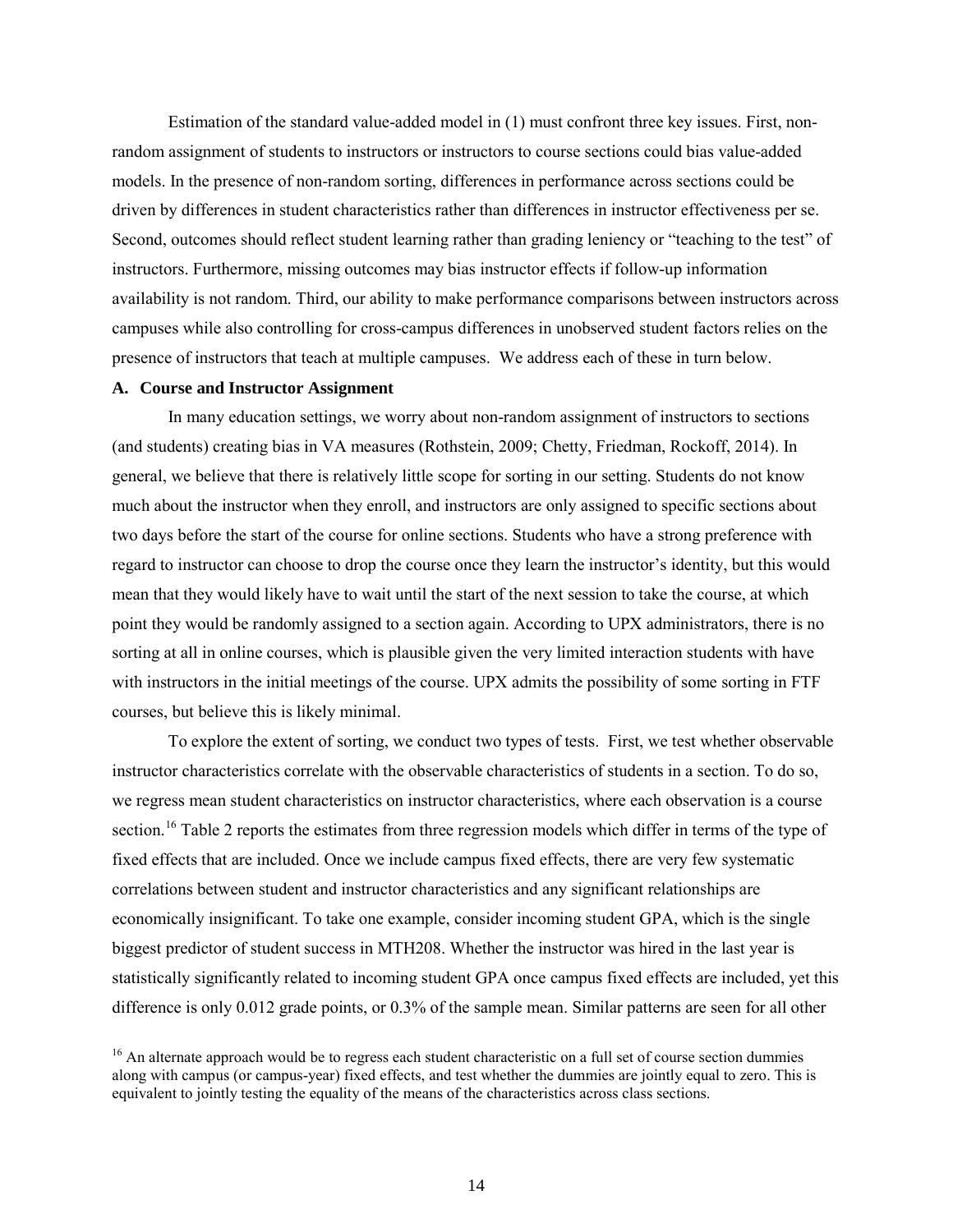Estimation of the standard value-added model in (1) must confront three key issues. First, non-random assignment of students to instructors or instructors to course sections could bias value-added models. In the presence of non-random sorting, differences in performance across sections could be driven by differences in student characteristics rather than differences in instructor effectiveness per se. Second, outcomes should reflect student learning rather than grading leniency or "teaching to the test" of instructors. Furthermore, missing outcomes may bias instructor effects if follow-up information availability is not random. Third, our ability to make performance comparisons between instructors across campuses while also controlling for cross-campus differences in unobserved student factors relies on the presence of instructors that teach at multiple campuses. We address each of these in turn below.

### A. Course and Instructor Assignment

In many education settings, we worry about non-random assignment of instructors to sections (and students) creating bias in VA measures (Rothstein, 2009; Chetty, Friedman, Rockoff, 2014). In general, we believe that there is relatively little scope for sorting in our setting. Students do not know much about the instructor when they enroll, and instructors are only assigned to specific sections about two days before the start of the course for online sections. Students who have a strong preference with regard to instructor can choose to drop the course once they learn the instructor's identity, but this would mean that they would likely have to wait until the start of the next session to take the course, at which point they would be randomly assigned to a section again. According to UPX administrators, there is no sorting at all in online courses, which is plausible given the very limited interaction students with have with instructors in the initial meetings of the course. UPX admits the possibility of some sorting in FTF courses, but believe this is likely minimal.

To explore the extent of sorting, we conduct two types of tests. First, we test whether observable instructor characteristics correlate with the observable characteristics of students in a section. To do so, we regress mean student characteristics on instructor characteristics, where each observation is a course section.[16] Table 2 reports the estimates from three regression models which differ in terms of the type of fixed effects that are included. Once we include campus fixed effects, there are very few systematic correlations between student and instructor characteristics and any significant relationships are economically insignificant. To take one example, consider incoming student GPA, which is the single biggest predictor of student success in MTH208. Whether the instructor was hired in the last year is statistically significantly related to incoming student GPA once campus fixed effects are included, yet this difference is only 0.012 grade points, or 0.3% of the sample mean. Similar patterns are seen for all other

[16] An alternate approach would be to regress each student characteristic on a full set of course section dummies along with campus (or campus-year) fixed effects, and test whether the dummies are jointly equal to zero. This is equivalent to jointly testing the equality of the means of the characteristics across class sections.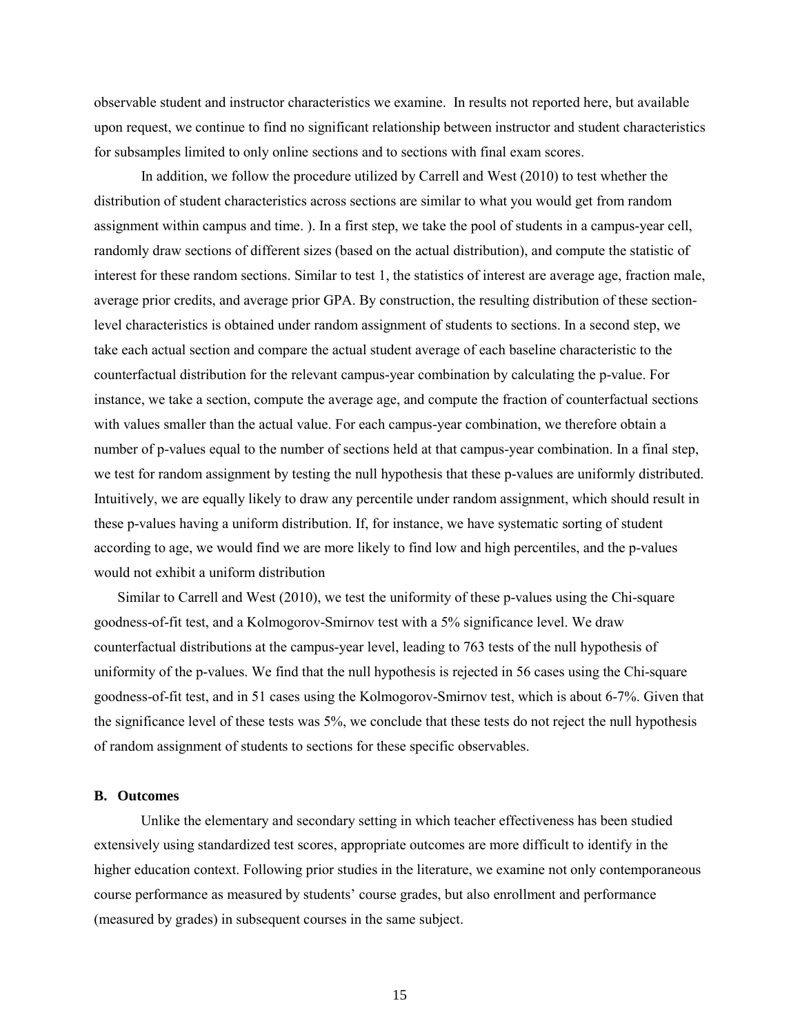observable student and instructor characteristics we examine. In results not reported here, but available upon request, we continue to find no significant relationship between instructor and student characteristics for subsamples limited to only online sections and to sections with final exam scores.

In addition, we follow the procedure utilized by Carrell and West (2010) to test whether the distribution of student characteristics across sections are similar to what you would get from random assignment within campus and time. ). In a first step, we take the pool of students in a campus-year cell, randomly draw sections of different sizes (based on the actual distribution), and compute the statistic of interest for these random sections. Similar to test 1, the statistics of interest are average age, fraction male, average prior credits, and average prior GPA. By construction, the resulting distribution of these section-level characteristics is obtained under random assignment of students to sections. In a second step, we take each actual section and compare the actual student average of each baseline characteristic to the counterfactual distribution for the relevant campus-year combination by calculating the p-value. For instance, we take a section, compute the average age, and compute the fraction of counterfactual sections with values smaller than the actual value. For each campus-year combination, we therefore obtain a number of p-values equal to the number of sections held at that campus-year combination. In a final step, we test for random assignment by testing the null hypothesis that these p-values are uniformly distributed. Intuitively, we are equally likely to draw any percentile under random assignment, which should result in these p-values having a uniform distribution. If, for instance, we have systematic sorting of student according to age, we would find we are more likely to find low and high percentiles, and the p-values would not exhibit a uniform distribution

Similar to Carrell and West (2010), we test the uniformity of these p-values using the Chi-square goodness-of-fit test, and a Kolmogorov-Smirnov test with a 5% significance level. We draw counterfactual distributions at the campus-year level, leading to 763 tests of the null hypothesis of uniformity of the p-values. We find that the null hypothesis is rejected in 56 cases using the Chi-square goodness-of-fit test, and in 51 cases using the Kolmogorov-Smirnov test, which is about 6-7%. Given that the significance level of these tests was 5%, we conclude that these tests do not reject the null hypothesis of random assignment of students to sections for these specific observables.

### B. Outcomes

Unlike the elementary and secondary setting in which teacher effectiveness has been studied extensively using standardized test scores, appropriate outcomes are more difficult to identify in the higher education context. Following prior studies in the literature, we examine not only contemporaneous course performance as measured by students' course grades, but also enrollment and performance (measured by grades) in subsequent courses in the same subject.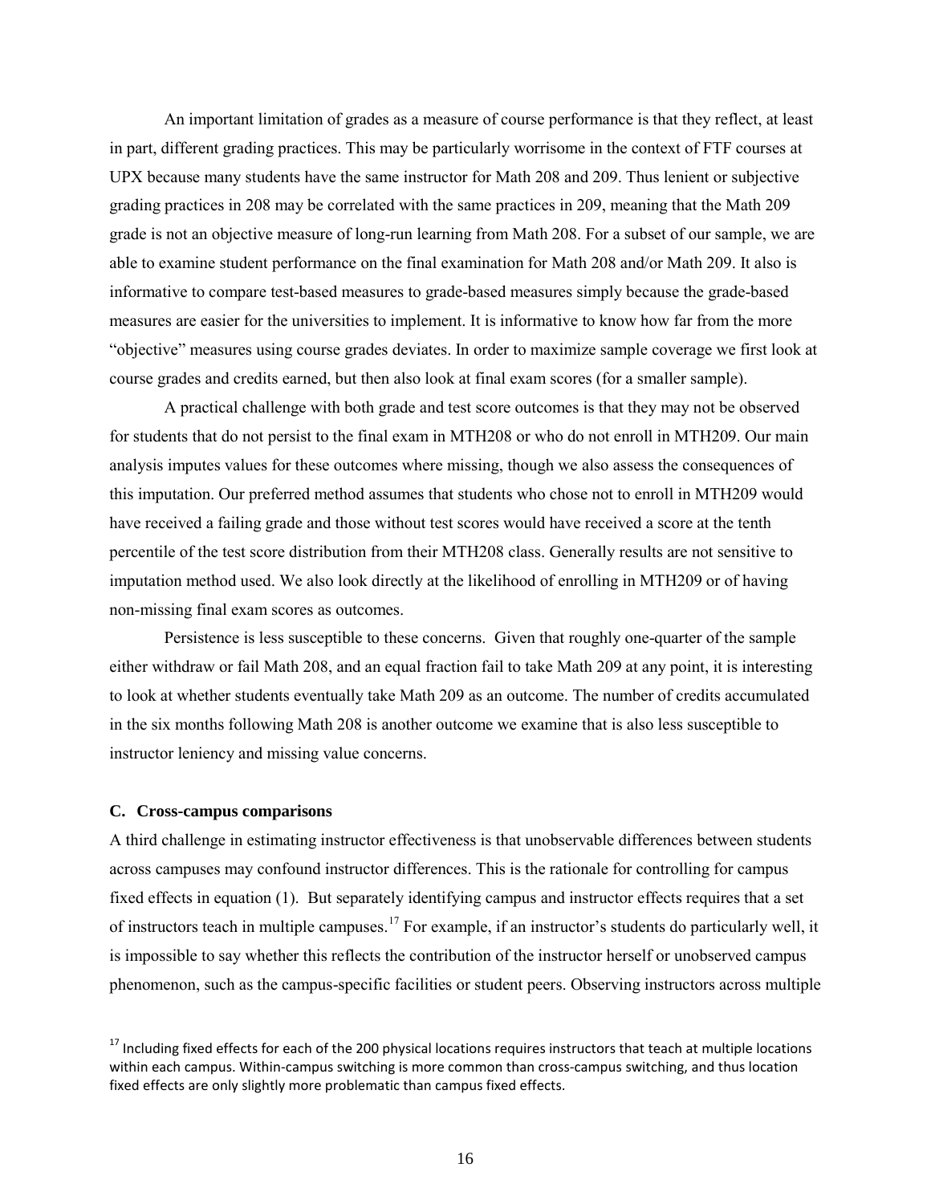An important limitation of grades as a measure of course performance is that they reflect, at least in part, different grading practices. This may be particularly worrisome in the context of FTF courses at UPX because many students have the same instructor for Math 208 and 209. Thus lenient or subjective grading practices in 208 may be correlated with the same practices in 209, meaning that the Math 209 grade is not an objective measure of long-run learning from Math 208. For a subset of our sample, we are able to examine student performance on the final examination for Math 208 and/or Math 209. It also is informative to compare test-based measures to grade-based measures simply because the grade-based measures are easier for the universities to implement. It is informative to know how far from the more "objective" measures using course grades deviates. In order to maximize sample coverage we first look at course grades and credits earned, but then also look at final exam scores (for a smaller sample).

A practical challenge with both grade and test score outcomes is that they may not be observed for students that do not persist to the final exam in MTH208 or who do not enroll in MTH209. Our main analysis imputes values for these outcomes where missing, though we also assess the consequences of this imputation. Our preferred method assumes that students who chose not to enroll in MTH209 would have received a failing grade and those without test scores would have received a score at the tenth percentile of the test score distribution from their MTH208 class. Generally results are not sensitive to imputation method used. We also look directly at the likelihood of enrolling in MTH209 or of having non-missing final exam scores as outcomes.

Persistence is less susceptible to these concerns. Given that roughly one-quarter of the sample either withdraw or fail Math 208, and an equal fraction fail to take Math 209 at any point, it is interesting to look at whether students eventually take Math 209 as an outcome. The number of credits accumulated in the six months following Math 208 is another outcome we examine that is also less susceptible to instructor leniency and missing value concerns.

### C. Cross-campus comparisons

A third challenge in estimating instructor effectiveness is that unobservable differences between students across campuses may confound instructor differences. This is the rationale for controlling for campus fixed effects in equation (1). But separately identifying campus and instructor effects requires that a set of instructors teach in multiple campuses.[17] For example, if an instructor's students do particularly well, it is impossible to say whether this reflects the contribution of the instructor herself or unobserved campus phenomenon, such as the campus-specific facilities or student peers. Observing instructors across multiple

[17] Including fixed effects for each of the 200 physical locations requires instructors that teach at multiple locations within each campus. Within-campus switching is more common than cross-campus switching, and thus location fixed effects are only slightly more problematic than campus fixed effects.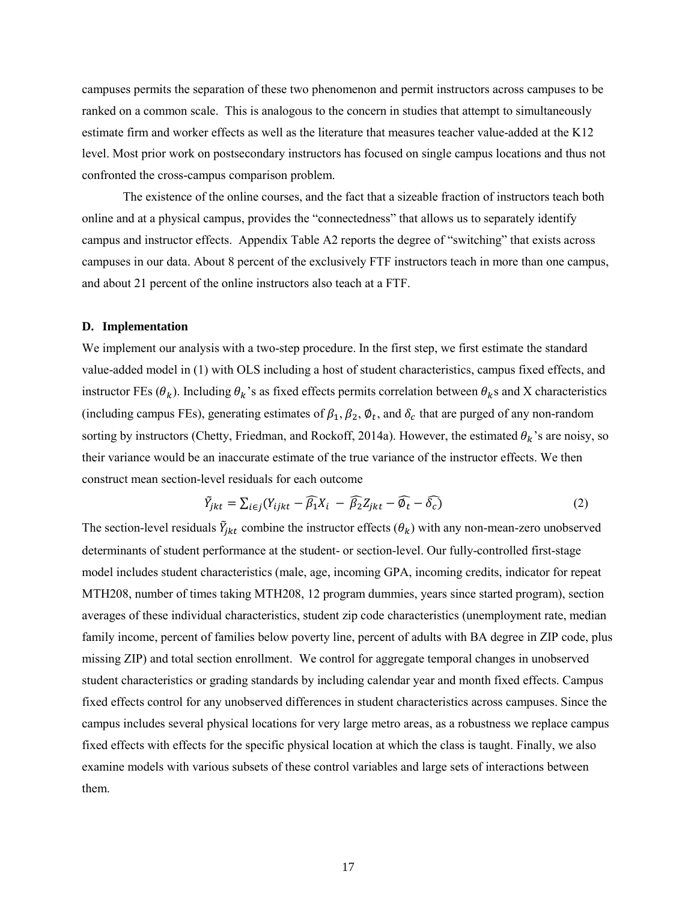campuses permits the separation of these two phenomenon and permit instructors across campuses to be ranked on a common scale. This is analogous to the concern in studies that attempt to simultaneously estimate firm and worker effects as well as the literature that measures teacher value-added at the K12 level. Most prior work on postsecondary instructors has focused on single campus locations and thus not confronted the cross-campus comparison problem.

The existence of the online courses, and the fact that a sizeable fraction of instructors teach both online and at a physical campus, provides the "connectedness" that allows us to separately identify campus and instructor effects. Appendix Table A2 reports the degree of "switching" that exists across campuses in our data. About 8 percent of the exclusively FTF instructors teach in more than one campus, and about 21 percent of the online instructors also teach at a FTF.

### D. Implementation

We implement our analysis with a two-step procedure. In the first step, we first estimate the standard value-added model in (1) with OLS including a host of student characteristics, campus fixed effects, and instructor FEs ($\theta_k$). Including $\theta_k$'s as fixed effects permits correlation between $\theta_k$s and X characteristics (including campus FEs), generating estimates of $\beta_1, \beta_2, \emptyset_t$, and $\delta_c$ that are purged of any non-random sorting by instructors (Chetty, Friedman, and Rockoff, 2014a). However, the estimated $\theta_k$'s are noisy, so their variance would be an inaccurate estimate of the true variance of the instructor effects. We then construct mean section-level residuals for each outcome

$$\tilde{Y}_{jkt} = \sum_{i \in j}(Y_{ijkt} - \widehat{\beta_1}X_i - \widehat{\beta_2}Z_{jkt} - \widehat{\emptyset_t} - \widehat{\delta_c}) \tag{2}$$

The section-level residuals $\tilde{Y}_{jkt}$ combine the instructor effects ($\theta_k$) with any non-mean-zero unobserved determinants of student performance at the student- or section-level. Our fully-controlled first-stage model includes student characteristics (male, age, incoming GPA, incoming credits, indicator for repeat MTH208, number of times taking MTH208, 12 program dummies, years since started program), section averages of these individual characteristics, student zip code characteristics (unemployment rate, median family income, percent of families below poverty line, percent of adults with BA degree in ZIP code, plus missing ZIP) and total section enrollment. We control for aggregate temporal changes in unobserved student characteristics or grading standards by including calendar year and month fixed effects. Campus fixed effects control for any unobserved differences in student characteristics across campuses. Since the campus includes several physical locations for very large metro areas, as a robustness we replace campus fixed effects with effects for the specific physical location at which the class is taught. Finally, we also examine models with various subsets of these control variables and large sets of interactions between them.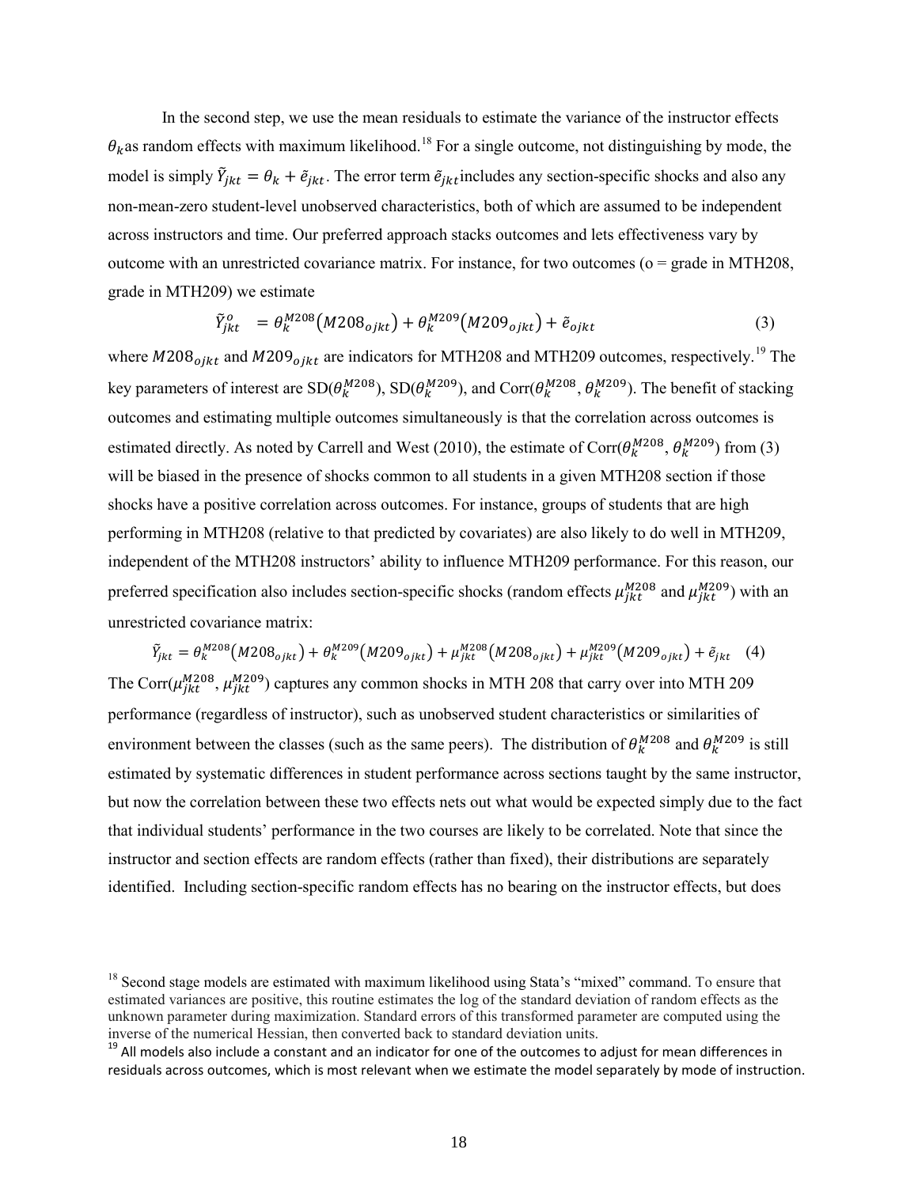In the second step, we use the mean residuals to estimate the variance of the instructor effects $\theta_k$ as random effects with maximum likelihood.[18] For a single outcome, not distinguishing by mode, the model is simply $\tilde{Y}_{jkt} = \theta_k + \tilde{e}_{jkt}$. The error term $\tilde{e}_{jkt}$ includes any section-specific shocks and also any non-mean-zero student-level unobserved characteristics, both of which are assumed to be independent across instructors and time. Our preferred approach stacks outcomes and lets effectiveness vary by outcome with an unrestricted covariance matrix. For instance, for two outcomes (o = grade in MTH208, grade in MTH209) we estimate

$$\tilde{Y}_{jkt}^{o} \quad = \theta_k^{M208}(M208_{ojkt}) + \theta_k^{M209}(M209_{ojkt}) + \tilde{e}_{ojkt} \tag{3}$$

where $M208_{ojkt}$ and $M209_{ojkt}$ are indicators for MTH208 and MTH209 outcomes, respectively.[19] The key parameters of interest are SD($\theta_k^{M208}$), SD($\theta_k^{M209}$), and Corr($\theta_k^{M208}$, $\theta_k^{M209}$). The benefit of stacking outcomes and estimating multiple outcomes simultaneously is that the correlation across outcomes is estimated directly. As noted by Carrell and West (2010), the estimate of Corr($\theta_k^{M208}$, $\theta_k^{M209}$) from (3) will be biased in the presence of shocks common to all students in a given MTH208 section if those shocks have a positive correlation across outcomes. For instance, groups of students that are high performing in MTH208 (relative to that predicted by covariates) are also likely to do well in MTH209, independent of the MTH208 instructors' ability to influence MTH209 performance. For this reason, our preferred specification also includes section-specific shocks (random effects $\mu_{jkt}^{M208}$ and $\mu_{jkt}^{M209}$) with an unrestricted covariance matrix:

$$\tilde{Y}_{jkt} = \theta_k^{M208}(M208_{ojkt}) + \theta_k^{M209}(M209_{ojkt}) + \mu_{jkt}^{M208}(M208_{ojkt}) + \mu_{jkt}^{M209}(M209_{ojkt}) + \tilde{e}_{jkt} \tag{4}$$

The Corr($\mu_{jkt}^{M208}$, $\mu_{jkt}^{M209}$) captures any common shocks in MTH 208 that carry over into MTH 209 performance (regardless of instructor), such as unobserved student characteristics or similarities of environment between the classes (such as the same peers). The distribution of $\theta_k^{M208}$ and $\theta_k^{M209}$ is still estimated by systematic differences in student performance across sections taught by the same instructor, but now the correlation between these two effects nets out what would be expected simply due to the fact that individual students' performance in the two courses are likely to be correlated. Note that since the instructor and section effects are random effects (rather than fixed), their distributions are separately identified. Including section-specific random effects has no bearing on the instructor effects, but does

[18] Second stage models are estimated with maximum likelihood using Stata's "mixed" command. To ensure that estimated variances are positive, this routine estimates the log of the standard deviation of random effects as the unknown parameter during maximization. Standard errors of this transformed parameter are computed using the inverse of the numerical Hessian, then converted back to standard deviation units.

[19] All models also include a constant and an indicator for one of the outcomes to adjust for mean differences in residuals across outcomes, which is most relevant when we estimate the model separately by mode of instruction.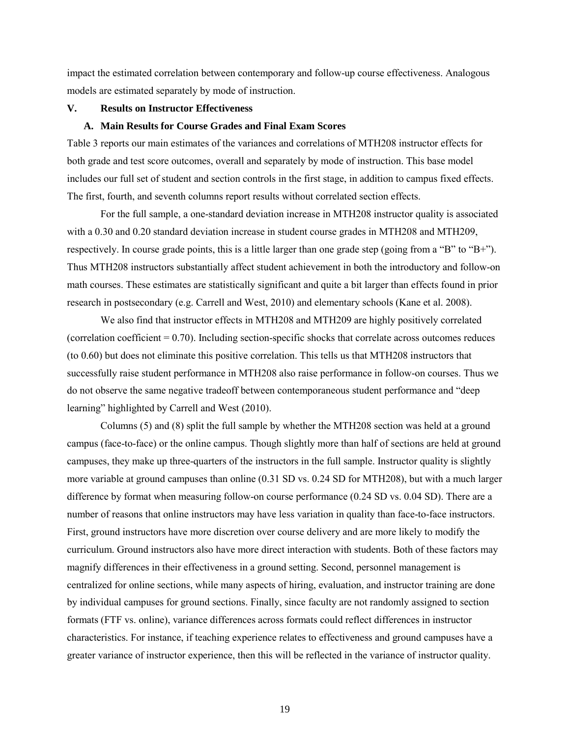impact the estimated correlation between contemporary and follow-up course effectiveness. Analogous models are estimated separately by mode of instruction.

## V. Results on Instructor Effectiveness

### A. Main Results for Course Grades and Final Exam Scores

Table 3 reports our main estimates of the variances and correlations of MTH208 instructor effects for both grade and test score outcomes, overall and separately by mode of instruction. This base model includes our full set of student and section controls in the first stage, in addition to campus fixed effects. The first, fourth, and seventh columns report results without correlated section effects.

For the full sample, a one-standard deviation increase in MTH208 instructor quality is associated with a 0.30 and 0.20 standard deviation increase in student course grades in MTH208 and MTH209, respectively. In course grade points, this is a little larger than one grade step (going from a "B" to "B+"). Thus MTH208 instructors substantially affect student achievement in both the introductory and follow-on math courses. These estimates are statistically significant and quite a bit larger than effects found in prior research in postsecondary (e.g. Carrell and West, 2010) and elementary schools (Kane et al. 2008).

We also find that instructor effects in MTH208 and MTH209 are highly positively correlated (correlation coefficient = 0.70). Including section-specific shocks that correlate across outcomes reduces (to 0.60) but does not eliminate this positive correlation. This tells us that MTH208 instructors that successfully raise student performance in MTH208 also raise performance in follow-on courses. Thus we do not observe the same negative tradeoff between contemporaneous student performance and "deep learning" highlighted by Carrell and West (2010).

Columns (5) and (8) split the full sample by whether the MTH208 section was held at a ground campus (face-to-face) or the online campus. Though slightly more than half of sections are held at ground campuses, they make up three-quarters of the instructors in the full sample. Instructor quality is slightly more variable at ground campuses than online (0.31 SD vs. 0.24 SD for MTH208), but with a much larger difference by format when measuring follow-on course performance (0.24 SD vs. 0.04 SD). There are a number of reasons that online instructors may have less variation in quality than face-to-face instructors. First, ground instructors have more discretion over course delivery and are more likely to modify the curriculum. Ground instructors also have more direct interaction with students. Both of these factors may magnify differences in their effectiveness in a ground setting. Second, personnel management is centralized for online sections, while many aspects of hiring, evaluation, and instructor training are done by individual campuses for ground sections. Finally, since faculty are not randomly assigned to section formats (FTF vs. online), variance differences across formats could reflect differences in instructor characteristics. For instance, if teaching experience relates to effectiveness and ground campuses have a greater variance of instructor experience, then this will be reflected in the variance of instructor quality.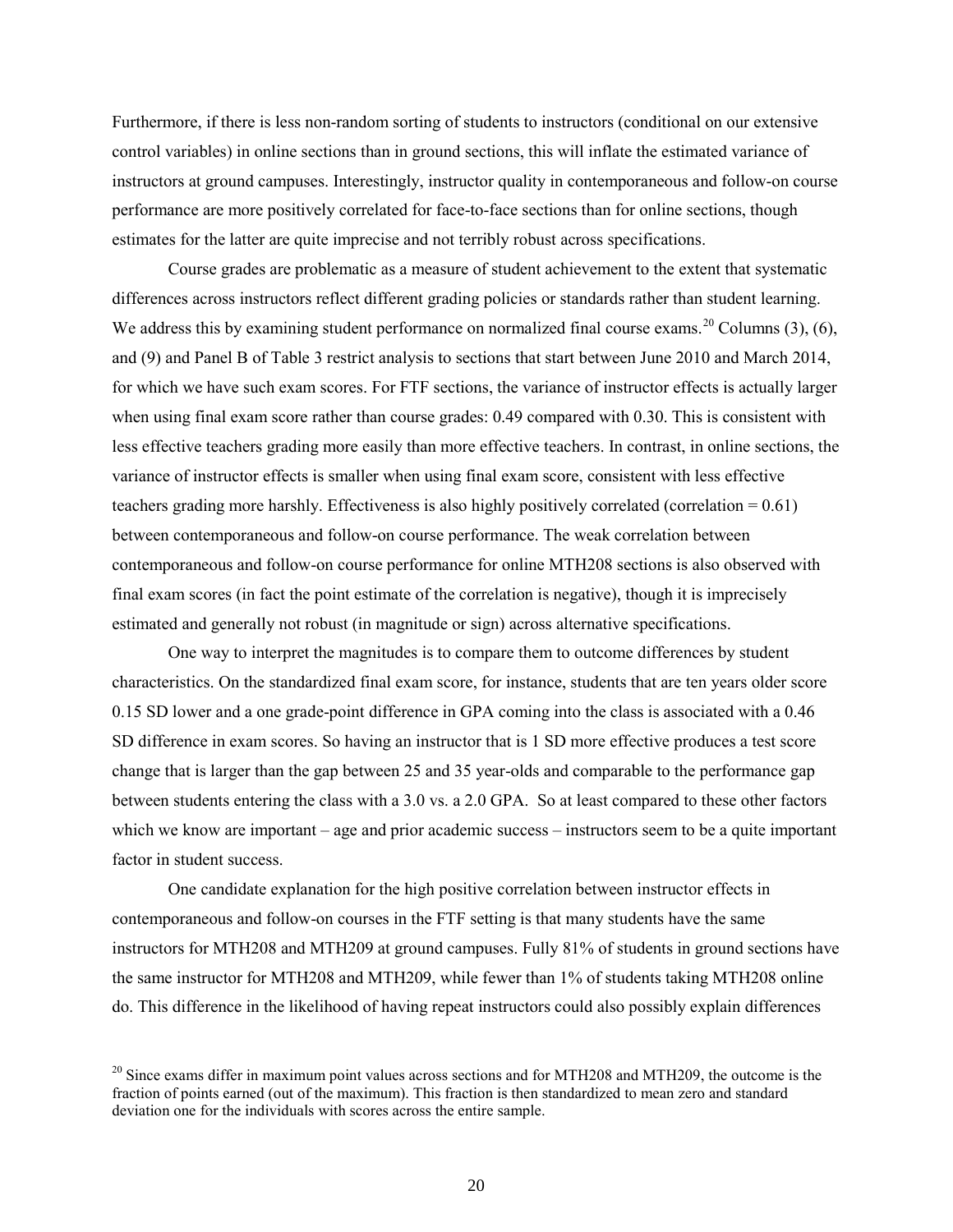Furthermore, if there is less non-random sorting of students to instructors (conditional on our extensive control variables) in online sections than in ground sections, this will inflate the estimated variance of instructors at ground campuses. Interestingly, instructor quality in contemporaneous and follow-on course performance are more positively correlated for face-to-face sections than for online sections, though estimates for the latter are quite imprecise and not terribly robust across specifications.

Course grades are problematic as a measure of student achievement to the extent that systematic differences across instructors reflect different grading policies or standards rather than student learning. We address this by examining student performance on normalized final course exams.[20] Columns (3), (6), and (9) and Panel B of Table 3 restrict analysis to sections that start between June 2010 and March 2014, for which we have such exam scores. For FTF sections, the variance of instructor effects is actually larger when using final exam score rather than course grades: 0.49 compared with 0.30. This is consistent with less effective teachers grading more easily than more effective teachers. In contrast, in online sections, the variance of instructor effects is smaller when using final exam score, consistent with less effective teachers grading more harshly. Effectiveness is also highly positively correlated (correlation = 0.61) between contemporaneous and follow-on course performance. The weak correlation between contemporaneous and follow-on course performance for online MTH208 sections is also observed with final exam scores (in fact the point estimate of the correlation is negative), though it is imprecisely estimated and generally not robust (in magnitude or sign) across alternative specifications.

One way to interpret the magnitudes is to compare them to outcome differences by student characteristics. On the standardized final exam score, for instance, students that are ten years older score 0.15 SD lower and a one grade-point difference in GPA coming into the class is associated with a 0.46 SD difference in exam scores. So having an instructor that is 1 SD more effective produces a test score change that is larger than the gap between 25 and 35 year-olds and comparable to the performance gap between students entering the class with a 3.0 vs. a 2.0 GPA. So at least compared to these other factors which we know are important – age and prior academic success – instructors seem to be a quite important factor in student success.

One candidate explanation for the high positive correlation between instructor effects in contemporaneous and follow-on courses in the FTF setting is that many students have the same instructors for MTH208 and MTH209 at ground campuses. Fully 81% of students in ground sections have the same instructor for MTH208 and MTH209, while fewer than 1% of students taking MTH208 online do. This difference in the likelihood of having repeat instructors could also possibly explain differences

[20] Since exams differ in maximum point values across sections and for MTH208 and MTH209, the outcome is the fraction of points earned (out of the maximum). This fraction is then standardized to mean zero and standard deviation one for the individuals with scores across the entire sample.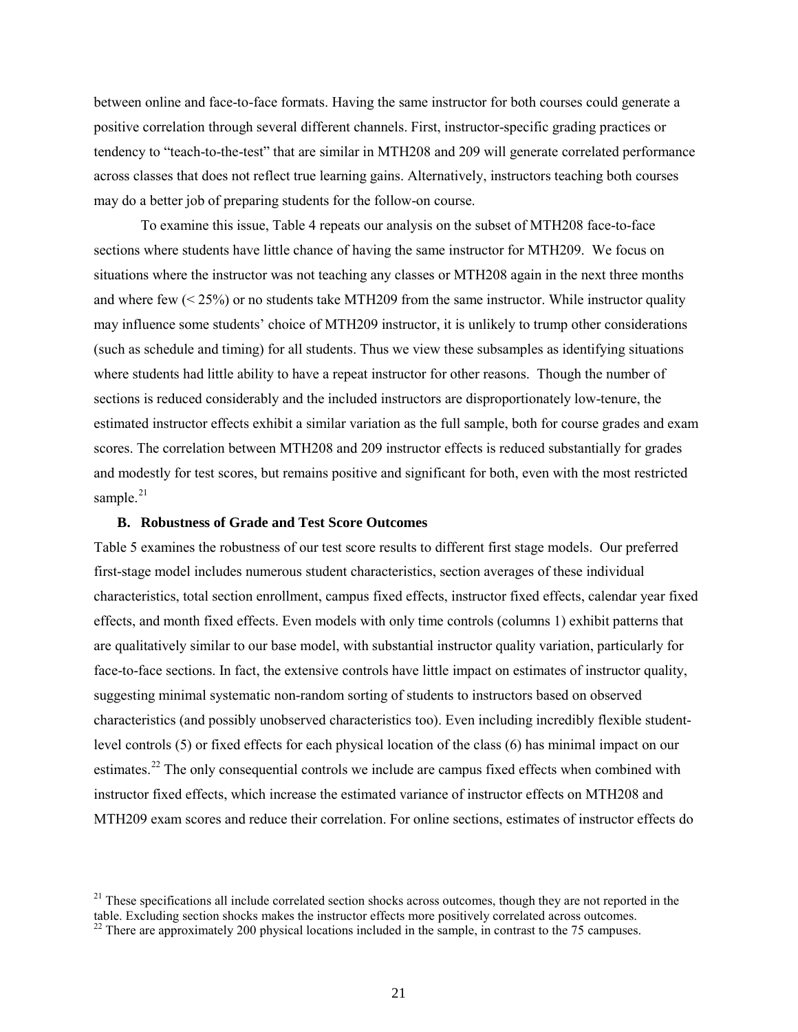between online and face-to-face formats. Having the same instructor for both courses could generate a positive correlation through several different channels. First, instructor-specific grading practices or tendency to "teach-to-the-test" that are similar in MTH208 and 209 will generate correlated performance across classes that does not reflect true learning gains. Alternatively, instructors teaching both courses may do a better job of preparing students for the follow-on course.

To examine this issue, Table 4 repeats our analysis on the subset of MTH208 face-to-face sections where students have little chance of having the same instructor for MTH209. We focus on situations where the instructor was not teaching any classes or MTH208 again in the next three months and where few (< 25%) or no students take MTH209 from the same instructor. While instructor quality may influence some students' choice of MTH209 instructor, it is unlikely to trump other considerations (such as schedule and timing) for all students. Thus we view these subsamples as identifying situations where students had little ability to have a repeat instructor for other reasons. Though the number of sections is reduced considerably and the included instructors are disproportionately low-tenure, the estimated instructor effects exhibit a similar variation as the full sample, both for course grades and exam scores. The correlation between MTH208 and 209 instructor effects is reduced substantially for grades and modestly for test scores, but remains positive and significant for both, even with the most restricted sample.[21]

### B. Robustness of Grade and Test Score Outcomes

Table 5 examines the robustness of our test score results to different first stage models. Our preferred first-stage model includes numerous student characteristics, section averages of these individual characteristics, total section enrollment, campus fixed effects, instructor fixed effects, calendar year fixed effects, and month fixed effects. Even models with only time controls (columns 1) exhibit patterns that are qualitatively similar to our base model, with substantial instructor quality variation, particularly for face-to-face sections. In fact, the extensive controls have little impact on estimates of instructor quality, suggesting minimal systematic non-random sorting of students to instructors based on observed characteristics (and possibly unobserved characteristics too). Even including incredibly flexible student-level controls (5) or fixed effects for each physical location of the class (6) has minimal impact on our estimates.[22] The only consequential controls we include are campus fixed effects when combined with instructor fixed effects, which increase the estimated variance of instructor effects on MTH208 and MTH209 exam scores and reduce their correlation. For online sections, estimates of instructor effects do

[21] These specifications all include correlated section shocks across outcomes, though they are not reported in the table. Excluding section shocks makes the instructor effects more positively correlated across outcomes.

[22] There are approximately 200 physical locations included in the sample, in contrast to the 75 campuses.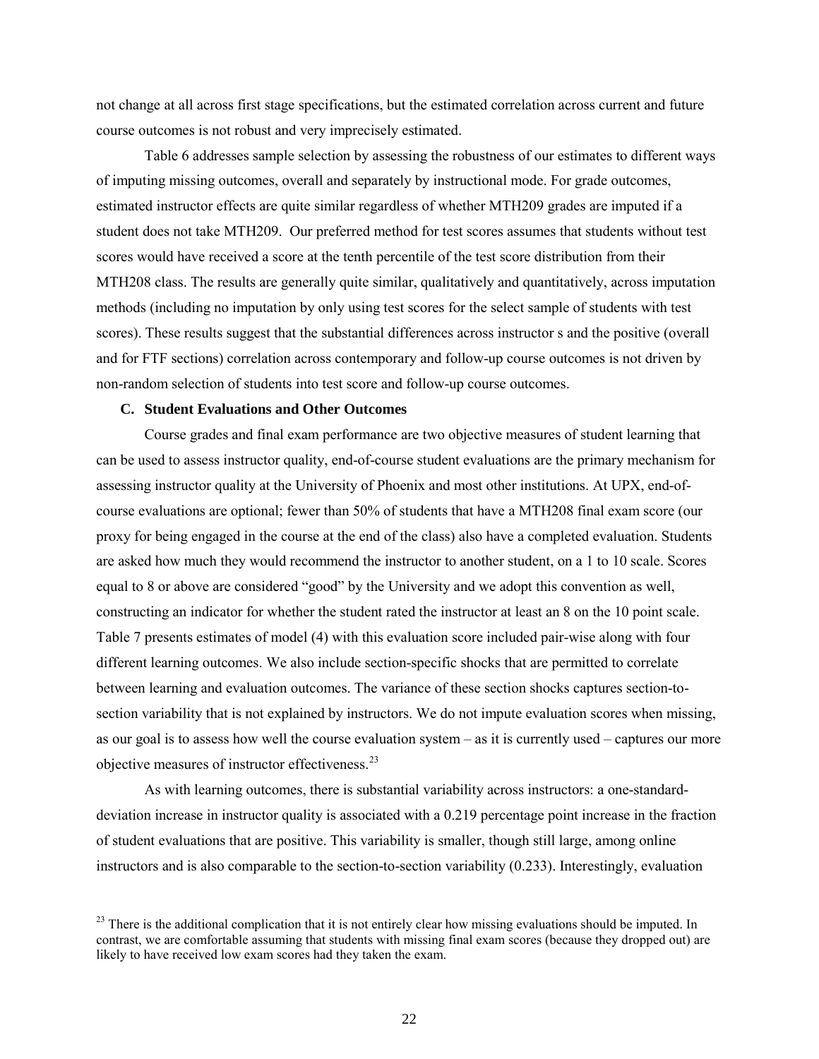not change at all across first stage specifications, but the estimated correlation across current and future course outcomes is not robust and very imprecisely estimated.

Table 6 addresses sample selection by assessing the robustness of our estimates to different ways of imputing missing outcomes, overall and separately by instructional mode. For grade outcomes, estimated instructor effects are quite similar regardless of whether MTH209 grades are imputed if a student does not take MTH209. Our preferred method for test scores assumes that students without test scores would have received a score at the tenth percentile of the test score distribution from their MTH208 class. The results are generally quite similar, qualitatively and quantitatively, across imputation methods (including no imputation by only using test scores for the select sample of students with test scores). These results suggest that the substantial differences across instructor s and the positive (overall and for FTF sections) correlation across contemporary and follow-up course outcomes is not driven by non-random selection of students into test score and follow-up course outcomes.

### C. Student Evaluations and Other Outcomes

Course grades and final exam performance are two objective measures of student learning that can be used to assess instructor quality, end-of-course student evaluations are the primary mechanism for assessing instructor quality at the University of Phoenix and most other institutions. At UPX, end-of-course evaluations are optional; fewer than 50% of students that have a MTH208 final exam score (our proxy for being engaged in the course at the end of the class) also have a completed evaluation. Students are asked how much they would recommend the instructor to another student, on a 1 to 10 scale. Scores equal to 8 or above are considered "good" by the University and we adopt this convention as well, constructing an indicator for whether the student rated the instructor at least an 8 on the 10 point scale. Table 7 presents estimates of model (4) with this evaluation score included pair-wise along with four different learning outcomes. We also include section-specific shocks that are permitted to correlate between learning and evaluation outcomes. The variance of these section shocks captures section-to-section variability that is not explained by instructors. We do not impute evaluation scores when missing, as our goal is to assess how well the course evaluation system – as it is currently used – captures our more objective measures of instructor effectiveness.[23]

As with learning outcomes, there is substantial variability across instructors: a one-standard-deviation increase in instructor quality is associated with a 0.219 percentage point increase in the fraction of student evaluations that are positive. This variability is smaller, though still large, among online instructors and is also comparable to the section-to-section variability (0.233). Interestingly, evaluation

[23] There is the additional complication that it is not entirely clear how missing evaluations should be imputed. In contrast, we are comfortable assuming that students with missing final exam scores (because they dropped out) are likely to have received low exam scores had they taken the exam.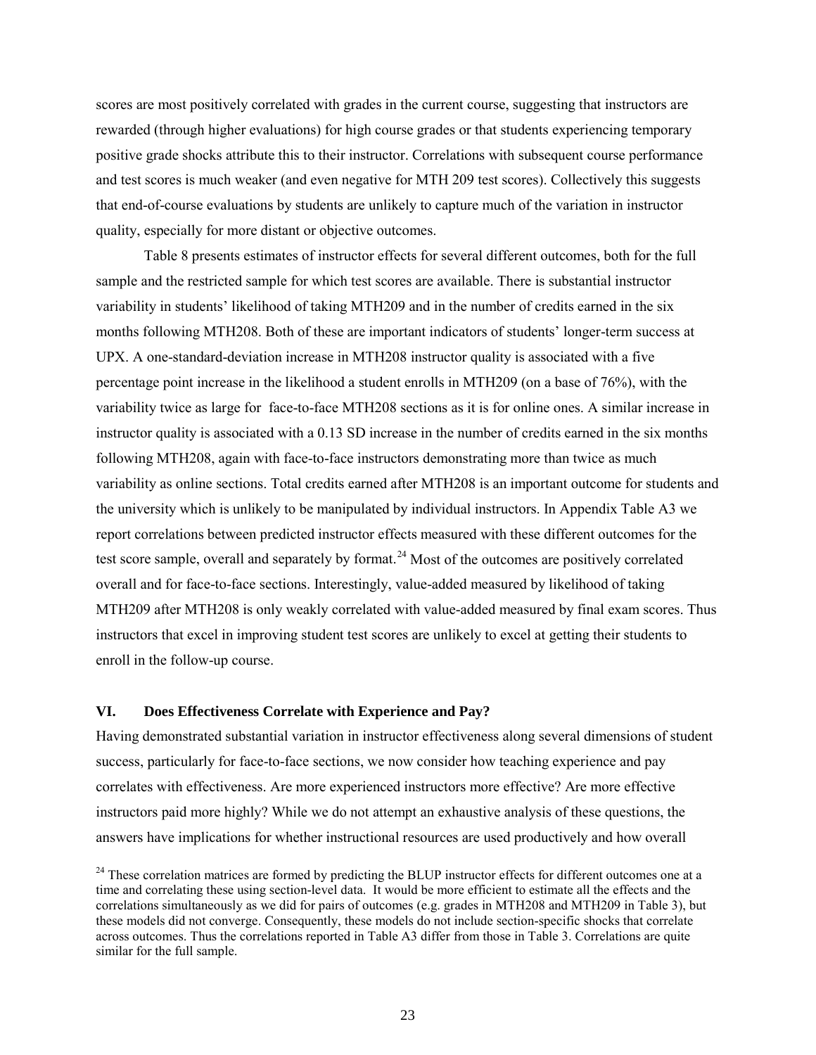scores are most positively correlated with grades in the current course, suggesting that instructors are rewarded (through higher evaluations) for high course grades or that students experiencing temporary positive grade shocks attribute this to their instructor. Correlations with subsequent course performance and test scores is much weaker (and even negative for MTH 209 test scores). Collectively this suggests that end-of-course evaluations by students are unlikely to capture much of the variation in instructor quality, especially for more distant or objective outcomes.

Table 8 presents estimates of instructor effects for several different outcomes, both for the full sample and the restricted sample for which test scores are available. There is substantial instructor variability in students' likelihood of taking MTH209 and in the number of credits earned in the six months following MTH208. Both of these are important indicators of students' longer-term success at UPX. A one-standard-deviation increase in MTH208 instructor quality is associated with a five percentage point increase in the likelihood a student enrolls in MTH209 (on a base of 76%), with the variability twice as large for face-to-face MTH208 sections as it is for online ones. A similar increase in instructor quality is associated with a 0.13 SD increase in the number of credits earned in the six months following MTH208, again with face-to-face instructors demonstrating more than twice as much variability as online sections. Total credits earned after MTH208 is an important outcome for students and the university which is unlikely to be manipulated by individual instructors. In Appendix Table A3 we report correlations between predicted instructor effects measured with these different outcomes for the test score sample, overall and separately by format.[24] Most of the outcomes are positively correlated overall and for face-to-face sections. Interestingly, value-added measured by likelihood of taking MTH209 after MTH208 is only weakly correlated with value-added measured by final exam scores. Thus instructors that excel in improving student test scores are unlikely to excel at getting their students to enroll in the follow-up course.

## VI. Does Effectiveness Correlate with Experience and Pay?

Having demonstrated substantial variation in instructor effectiveness along several dimensions of student success, particularly for face-to-face sections, we now consider how teaching experience and pay correlates with effectiveness. Are more experienced instructors more effective? Are more effective instructors paid more highly? While we do not attempt an exhaustive analysis of these questions, the answers have implications for whether instructional resources are used productively and how overall

[24] These correlation matrices are formed by predicting the BLUP instructor effects for different outcomes one at a time and correlating these using section-level data. It would be more efficient to estimate all the effects and the correlations simultaneously as we did for pairs of outcomes (e.g. grades in MTH208 and MTH209 in Table 3), but these models did not converge. Consequently, these models do not include section-specific shocks that correlate across outcomes. Thus the correlations reported in Table A3 differ from those in Table 3. Correlations are quite similar for the full sample.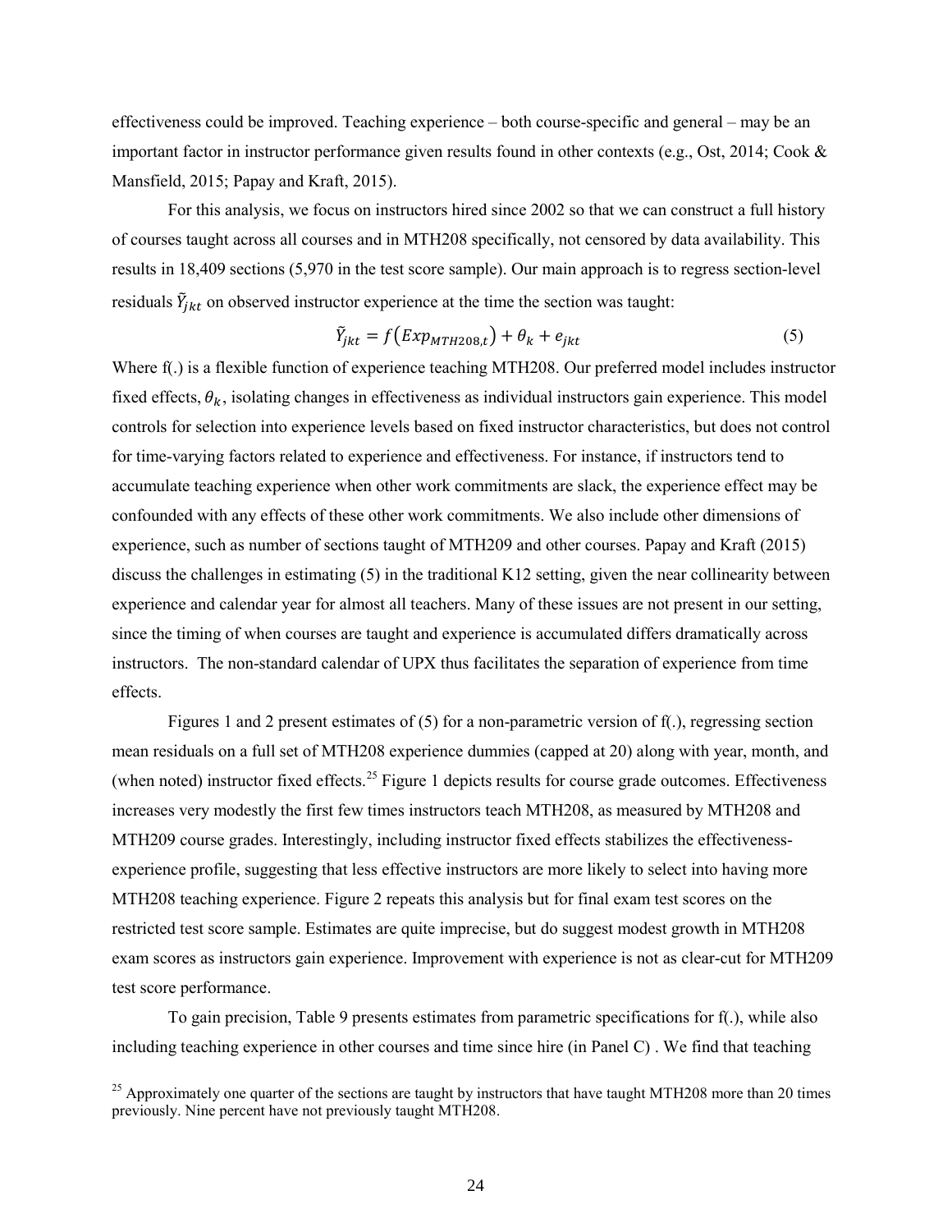effectiveness could be improved. Teaching experience – both course-specific and general – may be an important factor in instructor performance given results found in other contexts (e.g., Ost, 2014; Cook & Mansfield, 2015; Papay and Kraft, 2015).

For this analysis, we focus on instructors hired since 2002 so that we can construct a full history of courses taught across all courses and in MTH208 specifically, not censored by data availability. This results in 18,409 sections (5,970 in the test score sample). Our main approach is to regress section-level residuals $\tilde{Y}_{jkt}$ on observed instructor experience at the time the section was taught:

$$\tilde{Y}_{jkt} = f\left(Exp_{MTH208,t}\right) + \theta_k + e_{jkt} \tag{5}$$

Where f(.) is a flexible function of experience teaching MTH208. Our preferred model includes instructor fixed effects, $\theta_k$, isolating changes in effectiveness as individual instructors gain experience. This model controls for selection into experience levels based on fixed instructor characteristics, but does not control for time-varying factors related to experience and effectiveness. For instance, if instructors tend to accumulate teaching experience when other work commitments are slack, the experience effect may be confounded with any effects of these other work commitments. We also include other dimensions of experience, such as number of sections taught of MTH209 and other courses. Papay and Kraft (2015) discuss the challenges in estimating (5) in the traditional K12 setting, given the near collinearity between experience and calendar year for almost all teachers. Many of these issues are not present in our setting, since the timing of when courses are taught and experience is accumulated differs dramatically across instructors. The non-standard calendar of UPX thus facilitates the separation of experience from time effects.

Figures 1 and 2 present estimates of (5) for a non-parametric version of f(.), regressing section mean residuals on a full set of MTH208 experience dummies (capped at 20) along with year, month, and (when noted) instructor fixed effects.[25] Figure 1 depicts results for course grade outcomes. Effectiveness increases very modestly the first few times instructors teach MTH208, as measured by MTH208 and MTH209 course grades. Interestingly, including instructor fixed effects stabilizes the effectiveness-experience profile, suggesting that less effective instructors are more likely to select into having more MTH208 teaching experience. Figure 2 repeats this analysis but for final exam test scores on the restricted test score sample. Estimates are quite imprecise, but do suggest modest growth in MTH208 exam scores as instructors gain experience. Improvement with experience is not as clear-cut for MTH209 test score performance.

To gain precision, Table 9 presents estimates from parametric specifications for f(.), while also including teaching experience in other courses and time since hire (in Panel C) . We find that teaching

[25] Approximately one quarter of the sections are taught by instructors that have taught MTH208 more than 20 times previously. Nine percent have not previously taught MTH208.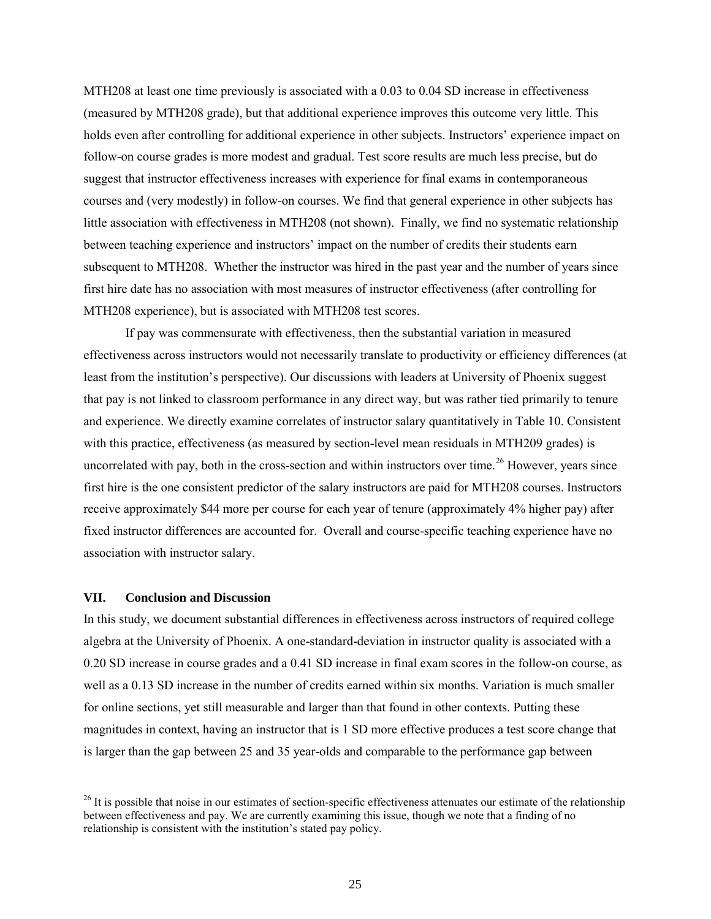MTH208 at least one time previously is associated with a 0.03 to 0.04 SD increase in effectiveness (measured by MTH208 grade), but that additional experience improves this outcome very little. This holds even after controlling for additional experience in other subjects. Instructors' experience impact on follow-on course grades is more modest and gradual. Test score results are much less precise, but do suggest that instructor effectiveness increases with experience for final exams in contemporaneous courses and (very modestly) in follow-on courses. We find that general experience in other subjects has little association with effectiveness in MTH208 (not shown). Finally, we find no systematic relationship between teaching experience and instructors' impact on the number of credits their students earn subsequent to MTH208. Whether the instructor was hired in the past year and the number of years since first hire date has no association with most measures of instructor effectiveness (after controlling for MTH208 experience), but is associated with MTH208 test scores.

If pay was commensurate with effectiveness, then the substantial variation in measured effectiveness across instructors would not necessarily translate to productivity or efficiency differences (at least from the institution's perspective). Our discussions with leaders at University of Phoenix suggest that pay is not linked to classroom performance in any direct way, but was rather tied primarily to tenure and experience. We directly examine correlates of instructor salary quantitatively in Table 10. Consistent with this practice, effectiveness (as measured by section-level mean residuals in MTH209 grades) is uncorrelated with pay, both in the cross-section and within instructors over time.[26] However, years since first hire is the one consistent predictor of the salary instructors are paid for MTH208 courses. Instructors receive approximately $44 more per course for each year of tenure (approximately 4% higher pay) after fixed instructor differences are accounted for. Overall and course-specific teaching experience have no association with instructor salary.

## VII. Conclusion and Discussion

In this study, we document substantial differences in effectiveness across instructors of required college algebra at the University of Phoenix. A one-standard-deviation in instructor quality is associated with a 0.20 SD increase in course grades and a 0.41 SD increase in final exam scores in the follow-on course, as well as a 0.13 SD increase in the number of credits earned within six months. Variation is much smaller for online sections, yet still measurable and larger than that found in other contexts. Putting these magnitudes in context, having an instructor that is 1 SD more effective produces a test score change that is larger than the gap between 25 and 35 year-olds and comparable to the performance gap between

[26] It is possible that noise in our estimates of section-specific effectiveness attenuates our estimate of the relationship between effectiveness and pay. We are currently examining this issue, though we note that a finding of no relationship is consistent with the institution's stated pay policy.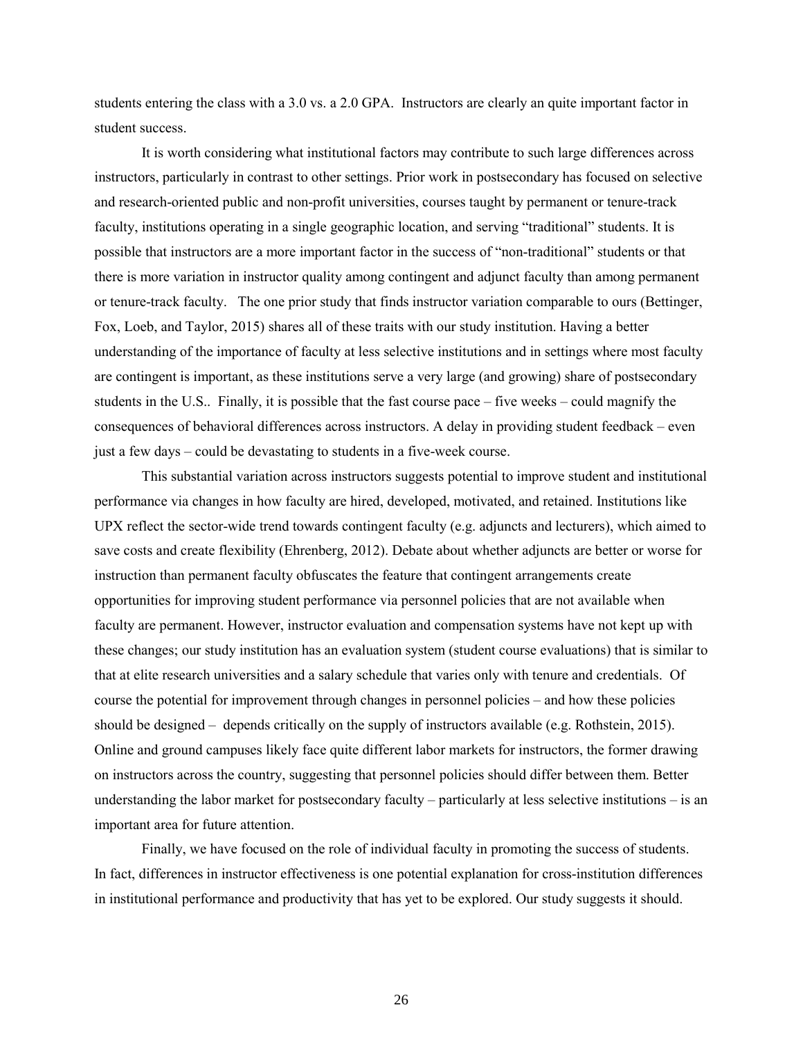students entering the class with a 3.0 vs. a 2.0 GPA. Instructors are clearly an quite important factor in student success.

It is worth considering what institutional factors may contribute to such large differences across instructors, particularly in contrast to other settings. Prior work in postsecondary has focused on selective and research-oriented public and non-profit universities, courses taught by permanent or tenure-track faculty, institutions operating in a single geographic location, and serving "traditional" students. It is possible that instructors are a more important factor in the success of "non-traditional" students or that there is more variation in instructor quality among contingent and adjunct faculty than among permanent or tenure-track faculty. The one prior study that finds instructor variation comparable to ours (Bettinger, Fox, Loeb, and Taylor, 2015) shares all of these traits with our study institution. Having a better understanding of the importance of faculty at less selective institutions and in settings where most faculty are contingent is important, as these institutions serve a very large (and growing) share of postsecondary students in the U.S.. Finally, it is possible that the fast course pace – five weeks – could magnify the consequences of behavioral differences across instructors. A delay in providing student feedback – even just a few days – could be devastating to students in a five-week course.

This substantial variation across instructors suggests potential to improve student and institutional performance via changes in how faculty are hired, developed, motivated, and retained. Institutions like UPX reflect the sector-wide trend towards contingent faculty (e.g. adjuncts and lecturers), which aimed to save costs and create flexibility (Ehrenberg, 2012). Debate about whether adjuncts are better or worse for instruction than permanent faculty obfuscates the feature that contingent arrangements create opportunities for improving student performance via personnel policies that are not available when faculty are permanent. However, instructor evaluation and compensation systems have not kept up with these changes; our study institution has an evaluation system (student course evaluations) that is similar to that at elite research universities and a salary schedule that varies only with tenure and credentials. Of course the potential for improvement through changes in personnel policies – and how these policies should be designed – depends critically on the supply of instructors available (e.g. Rothstein, 2015). Online and ground campuses likely face quite different labor markets for instructors, the former drawing on instructors across the country, suggesting that personnel policies should differ between them. Better understanding the labor market for postsecondary faculty – particularly at less selective institutions – is an important area for future attention.

Finally, we have focused on the role of individual faculty in promoting the success of students. In fact, differences in instructor effectiveness is one potential explanation for cross-institution differences in institutional performance and productivity that has yet to be explored. Our study suggests it should.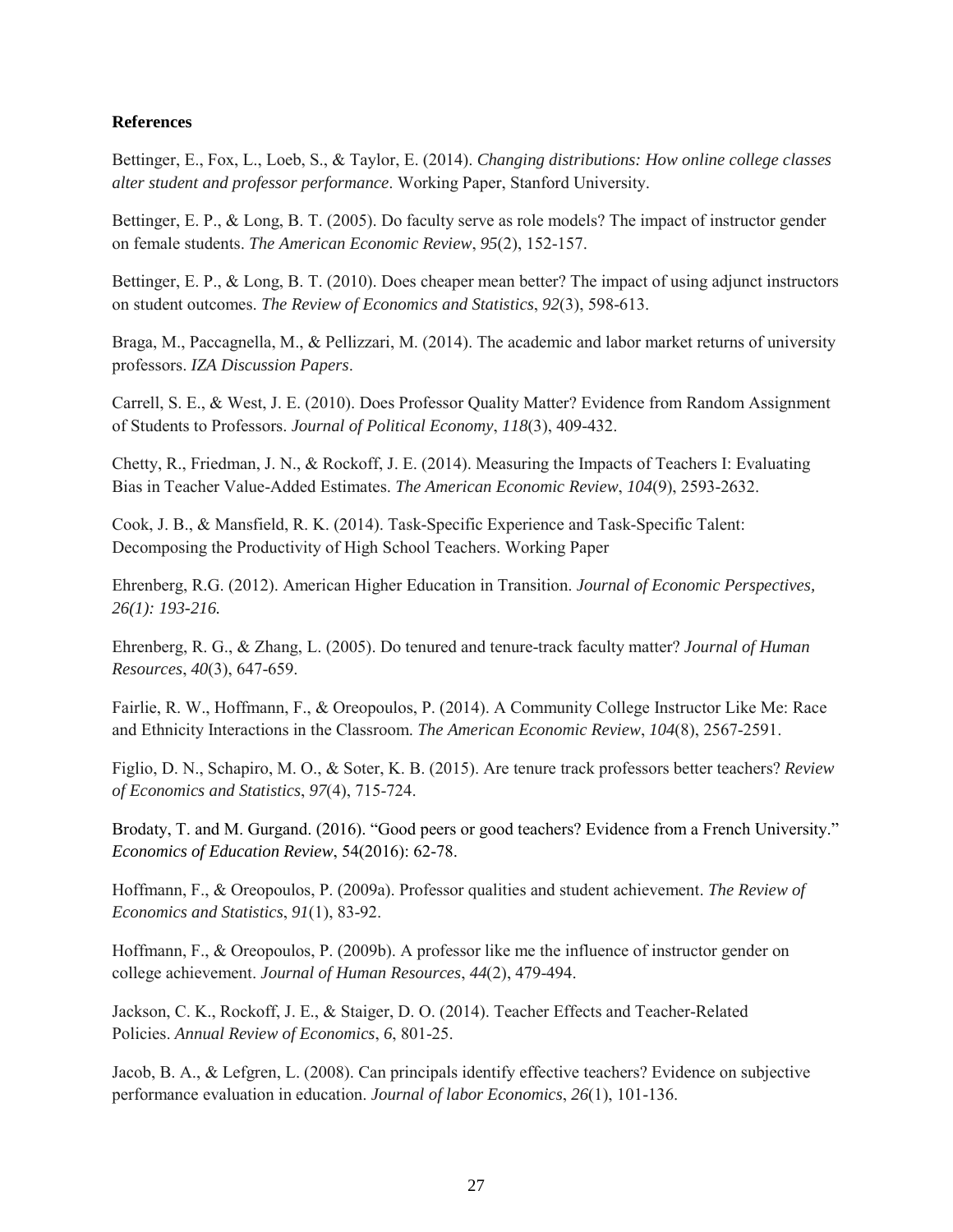**References**

Bettinger, E., Fox, L., Loeb, S., & Taylor, E. (2014). *Changing distributions: How online college classes alter student and professor performance*. Working Paper, Stanford University.

Bettinger, E. P., & Long, B. T. (2005). Do faculty serve as role models? The impact of instructor gender on female students. *The American Economic Review*, *95*(2), 152-157.

Bettinger, E. P., & Long, B. T. (2010). Does cheaper mean better? The impact of using adjunct instructors on student outcomes. *The Review of Economics and Statistics*, *92*(3), 598-613.

Braga, M., Paccagnella, M., & Pellizzari, M. (2014). The academic and labor market returns of university professors. *IZA Discussion Papers*.

Carrell, S. E., & West, J. E. (2010). Does Professor Quality Matter? Evidence from Random Assignment of Students to Professors. *Journal of Political Economy*, *118*(3), 409-432.

Chetty, R., Friedman, J. N., & Rockoff, J. E. (2014). Measuring the Impacts of Teachers I: Evaluating Bias in Teacher Value-Added Estimates. *The American Economic Review*, *104*(9), 2593-2632.

Cook, J. B., & Mansfield, R. K. (2014). Task-Specific Experience and Task-Specific Talent: Decomposing the Productivity of High School Teachers. Working Paper

Ehrenberg, R.G. (2012). American Higher Education in Transition. *Journal of Economic Perspectives, 26(1): 193-216.*

Ehrenberg, R. G., & Zhang, L. (2005). Do tenured and tenure-track faculty matter? *Journal of Human Resources*, *40*(3), 647-659.

Fairlie, R. W., Hoffmann, F., & Oreopoulos, P. (2014). A Community College Instructor Like Me: Race and Ethnicity Interactions in the Classroom. *The American Economic Review*, *104*(8), 2567-2591.

Figlio, D. N., Schapiro, M. O., & Soter, K. B. (2015). Are tenure track professors better teachers? *Review of Economics and Statistics*, *97*(4), 715-724.

Brodaty, T. and M. Gurgand. (2016). "Good peers or good teachers? Evidence from a French University." *Economics of Education Review*, 54(2016): 62-78.

Hoffmann, F., & Oreopoulos, P. (2009a). Professor qualities and student achievement. *The Review of Economics and Statistics*, *91*(1), 83-92.

Hoffmann, F., & Oreopoulos, P. (2009b). A professor like me the influence of instructor gender on college achievement. *Journal of Human Resources*, *44*(2), 479-494.

Jackson, C. K., Rockoff, J. E., & Staiger, D. O. (2014). Teacher Effects and Teacher-Related Policies. *Annual Review of Economics*, *6*, 801-25.

Jacob, B. A., & Lefgren, L. (2008). Can principals identify effective teachers? Evidence on subjective performance evaluation in education. *Journal of labor Economics*, *26*(1), 101-136.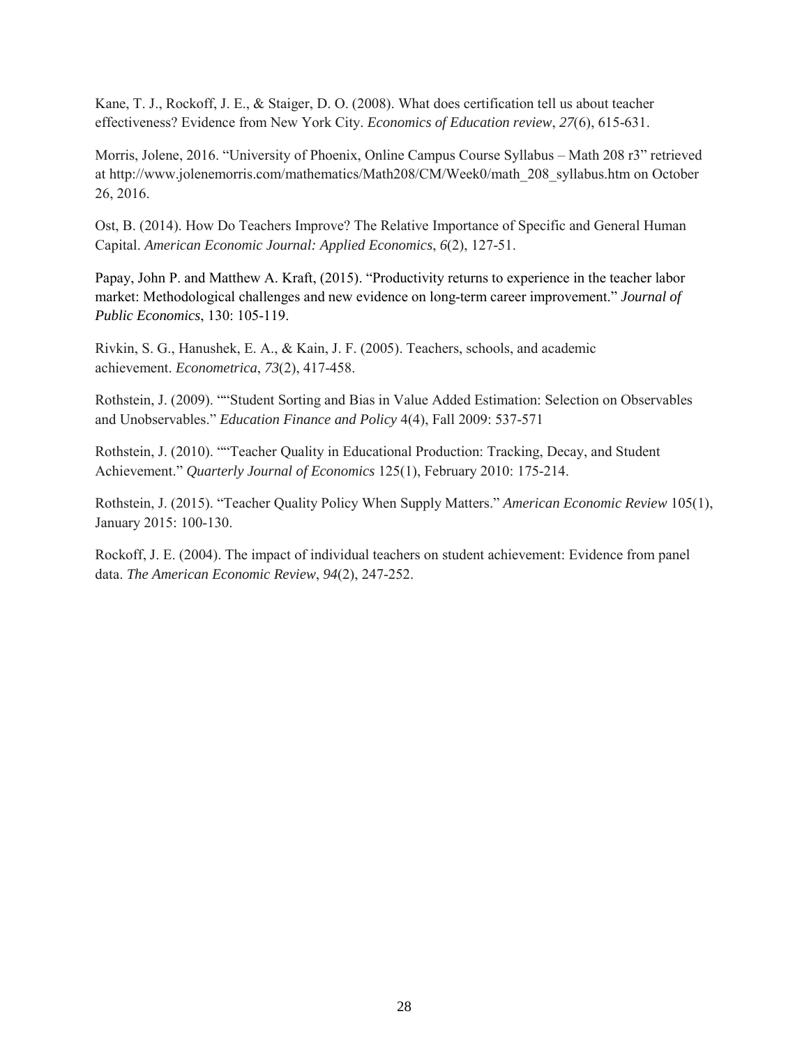Kane, T. J., Rockoff, J. E., & Staiger, D. O. (2008). What does certification tell us about teacher effectiveness? Evidence from New York City. *Economics of Education review*, *27*(6), 615-631.

Morris, Jolene, 2016. "University of Phoenix, Online Campus Course Syllabus – Math 208 r3" retrieved at http://www.jolenemorris.com/mathematics/Math208/CM/Week0/math_208_syllabus.htm on October 26, 2016.

Ost, B. (2014). How Do Teachers Improve? The Relative Importance of Specific and General Human Capital. *American Economic Journal: Applied Economics*, *6*(2), 127-51.

Papay, John P. and Matthew A. Kraft, (2015). "Productivity returns to experience in the teacher labor market: Methodological challenges and new evidence on long-term career improvement." *Journal of Public Economics*, 130: 105-119.

Rivkin, S. G., Hanushek, E. A., & Kain, J. F. (2005). Teachers, schools, and academic achievement. *Econometrica*, *73*(2), 417-458.

Rothstein, J. (2009). ""Student Sorting and Bias in Value Added Estimation: Selection on Observables and Unobservables." *Education Finance and Policy* 4(4), Fall 2009: 537-571

Rothstein, J. (2010). ""Teacher Quality in Educational Production: Tracking, Decay, and Student Achievement." *Quarterly Journal of Economics* 125(1), February 2010: 175-214.

Rothstein, J. (2015). "Teacher Quality Policy When Supply Matters." *American Economic Review* 105(1), January 2015: 100-130.

Rockoff, J. E. (2004). The impact of individual teachers on student achievement: Evidence from panel data. *The American Economic Review*, *94*(2), 247-252.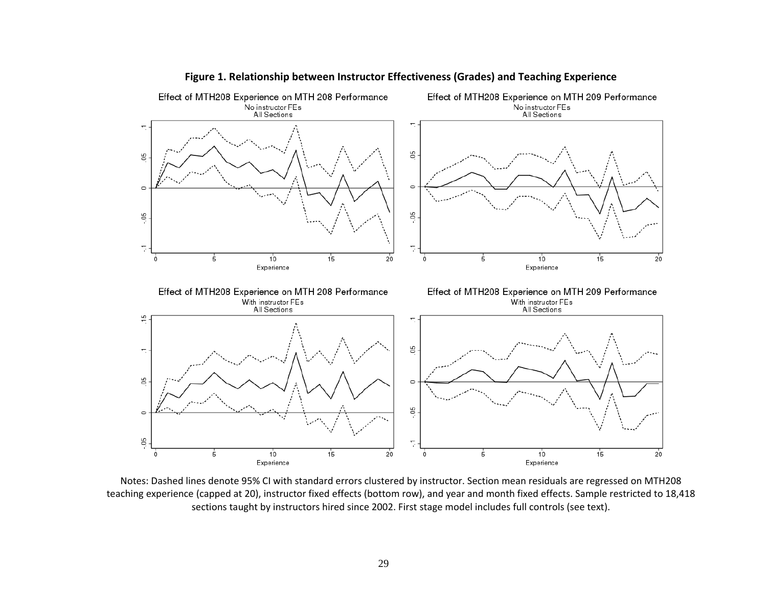**Figure 1. Relationship between Instructor Effectiveness (Grades) and Teaching Experience**

Notes: Dashed lines denote 95% CI with standard errors clustered by instructor. Section mean residuals are regressed on MTH208 teaching experience (capped at 20), instructor fixed effects (bottom row), and year and month fixed effects. Sample restricted to 18,418 sections taught by instructors hired since 2002. First stage model includes full controls (see text).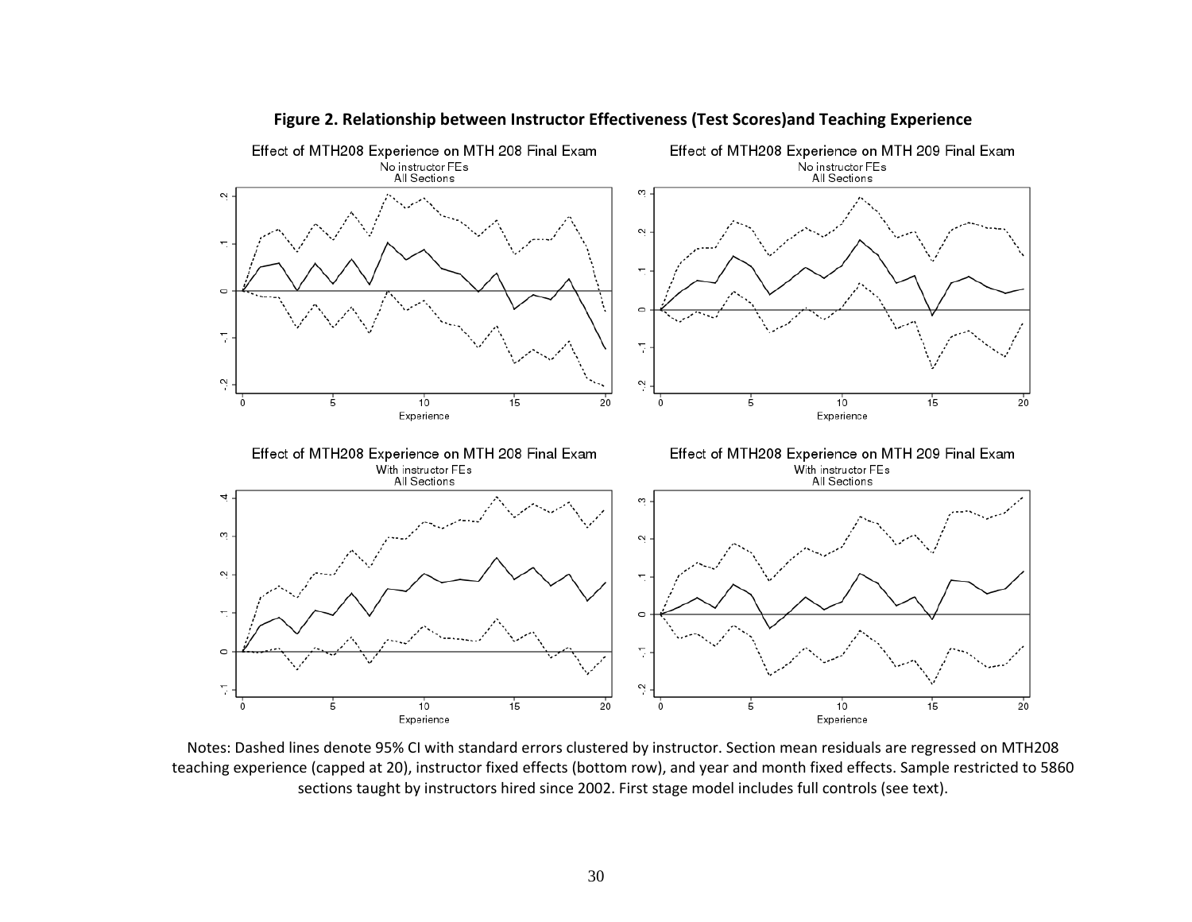**Figure 2. Relationship between Instructor Effectiveness (Test Scores)and Teaching Experience**

Effect of MTH208 Experience on MTH 208 Final Exam
No instructor FEs
All Sections

Effect of MTH208 Experience on MTH 209 Final Exam
No instructor FEs
All Sections

Effect of MTH208 Experience on MTH 208 Final Exam
With instructor FEs
All Sections

Effect of MTH208 Experience on MTH 209 Final Exam
With instructor FEs
All Sections

Notes: Dashed lines denote 95% CI with standard errors clustered by instructor. Section mean residuals are regressed on MTH208 teaching experience (capped at 20), instructor fixed effects (bottom row), and year and month fixed effects. Sample restricted to 5860 sections taught by instructors hired since 2002. First stage model includes full controls (see text).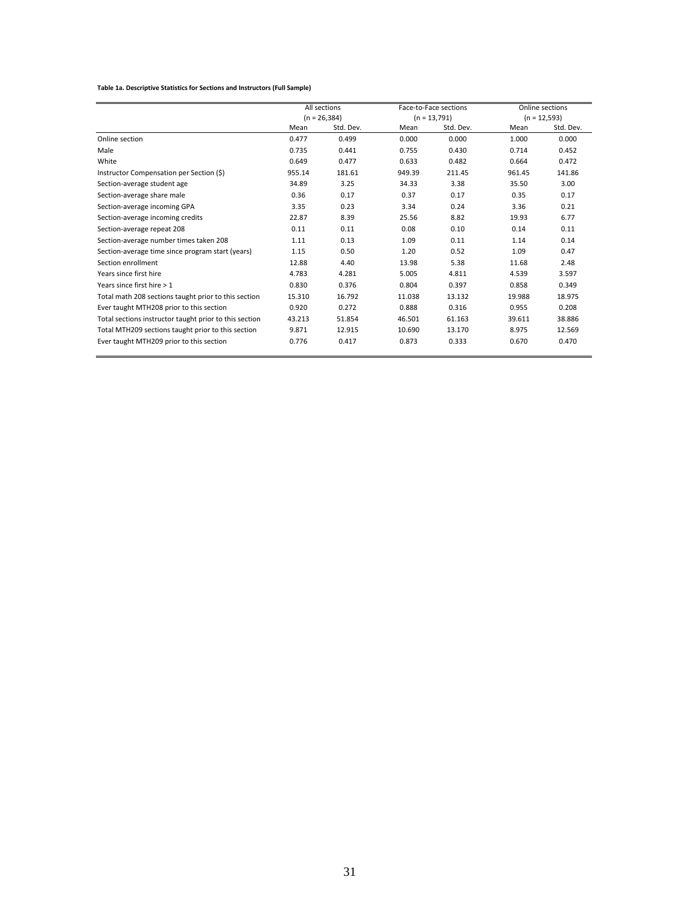**Table 1a. Descriptive Statistics for Sections and Instructors (Full Sample)**

| | All sections (n = 26,384) | | Face-to-Face sections (n = 13,791) | | Online sections (n = 12,593) | |
|---|---|---|---|---|---|---|
| | Mean | Std. Dev. | Mean | Std. Dev. | Mean | Std. Dev. |
| Online section | 0.477 | 0.499 | 0.000 | 0.000 | 1.000 | 0.000 |
| Male | 0.735 | 0.441 | 0.755 | 0.430 | 0.714 | 0.452 |
| White | 0.649 | 0.477 | 0.633 | 0.482 | 0.664 | 0.472 |
| Instructor Compensation per Section ($) | 955.14 | 181.61 | 949.39 | 211.45 | 961.45 | 141.86 |
| Section-average student age | 34.89 | 3.25 | 34.33 | 3.38 | 35.50 | 3.00 |
| Section-average share male | 0.36 | 0.17 | 0.37 | 0.17 | 0.35 | 0.17 |
| Section-average incoming GPA | 3.35 | 0.23 | 3.34 | 0.24 | 3.36 | 0.21 |
| Section-average incoming credits | 22.87 | 8.39 | 25.56 | 8.82 | 19.93 | 6.77 |
| Section-average repeat 208 | 0.11 | 0.11 | 0.08 | 0.10 | 0.14 | 0.11 |
| Section-average number times taken 208 | 1.11 | 0.13 | 1.09 | 0.11 | 1.14 | 0.14 |
| Section-average time since program start (years) | 1.15 | 0.50 | 1.20 | 0.52 | 1.09 | 0.47 |
| Section enrollment | 12.88 | 4.40 | 13.98 | 5.38 | 11.68 | 2.48 |
| Years since first hire | 4.783 | 4.281 | 5.005 | 4.811 | 4.539 | 3.597 |
| Years since first hire > 1 | 0.830 | 0.376 | 0.804 | 0.397 | 0.858 | 0.349 |
| Total math 208 sections taught prior to this section | 15.310 | 16.792 | 11.038 | 13.132 | 19.988 | 18.975 |
| Ever taught MTH208 prior to this section | 0.920 | 0.272 | 0.888 | 0.316 | 0.955 | 0.208 |
| Total sections instructor taught prior to this section | 43.213 | 51.854 | 46.501 | 61.163 | 39.611 | 38.886 |
| Total MTH209 sections taught prior to this section | 9.871 | 12.915 | 10.690 | 13.170 | 8.975 | 12.569 |
| Ever taught MTH209 prior to this section | 0.776 | 0.417 | 0.873 | 0.333 | 0.670 | 0.470 |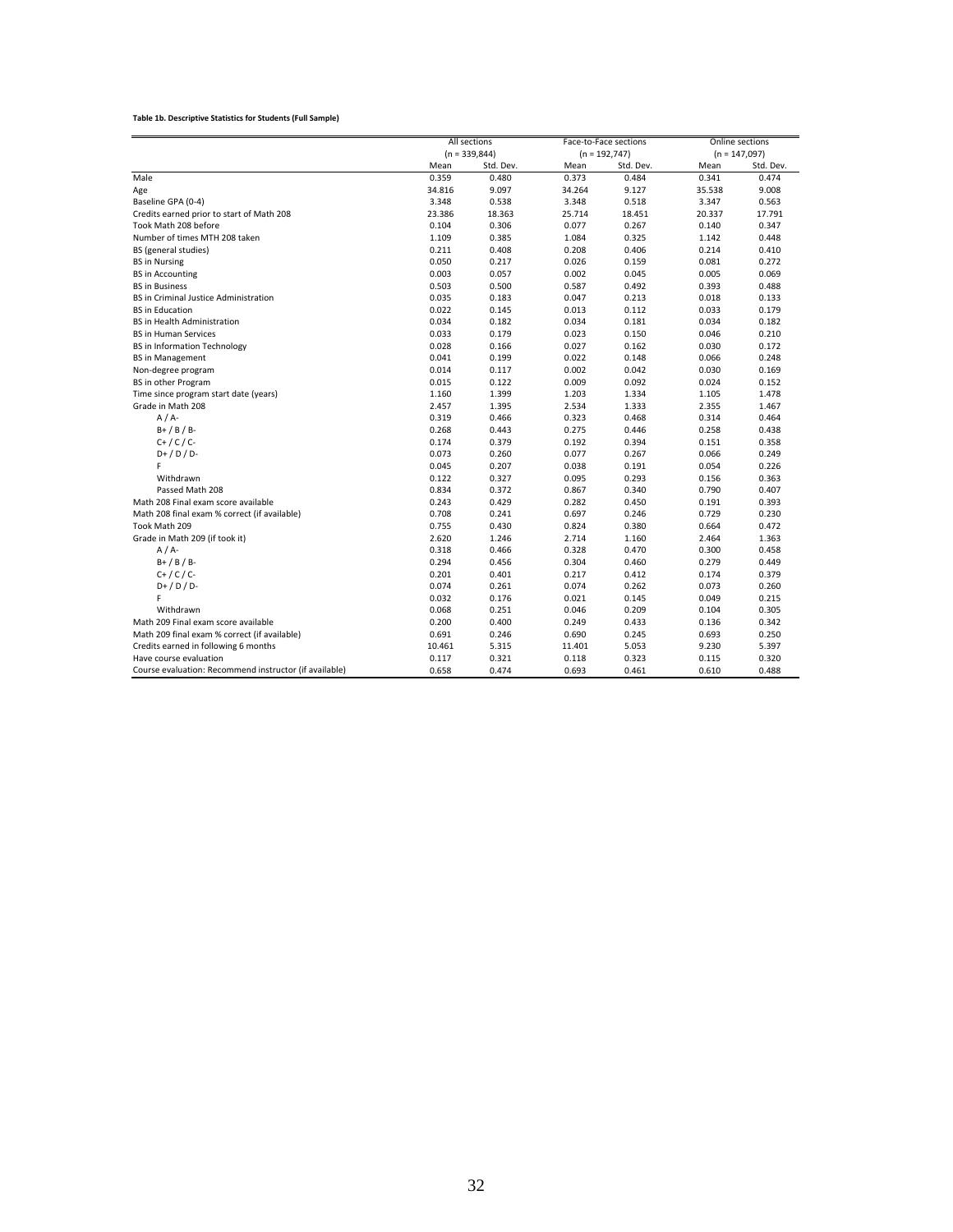**Table 1b. Descriptive Statistics for Students (Full Sample)**

| | All sections (n = 339,844) | | Face-to-Face sections (n = 192,747) | | Online sections (n = 147,097) | |
|---|---|---|---|---|---|---|
| | Mean | Std. Dev. | Mean | Std. Dev. | Mean | Std. Dev. |
| Male | 0.359 | 0.480 | 0.373 | 0.484 | 0.341 | 0.474 |
| Age | 34.816 | 9.097 | 34.264 | 9.127 | 35.538 | 9.008 |
| Baseline GPA (0-4) | 3.348 | 0.538 | 3.348 | 0.518 | 3.347 | 0.563 |
| Credits earned prior to start of Math 208 | 23.386 | 18.363 | 25.714 | 18.451 | 20.337 | 17.791 |
| Took Math 208 before | 0.104 | 0.306 | 0.077 | 0.267 | 0.140 | 0.347 |
| Number of times MTH 208 taken | 1.109 | 0.385 | 1.084 | 0.325 | 1.142 | 0.448 |
| BS (general studies) | 0.211 | 0.408 | 0.208 | 0.406 | 0.214 | 0.410 |
| BS in Nursing | 0.050 | 0.217 | 0.026 | 0.159 | 0.081 | 0.272 |
| BS in Accounting | 0.003 | 0.057 | 0.002 | 0.045 | 0.005 | 0.069 |
| BS in Business | 0.503 | 0.500 | 0.587 | 0.492 | 0.393 | 0.488 |
| BS in Criminal Justice Administration | 0.035 | 0.183 | 0.047 | 0.213 | 0.018 | 0.133 |
| BS in Education | 0.022 | 0.145 | 0.013 | 0.112 | 0.033 | 0.179 |
| BS in Health Administration | 0.034 | 0.182 | 0.034 | 0.181 | 0.034 | 0.182 |
| BS in Human Services | 0.033 | 0.179 | 0.023 | 0.150 | 0.046 | 0.210 |
| BS in Information Technology | 0.028 | 0.166 | 0.027 | 0.162 | 0.030 | 0.172 |
| BS in Management | 0.041 | 0.199 | 0.022 | 0.148 | 0.066 | 0.248 |
| Non-degree program | 0.014 | 0.117 | 0.002 | 0.042 | 0.030 | 0.169 |
| BS in other Program | 0.015 | 0.122 | 0.009 | 0.092 | 0.024 | 0.152 |
| Time since program start date (years) | 1.160 | 1.399 | 1.203 | 1.334 | 1.105 | 1.478 |
| Grade in Math 208 | 2.457 | 1.395 | 2.534 | 1.333 | 2.355 | 1.467 |
| A / A- | 0.319 | 0.466 | 0.323 | 0.468 | 0.314 | 0.464 |
| B+ / B / B- | 0.268 | 0.443 | 0.275 | 0.446 | 0.258 | 0.438 |
| C+ / C / C- | 0.174 | 0.379 | 0.192 | 0.394 | 0.151 | 0.358 |
| D+ / D / D- | 0.073 | 0.260 | 0.077 | 0.267 | 0.066 | 0.249 |
| F | 0.045 | 0.207 | 0.038 | 0.191 | 0.054 | 0.226 |
| Withdrawn | 0.122 | 0.327 | 0.095 | 0.293 | 0.156 | 0.363 |
| Passed Math 208 | 0.834 | 0.372 | 0.867 | 0.340 | 0.790 | 0.407 |
| Math 208 Final exam score available | 0.243 | 0.429 | 0.282 | 0.450 | 0.191 | 0.393 |
| Math 208 final exam % correct (if available) | 0.708 | 0.241 | 0.697 | 0.246 | 0.729 | 0.230 |
| Took Math 209 | 0.755 | 0.430 | 0.824 | 0.380 | 0.664 | 0.472 |
| Grade in Math 209 (if took it) | 2.620 | 1.246 | 2.714 | 1.160 | 2.464 | 1.363 |
| A / A- | 0.318 | 0.466 | 0.328 | 0.470 | 0.300 | 0.458 |
| B+ / B / B- | 0.294 | 0.456 | 0.304 | 0.460 | 0.279 | 0.449 |
| C+ / C / C- | 0.201 | 0.401 | 0.217 | 0.412 | 0.174 | 0.379 |
| D+ / D / D- | 0.074 | 0.261 | 0.074 | 0.262 | 0.073 | 0.260 |
| F | 0.032 | 0.176 | 0.021 | 0.145 | 0.049 | 0.215 |
| Withdrawn | 0.068 | 0.251 | 0.046 | 0.209 | 0.104 | 0.305 |
| Math 209 Final exam score available | 0.200 | 0.400 | 0.249 | 0.433 | 0.136 | 0.342 |
| Math 209 final exam % correct (if available) | 0.691 | 0.246 | 0.690 | 0.245 | 0.693 | 0.250 |
| Credits earned in following 6 months | 10.461 | 5.315 | 11.401 | 5.053 | 9.230 | 5.397 |
| Have course evaluation | 0.117 | 0.321 | 0.118 | 0.323 | 0.115 | 0.320 |
| Course evaluation: Recommend instructor (if available) | 0.658 | 0.474 | 0.693 | 0.461 | 0.610 | 0.488 |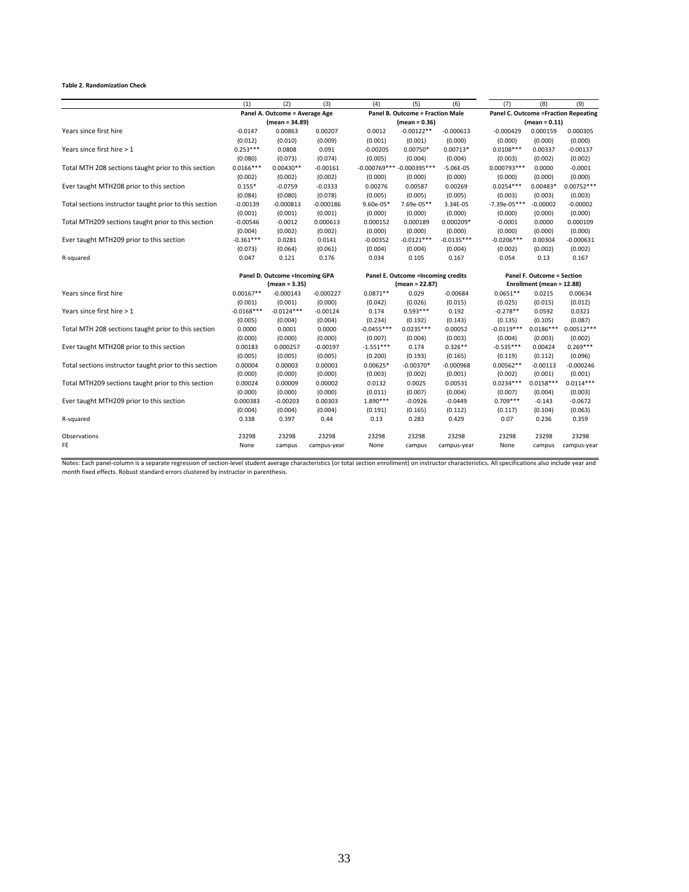**Table 2. Randomization Check**

| | (1) | (2) | (3) | (4) | (5) | (6) | (7) | (8) | (9) |
|---|---|---|---|---|---|---|---|---|---|
| | Panel A. Outcome = Average Age (mean = 34.89) | | | Panel B. Outcome = Fraction Male (mean = 0.36) | | | Panel C. Outcome =Fraction Repeating (mean = 0.11) | | |
| Years since first hire | -0.0147 | 0.00863 | 0.00207 | 0.0012 | -0.00122** | -0.000613 | -0.000429 | 0.000159 | 0.000305 |
| | (0.012) | (0.010) | (0.009) | (0.001) | (0.001) | (0.000) | (0.000) | (0.000) | (0.000) |
| Years since first hire > 1 | 0.253*** | 0.0808 | 0.091 | -0.00205 | 0.00750* | 0.00713* | 0.0108*** | 0.00337 | -0.00137 |
| | (0.080) | (0.073) | (0.074) | (0.005) | (0.004) | (0.004) | (0.003) | (0.002) | (0.002) |
| Total MTH 208 sections taught prior to this section | 0.0166*** | 0.00430** | -0.00161 | -0.000769*** | -0.000395*** | -5.06E-05 | 0.000793*** | 0.0000 | -0.0001 |
| | (0.002) | (0.002) | (0.002) | (0.000) | (0.000) | (0.000) | (0.000) | (0.000) | (0.000) |
| Ever taught MTH208 prior to this section | 0.155* | -0.0759 | -0.0333 | 0.00276 | 0.00587 | 0.00269 | 0.0254*** | 0.00483* | 0.00752*** |
| | (0.084) | (0.080) | (0.078) | (0.005) | (0.005) | (0.005) | (0.003) | (0.003) | (0.003) |
| Total sections instructor taught prior to this section | -0.00139 | -0.000813 | -0.000186 | 9.60e-05* | 7.69e-05** | 3.34E-05 | -7.39e-05*** | -0.00002 | -0.00002 |
| | (0.001) | (0.001) | (0.001) | (0.000) | (0.000) | (0.000) | (0.000) | (0.000) | (0.000) |
| Total MTH209 sections taught prior to this section | -0.00546 | -0.0012 | 0.000613 | 0.000152 | 0.000189 | 0.000209* | -0.0001 | 0.0000 | 0.000109 |
| | (0.004) | (0.002) | (0.002) | (0.000) | (0.000) | (0.000) | (0.000) | (0.000) | (0.000) |
| Ever taught MTH209 prior to this section | -0.361*** | 0.0281 | 0.0141 | -0.00352 | -0.0121*** | -0.0135*** | -0.0206*** | 0.00304 | -0.000631 |
| | (0.073) | (0.064) | (0.061) | (0.004) | (0.004) | (0.004) | (0.002) | (0.002) | (0.002) |
| R-squared | 0.047 | 0.121 | 0.176 | 0.034 | 0.105 | 0.167 | 0.054 | 0.13 | 0.167 |
| | Panel D. Outcome =Incoming GPA (mean = 3.35) | | | Panel E. Outcome =Incoming credits (mean = 22.87) | | | Panel F. Outcome = Section Enrollment (mean = 12.88) | | |
| Years since first hire | 0.00167** | -0.000143 | -0.000227 | 0.0871** | 0.029 | -0.00684 | 0.0651** | 0.0215 | 0.00634 |
| | (0.001) | (0.001) | (0.000) | (0.042) | (0.026) | (0.015) | (0.025) | (0.015) | (0.012) |
| Years since first hire > 1 | -0.0168*** | -0.0124*** | -0.00124 | 0.174 | 0.593*** | 0.192 | -0.278** | 0.0592 | 0.0321 |
| | (0.005) | (0.004) | (0.004) | (0.234) | (0.192) | (0.143) | (0.135) | (0.105) | (0.087) |
| Total MTH 208 sections taught prior to this section | 0.0000 | 0.0001 | 0.0000 | -0.0455*** | 0.0235*** | 0.00052 | -0.0119*** | 0.0186*** | 0.00512*** |
| | (0.000) | (0.000) | (0.000) | (0.007) | (0.004) | (0.003) | (0.004) | (0.003) | (0.002) |
| Ever taught MTH208 prior to this section | 0.00183 | 0.000257 | -0.00197 | -1.551*** | 0.174 | 0.326** | -0.535*** | 0.00424 | 0.269*** |
| | (0.005) | (0.005) | (0.005) | (0.200) | (0.193) | (0.165) | (0.119) | (0.112) | (0.096) |
| Total sections instructor taught prior to this section | 0.00004 | 0.00003 | 0.00001 | 0.00625* | -0.00370* | -0.000968 | 0.00562** | -0.00113 | -0.000246 |
| | (0.000) | (0.000) | (0.000) | (0.003) | (0.002) | (0.001) | (0.002) | (0.001) | (0.001) |
| Total MTH209 sections taught prior to this section | 0.00024 | 0.00009 | 0.00002 | 0.0132 | 0.0025 | 0.00531 | 0.0234*** | 0.0158*** | 0.0114*** |
| | (0.000) | (0.000) | (0.000) | (0.011) | (0.007) | (0.004) | (0.007) | (0.004) | (0.003) |
| Ever taught MTH209 prior to this section | 0.000383 | -0.00203 | 0.00303 | 1.890*** | -0.0926 | -0.0449 | 0.709*** | -0.143 | -0.0672 |
| | (0.004) | (0.004) | (0.004) | (0.191) | (0.165) | (0.112) | (0.117) | (0.104) | (0.063) |
| R-squared | 0.338 | 0.397 | 0.44 | 0.13 | 0.283 | 0.429 | 0.07 | 0.236 | 0.359 |
| Observations | 23298 | 23298 | 23298 | 23298 | 23298 | 23298 | 23298 | 23298 | 23298 |
| FE | None | campus | campus-year | None | campus | campus-year | None | campus | campus-year |

Notes: Each panel-column is a separate regression of section-level student average characteristics (or total section enrollment) on instructor characteristics. All specifications also include year and month fixed effects. Robust standard errors clustered by instructor in parenthesis.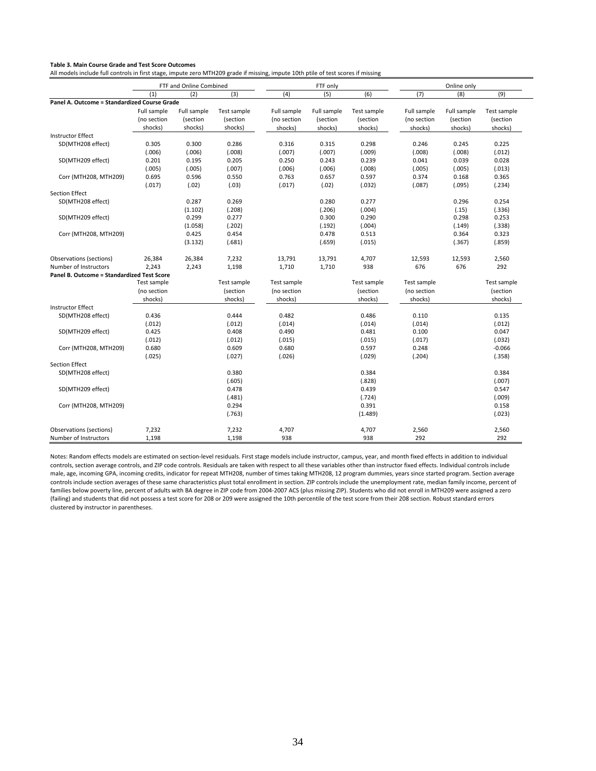**Table 3. Main Course Grade and Test Score Outcomes**

All models include full controls in first stage, impute zero MTH209 grade if missing, impute 10th ptile of test scores if missing

| | FTF and Online Combined | | | FTF only | | | Online only | | |
|---|---|---|---|---|---|---|---|---|---|
| | (1) | (2) | (3) | (4) | (5) | (6) | (7) | (8) | (9) |
| **Panel A. Outcome = Standardized Course Grade** | | | | | | | | | |
| | Full sample (no section shocks) | Full sample (section shocks) | Test sample (section shocks) | Full sample (no section shocks) | Full sample (section shocks) | Test sample (section shocks) | Full sample (no section shocks) | Full sample (section shocks) | Test sample (section shocks) |
| Instructor Effect | | | | | | | | | |
| SD(MTH208 effect) | 0.305 | 0.300 | 0.286 | 0.316 | 0.315 | 0.298 | 0.246 | 0.245 | 0.225 |
| | (.006) | (.006) | (.008) | (.007) | (.007) | (.009) | (.008) | (.008) | (.012) |
| SD(MTH209 effect) | 0.201 | 0.195 | 0.205 | 0.250 | 0.243 | 0.239 | 0.041 | 0.039 | 0.028 |
| | (.005) | (.005) | (.007) | (.006) | (.006) | (.008) | (.005) | (.005) | (.013) |
| Corr (MTH208, MTH209) | 0.695 | 0.596 | 0.550 | 0.763 | 0.657 | 0.597 | 0.374 | 0.168 | 0.365 |
| | (.017) | (.02) | (.03) | (.017) | (.02) | (.032) | (.087) | (.095) | (.234) |
| Section Effect | | | | | | | | | |
| SD(MTH208 effect) | | 0.287 | 0.269 | | 0.280 | 0.277 | | 0.296 | 0.254 |
| | | (1.102) | (.208) | | (.206) | (.004) | | (.15) | (.336) |
| SD(MTH209 effect) | | 0.299 | 0.277 | | 0.300 | 0.290 | | 0.298 | 0.253 |
| | | (1.058) | (.202) | | (.192) | (.004) | | (.149) | (.338) |
| Corr (MTH208, MTH209) | | 0.425 | 0.454 | | 0.478 | 0.513 | | 0.364 | 0.323 |
| | | (3.132) | (.681) | | (.659) | (.015) | | (.367) | (.859) |
| Observations (sections) | 26,384 | 26,384 | 7,232 | 13,791 | 13,791 | 4,707 | 12,593 | 12,593 | 2,560 |
| Number of Instructors | 2,243 | 2,243 | 1,198 | 1,710 | 1,710 | 938 | 676 | 676 | 292 |
| **Panel B. Outcome = Standardized Test Score** | | | | | | | | | |
| | Test sample (no section shocks) | | Test sample (section shocks) | Test sample (no section shocks) | | Test sample (section shocks) | Test sample (no section shocks) | | Test sample (section shocks) |
| Instructor Effect | | | | | | | | | |
| SD(MTH208 effect) | 0.436 | | 0.444 | 0.482 | | 0.486 | 0.110 | | 0.135 |
| | (.012) | | (.012) | (.014) | | (.014) | (.014) | | (.012) |
| SD(MTH209 effect) | 0.425 | | 0.408 | 0.490 | | 0.481 | 0.100 | | 0.047 |
| | (.012) | | (.012) | (.015) | | (.015) | (.017) | | (.032) |
| Corr (MTH208, MTH209) | 0.680 | | 0.609 | 0.680 | | 0.597 | 0.248 | | -0.066 |
| | (.025) | | (.027) | (.026) | | (.029) | (.204) | | (.358) |
| Section Effect | | | | | | | | | |
| SD(MTH208 effect) | | | 0.380 | | | 0.384 | | | 0.384 |
| | | | (.605) | | | (.828) | | | (.007) |
| SD(MTH209 effect) | | | 0.478 | | | 0.439 | | | 0.547 |
| | | | (.481) | | | (.724) | | | (.009) |
| Corr (MTH208, MTH209) | | | 0.294 | | | 0.391 | | | 0.158 |
| | | | (.763) | | | (1.489) | | | (.023) |
| Observations (sections) | 7,232 | | 7,232 | 4,707 | | 4,707 | 2,560 | | 2,560 |
| Number of Instructors | 1,198 | | 1,198 | 938 | | 938 | 292 | | 292 |

Notes: Random effects models are estimated on section-level residuals. First stage models include instructor, campus, year, and month fixed effects in addition to individual controls, section average controls, and ZIP code controls. Residuals are taken with respect to all these variables other than instructor fixed effects. Individual controls include male, age, incoming GPA, incoming credits, indicator for repeat MTH208, number of times taking MTH208, 12 program dummies, years since started program. Section average controls include section averages of these same characteristics plust total enrollment in section. ZIP controls include the unemployment rate, median family income, percent of families below poverty line, percent of adults with BA degree in ZIP code from 2004-2007 ACS (plus missing ZIP). Students who did not enroll in MTH209 were assigned a zero (failing) and students that did not possess a test score for 208 or 209 were assigned the 10th percentile of the test score from their 208 section. Robust standard errors clustered by instructor in parentheses.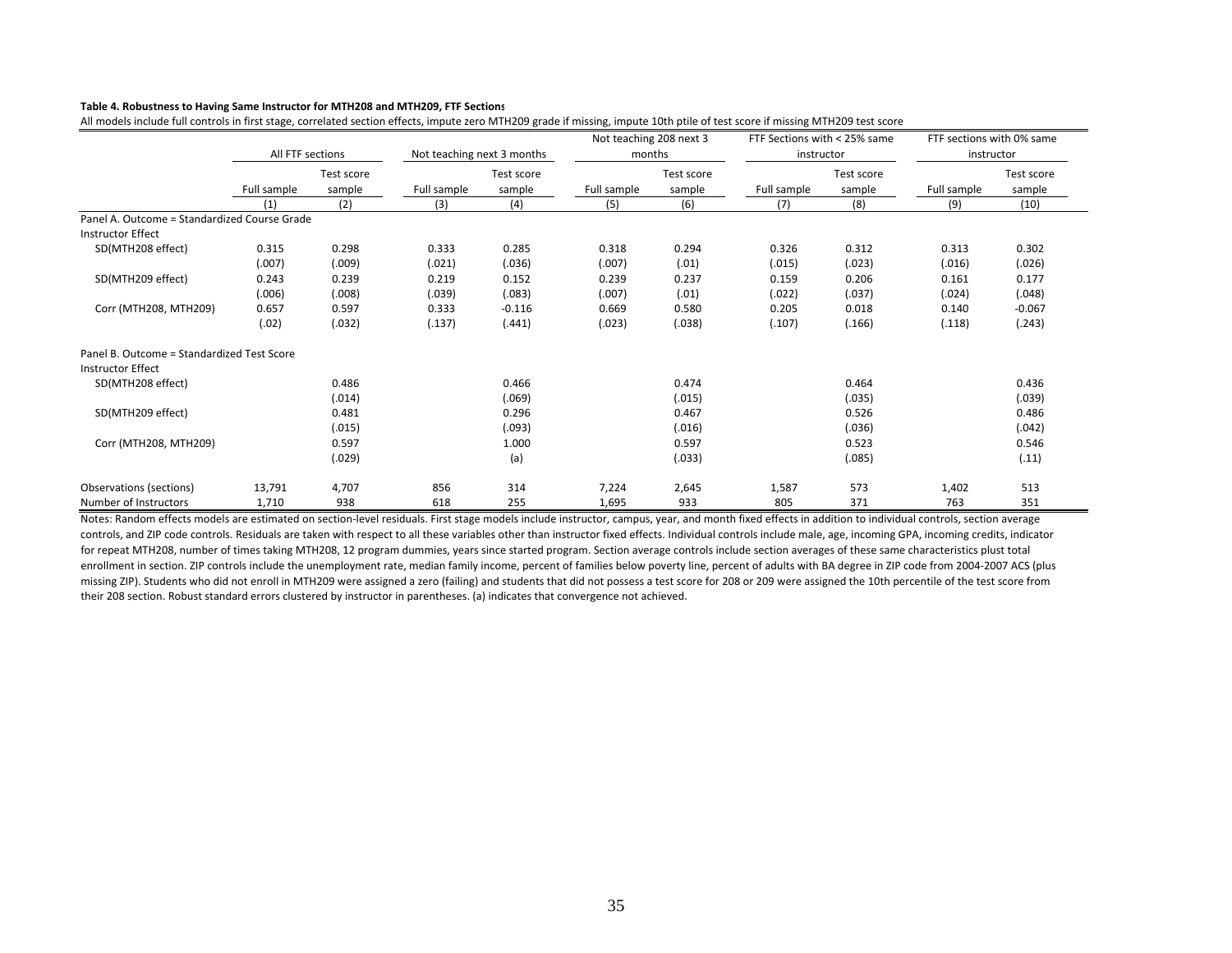**Table 4. Robustness to Having Same Instructor for MTH208 and MTH209, FTF Sections**

All models include full controls in first stage, correlated section effects, impute zero MTH209 grade if missing, impute 10th ptile of test score if missing MTH209 test score

| | All FTF sections | | Not teaching next 3 months | | Not teaching 208 next 3 months | | FTF Sections with < 25% same instructor | | FTF sections with 0% same instructor | |
|---|---|---|---|---|---|---|---|---|---|---|
| | Full sample | Test score sample | Full sample | Test score sample | Full sample | Test score sample | Full sample | Test score sample | Full sample | Test score sample |
| | (1) | (2) | (3) | (4) | (5) | (6) | (7) | (8) | (9) | (10) |
| Panel A. Outcome = Standardized Course Grade | | | | | | | | | | |
| Instructor Effect | | | | | | | | | | |
| SD(MTH208 effect) | 0.315 | 0.298 | 0.333 | 0.285 | 0.318 | 0.294 | 0.326 | 0.312 | 0.313 | 0.302 |
| | (.007) | (.009) | (.021) | (.036) | (.007) | (.01) | (.015) | (.023) | (.016) | (.026) |
| SD(MTH209 effect) | 0.243 | 0.239 | 0.219 | 0.152 | 0.239 | 0.237 | 0.159 | 0.206 | 0.161 | 0.177 |
| | (.006) | (.008) | (.039) | (.083) | (.007) | (.01) | (.022) | (.037) | (.024) | (.048) |
| Corr (MTH208, MTH209) | 0.657 | 0.597 | 0.333 | -0.116 | 0.669 | 0.580 | 0.205 | 0.018 | 0.140 | -0.067 |
| | (.02) | (.032) | (.137) | (.441) | (.023) | (.038) | (.107) | (.166) | (.118) | (.243) |
| Panel B. Outcome = Standardized Test Score | | | | | | | | | | |
| Instructor Effect | | | | | | | | | | |
| SD(MTH208 effect) | | 0.486 | | 0.466 | | 0.474 | | 0.464 | | 0.436 |
| | | (.014) | | (.069) | | (.015) | | (.035) | | (.039) |
| SD(MTH209 effect) | | 0.481 | | 0.296 | | 0.467 | | 0.526 | | 0.486 |
| | | (.015) | | (.093) | | (.016) | | (.036) | | (.042) |
| Corr (MTH208, MTH209) | | 0.597 | | 1.000 | | 0.597 | | 0.523 | | 0.546 |
| | | (.029) | | (a) | | (.033) | | (.085) | | (.11) |
| Observations (sections) | 13,791 | 4,707 | 856 | 314 | 7,224 | 2,645 | 1,587 | 573 | 1,402 | 513 |
| Number of Instructors | 1,710 | 938 | 618 | 255 | 1,695 | 933 | 805 | 371 | 763 | 351 |

Notes: Random effects models are estimated on section-level residuals. First stage models include instructor, campus, year, and month fixed effects in addition to individual controls, section average controls, and ZIP code controls. Residuals are taken with respect to all these variables other than instructor fixed effects. Individual controls include male, age, incoming GPA, incoming credits, indicator for repeat MTH208, number of times taking MTH208, 12 program dummies, years since started program. Section average controls include section averages of these same characteristics plust total enrollment in section. ZIP controls include the unemployment rate, median family income, percent of families below poverty line, percent of adults with BA degree in ZIP code from 2004-2007 ACS (plus missing ZIP). Students who did not enroll in MTH209 were assigned a zero (failing) and students that did not possess a test score for 208 or 209 were assigned the 10th percentile of the test score from their 208 section. Robust standard errors clustered by instructor in parentheses. (a) indicates that convergence not achieved.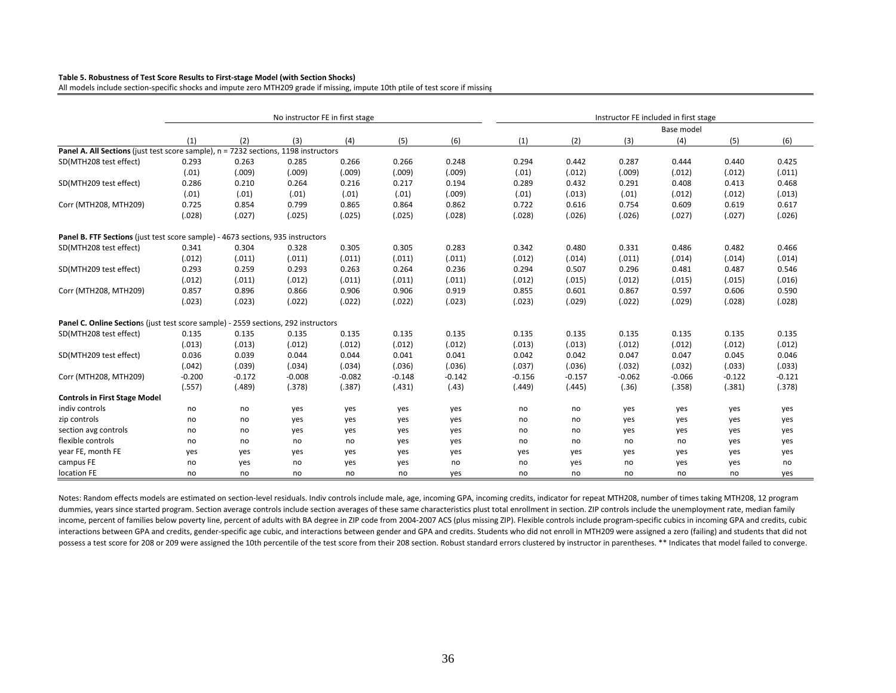**Table 5. Robustness of Test Score Results to First-stage Model (with Section Shocks)**

All models include section-specific shocks and impute zero MTH209 grade if missing, impute 10th ptile of test score if missing

| | No instructor FE in first stage | | | | | | Instructor FE included in first stage | | | | | |
|---|---|---|---|---|---|---|---|---|---|---|---|---|
| | | | | | | | | | | Base model | | |
| | (1) | (2) | (3) | (4) | (5) | (6) | (1) | (2) | (3) | (4) | (5) | (6) |
| **Panel A. All Sections** (just test score sample), n = 7232 sections, 1198 instructors | | | | | | | | | | | | |
| SD(MTH208 test effect) | 0.293 | 0.263 | 0.285 | 0.266 | 0.266 | 0.248 | 0.294 | 0.442 | 0.287 | 0.444 | 0.440 | 0.425 |
| | (.01) | (.009) | (.009) | (.009) | (.009) | (.009) | (.01) | (.012) | (.009) | (.012) | (.012) | (.011) |
| SD(MTH209 test effect) | 0.286 | 0.210 | 0.264 | 0.216 | 0.217 | 0.194 | 0.289 | 0.432 | 0.291 | 0.408 | 0.413 | 0.468 |
| | (.01) | (.01) | (.01) | (.01) | (.01) | (.009) | (.01) | (.013) | (.01) | (.012) | (.012) | (.013) |
| Corr (MTH208, MTH209) | 0.725 | 0.854 | 0.799 | 0.865 | 0.864 | 0.862 | 0.722 | 0.616 | 0.754 | 0.609 | 0.619 | 0.617 |
| | (.028) | (.027) | (.025) | (.025) | (.025) | (.028) | (.028) | (.026) | (.026) | (.027) | (.027) | (.026) |
| **Panel B. FTF Sections** (just test score sample) - 4673 sections, 935 instructors | | | | | | | | | | | | |
| SD(MTH208 test effect) | 0.341 | 0.304 | 0.328 | 0.305 | 0.305 | 0.283 | 0.342 | 0.480 | 0.331 | 0.486 | 0.482 | 0.466 |
| | (.012) | (.011) | (.011) | (.011) | (.011) | (.011) | (.012) | (.014) | (.011) | (.014) | (.014) | (.014) |
| SD(MTH209 test effect) | 0.293 | 0.259 | 0.293 | 0.263 | 0.264 | 0.236 | 0.294 | 0.507 | 0.296 | 0.481 | 0.487 | 0.546 |
| | (.012) | (.011) | (.012) | (.011) | (.011) | (.011) | (.012) | (.015) | (.012) | (.015) | (.015) | (.016) |
| Corr (MTH208, MTH209) | 0.857 | 0.896 | 0.866 | 0.906 | 0.906 | 0.919 | 0.855 | 0.601 | 0.867 | 0.597 | 0.606 | 0.590 |
| | (.023) | (.023) | (.022) | (.022) | (.022) | (.023) | (.023) | (.029) | (.022) | (.029) | (.028) | (.028) |
| **Panel C. Online Section**s (just test score sample) - 2559 sections, 292 instructors | | | | | | | | | | | | |
| SD(MTH208 test effect) | 0.135 | 0.135 | 0.135 | 0.135 | 0.135 | 0.135 | 0.135 | 0.135 | 0.135 | 0.135 | 0.135 | 0.135 |
| | (.013) | (.013) | (.012) | (.012) | (.012) | (.012) | (.013) | (.013) | (.012) | (.012) | (.012) | (.012) |
| SD(MTH209 test effect) | 0.036 | 0.039 | 0.044 | 0.044 | 0.041 | 0.041 | 0.042 | 0.042 | 0.047 | 0.047 | 0.045 | 0.046 |
| | (.042) | (.039) | (.034) | (.034) | (.036) | (.036) | (.037) | (.036) | (.032) | (.032) | (.033) | (.033) |
| Corr (MTH208, MTH209) | -0.200 | -0.172 | -0.008 | -0.082 | -0.148 | -0.142 | -0.156 | -0.157 | -0.062 | -0.066 | -0.122 | -0.121 |
| | (.557) | (.489) | (.378) | (.387) | (.431) | (.43) | (.449) | (.445) | (.36) | (.358) | (.381) | (.378) |
| **Controls in First Stage Model** | | | | | | | | | | | | |
| indiv controls | no | no | yes | yes | yes | yes | no | no | yes | yes | yes | yes |
| zip controls | no | no | yes | yes | yes | yes | no | no | yes | yes | yes | yes |
| section avg controls | no | no | yes | yes | yes | yes | no | no | yes | yes | yes | yes |
| flexible controls | no | no | no | no | yes | yes | no | no | no | no | yes | yes |
| year FE, month FE | yes | yes | yes | yes | yes | yes | yes | yes | yes | yes | yes | yes |
| campus FE | no | yes | no | yes | yes | no | no | yes | no | yes | yes | no |
| location FE | no | no | no | no | no | yes | no | no | no | no | no | yes |

Notes: Random effects models are estimated on section-level residuals. Indiv controls include male, age, incoming GPA, incoming credits, indicator for repeat MTH208, number of times taking MTH208, 12 program dummies, years since started program. Section average controls include section averages of these same characteristics plust total enrollment in section. ZIP controls include the unemployment rate, median family income, percent of families below poverty line, percent of adults with BA degree in ZIP code from 2004-2007 ACS (plus missing ZIP). Flexible controls include program-specific cubics in incoming GPA and credits, cubic interactions between GPA and credits, gender-specific age cubic, and interactions between gender and GPA and credits. Students who did not enroll in MTH209 were assigned a zero (failing) and students that did not possess a test score for 208 or 209 were assigned the 10th percentile of the test score from their 208 section. Robust standard errors clustered by instructor in parentheses. ** Indicates that model failed to converge.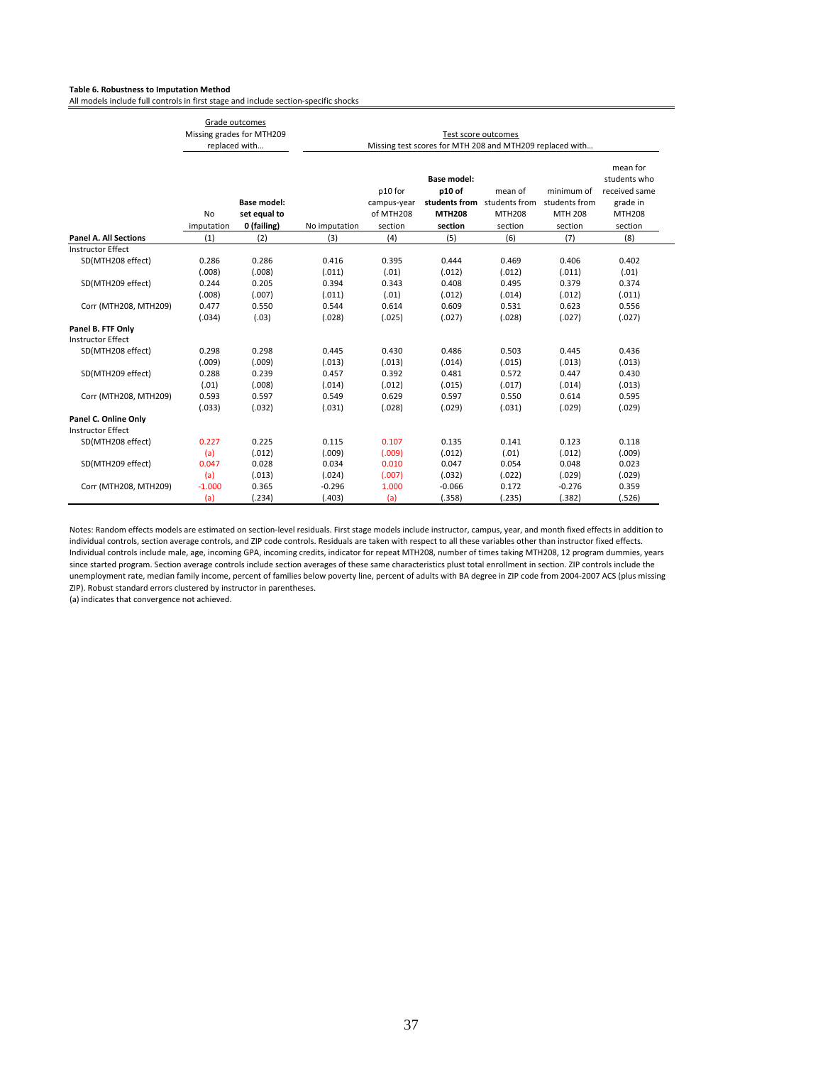**Table 6. Robustness to Imputation Method**

All models include full controls in first stage and include section-specific shocks

| | Grade outcomes: Missing grades for MTH209 replaced with… | | Test score outcomes: Missing test scores for MTH 208 and MTH209 replaced with… | | | | | |
|---|---|---|---|---|---|---|---|---|
| | No imputation | **Base model: set equal to 0 (failing)** | No imputation | p10 for campus-year of MTH208 section | **Base model: p10 of students from MTH208 section** | mean of students from MTH208 section | minimum of students from MTH 208 section | mean for students who received same grade in MTH208 section |
| **Panel A. All Sections** | (1) | (2) | (3) | (4) | (5) | (6) | (7) | (8) |
| Instructor Effect | | | | | | | | |
| SD(MTH208 effect) | 0.286 | 0.286 | 0.416 | 0.395 | 0.444 | 0.469 | 0.406 | 0.402 |
| | (.008) | (.008) | (.011) | (.01) | (.012) | (.012) | (.011) | (.01) |
| SD(MTH209 effect) | 0.244 | 0.205 | 0.394 | 0.343 | 0.408 | 0.495 | 0.379 | 0.374 |
| | (.008) | (.007) | (.011) | (.01) | (.012) | (.014) | (.012) | (.011) |
| Corr (MTH208, MTH209) | 0.477 | 0.550 | 0.544 | 0.614 | 0.609 | 0.531 | 0.623 | 0.556 |
| | (.034) | (.03) | (.028) | (.025) | (.027) | (.028) | (.027) | (.027) |
| **Panel B. FTF Only** | | | | | | | | |
| Instructor Effect | | | | | | | | |
| SD(MTH208 effect) | 0.298 | 0.298 | 0.445 | 0.430 | 0.486 | 0.503 | 0.445 | 0.436 |
| | (.009) | (.009) | (.013) | (.013) | (.014) | (.015) | (.013) | (.013) |
| SD(MTH209 effect) | 0.288 | 0.239 | 0.457 | 0.392 | 0.481 | 0.572 | 0.447 | 0.430 |
| | (.01) | (.008) | (.014) | (.012) | (.015) | (.017) | (.014) | (.013) |
| Corr (MTH208, MTH209) | 0.593 | 0.597 | 0.549 | 0.629 | 0.597 | 0.550 | 0.614 | 0.595 |
| | (.033) | (.032) | (.031) | (.028) | (.029) | (.031) | (.029) | (.029) |
| **Panel C. Online Only** | | | | | | | | |
| Instructor Effect | | | | | | | | |
| SD(MTH208 effect) | 0.227 | 0.225 | 0.115 | 0.107 | 0.135 | 0.141 | 0.123 | 0.118 |
| | (a) | (.012) | (.009) | (.009) | (.012) | (.01) | (.012) | (.009) |
| SD(MTH209 effect) | 0.047 | 0.028 | 0.034 | 0.010 | 0.047 | 0.054 | 0.048 | 0.023 |
| | (a) | (.013) | (.024) | (.007) | (.032) | (.022) | (.029) | (.029) |
| Corr (MTH208, MTH209) | -1.000 | 0.365 | -0.296 | 1.000 | -0.066 | 0.172 | -0.276 | 0.359 |
| | (a) | (.234) | (.403) | (a) | (.358) | (.235) | (.382) | (.526) |

Notes: Random effects models are estimated on section-level residuals. First stage models include instructor, campus, year, and month fixed effects in addition to individual controls, section average controls, and ZIP code controls. Residuals are taken with respect to all these variables other than instructor fixed effects. Individual controls include male, age, incoming GPA, incoming credits, indicator for repeat MTH208, number of times taking MTH208, 12 program dummies, years since started program. Section average controls include section averages of these same characteristics plust total enrollment in section. ZIP controls include the unemployment rate, median family income, percent of families below poverty line, percent of adults with BA degree in ZIP code from 2004-2007 ACS (plus missing ZIP). Robust standard errors clustered by instructor in parentheses.

(a) indicates that convergence not achieved.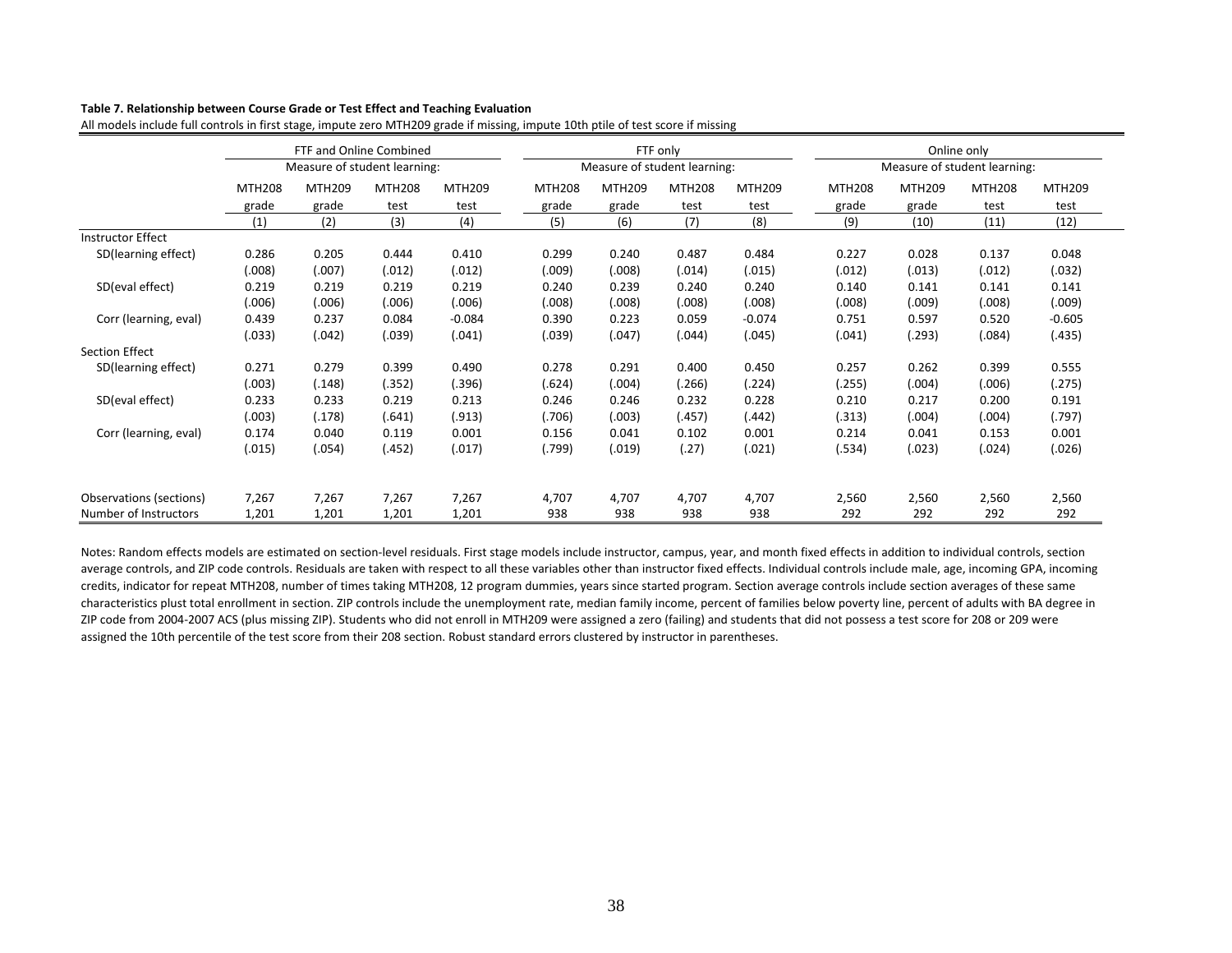**Table 7. Relationship between Course Grade or Test Effect and Teaching Evaluation**

All models include full controls in first stage, impute zero MTH209 grade if missing, impute 10th ptile of test score if missing

| | FTF and Online Combined | | | | FTF only | | | | Online only | | | |
|---|---|---|---|---|---|---|---|---|---|---|---|---|
| | Measure of student learning: | | | | Measure of student learning: | | | | Measure of student learning: | | | |
| | MTH208 grade | MTH209 grade | MTH208 test | MTH209 test | MTH208 grade | MTH209 grade | MTH208 test | MTH209 test | MTH208 grade | MTH209 grade | MTH208 test | MTH209 test |
| | (1) | (2) | (3) | (4) | (5) | (6) | (7) | (8) | (9) | (10) | (11) | (12) |
| Instructor Effect | | | | | | | | | | | | |
| SD(learning effect) | 0.286 | 0.205 | 0.444 | 0.410 | 0.299 | 0.240 | 0.487 | 0.484 | 0.227 | 0.028 | 0.137 | 0.048 |
| | (.008) | (.007) | (.012) | (.012) | (.009) | (.008) | (.014) | (.015) | (.012) | (.013) | (.012) | (.032) |
| SD(eval effect) | 0.219 | 0.219 | 0.219 | 0.219 | 0.240 | 0.239 | 0.240 | 0.240 | 0.140 | 0.141 | 0.141 | 0.141 |
| | (.006) | (.006) | (.006) | (.006) | (.008) | (.008) | (.008) | (.008) | (.008) | (.009) | (.008) | (.009) |
| Corr (learning, eval) | 0.439 | 0.237 | 0.084 | -0.084 | 0.390 | 0.223 | 0.059 | -0.074 | 0.751 | 0.597 | 0.520 | -0.605 |
| | (.033) | (.042) | (.039) | (.041) | (.039) | (.047) | (.044) | (.045) | (.041) | (.293) | (.084) | (.435) |
| Section Effect | | | | | | | | | | | | |
| SD(learning effect) | 0.271 | 0.279 | 0.399 | 0.490 | 0.278 | 0.291 | 0.400 | 0.450 | 0.257 | 0.262 | 0.399 | 0.555 |
| | (.003) | (.148) | (.352) | (.396) | (.624) | (.004) | (.266) | (.224) | (.255) | (.004) | (.006) | (.275) |
| SD(eval effect) | 0.233 | 0.233 | 0.219 | 0.213 | 0.246 | 0.246 | 0.232 | 0.228 | 0.210 | 0.217 | 0.200 | 0.191 |
| | (.003) | (.178) | (.641) | (.913) | (.706) | (.003) | (.457) | (.442) | (.313) | (.004) | (.004) | (.797) |
| Corr (learning, eval) | 0.174 | 0.040 | 0.119 | 0.001 | 0.156 | 0.041 | 0.102 | 0.001 | 0.214 | 0.041 | 0.153 | 0.001 |
| | (.015) | (.054) | (.452) | (.017) | (.799) | (.019) | (.27) | (.021) | (.534) | (.023) | (.024) | (.026) |
| Observations (sections) | 7,267 | 7,267 | 7,267 | 7,267 | 4,707 | 4,707 | 4,707 | 4,707 | 2,560 | 2,560 | 2,560 | 2,560 |
| Number of Instructors | 1,201 | 1,201 | 1,201 | 1,201 | 938 | 938 | 938 | 938 | 292 | 292 | 292 | 292 |

Notes: Random effects models are estimated on section-level residuals. First stage models include instructor, campus, year, and month fixed effects in addition to individual controls, section average controls, and ZIP code controls. Residuals are taken with respect to all these variables other than instructor fixed effects. Individual controls include male, age, incoming GPA, incoming credits, indicator for repeat MTH208, number of times taking MTH208, 12 program dummies, years since started program. Section average controls include section averages of these same characteristics plust total enrollment in section. ZIP controls include the unemployment rate, median family income, percent of families below poverty line, percent of adults with BA degree in ZIP code from 2004-2007 ACS (plus missing ZIP). Students who did not enroll in MTH209 were assigned a zero (failing) and students that did not possess a test score for 208 or 209 were assigned the 10th percentile of the test score from their 208 section. Robust standard errors clustered by instructor in parentheses.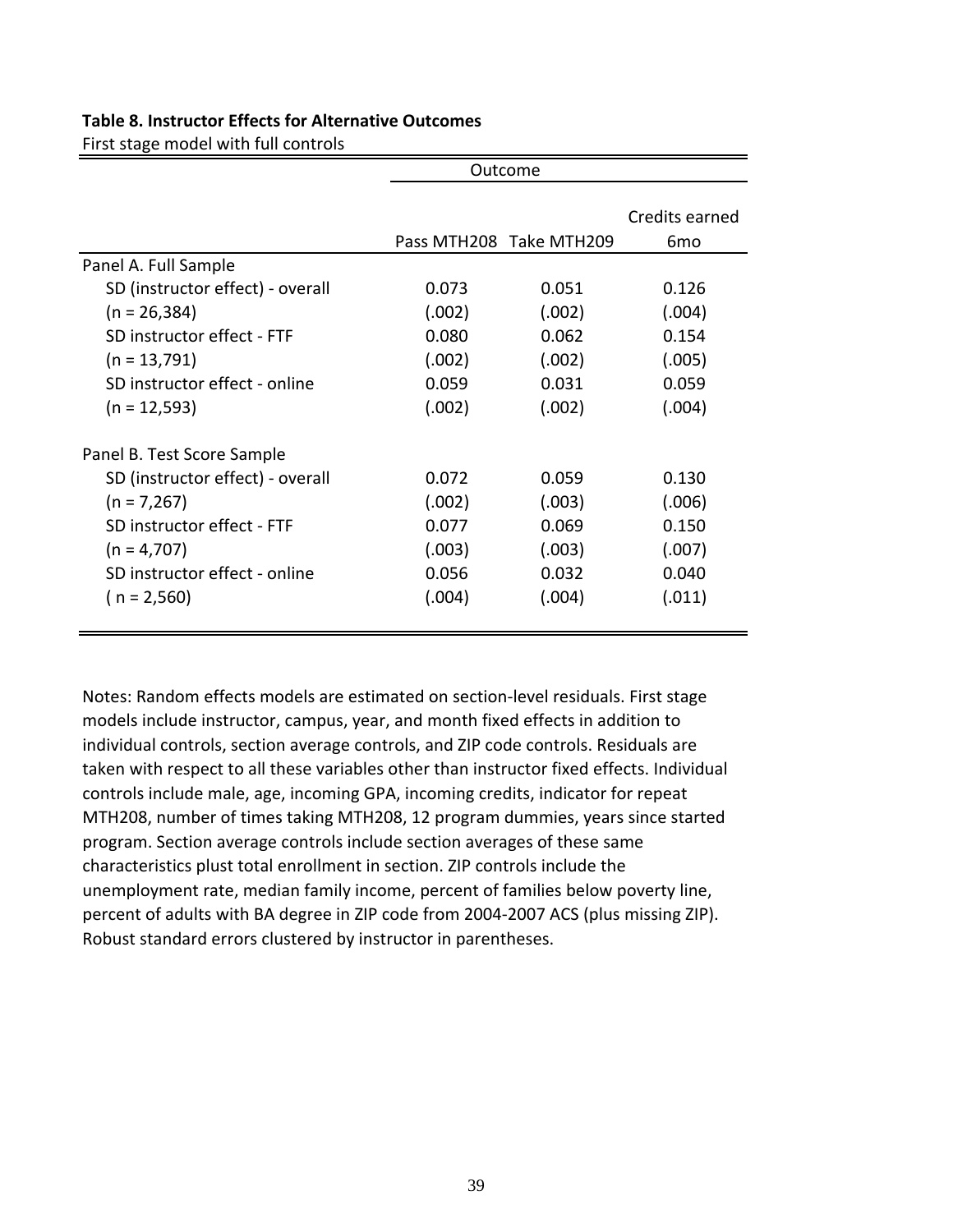**Table 8. Instructor Effects for Alternative Outcomes**

First stage model with full controls

| | Outcome | | |
|---|---|---|---|
| | Pass MTH208 | Take MTH209 | Credits earned 6mo |
| Panel A. Full Sample | | | |
| SD (instructor effect) - overall | 0.073 | 0.051 | 0.126 |
| (n = 26,384) | (.002) | (.002) | (.004) |
| SD instructor effect - FTF | 0.080 | 0.062 | 0.154 |
| (n = 13,791) | (.002) | (.002) | (.005) |
| SD instructor effect - online | 0.059 | 0.031 | 0.059 |
| (n = 12,593) | (.002) | (.002) | (.004) |
| Panel B. Test Score Sample | | | |
| SD (instructor effect) - overall | 0.072 | 0.059 | 0.130 |
| (n = 7,267) | (.002) | (.003) | (.006) |
| SD instructor effect - FTF | 0.077 | 0.069 | 0.150 |
| (n = 4,707) | (.003) | (.003) | (.007) |
| SD instructor effect - online | 0.056 | 0.032 | 0.040 |
| ( n = 2,560) | (.004) | (.004) | (.011) |

Notes: Random effects models are estimated on section-level residuals. First stage models include instructor, campus, year, and month fixed effects in addition to individual controls, section average controls, and ZIP code controls. Residuals are taken with respect to all these variables other than instructor fixed effects. Individual controls include male, age, incoming GPA, incoming credits, indicator for repeat MTH208, number of times taking MTH208, 12 program dummies, years since started program. Section average controls include section averages of these same characteristics plust total enrollment in section. ZIP controls include the unemployment rate, median family income, percent of families below poverty line, percent of adults with BA degree in ZIP code from 2004-2007 ACS (plus missing ZIP). Robust standard errors clustered by instructor in parentheses.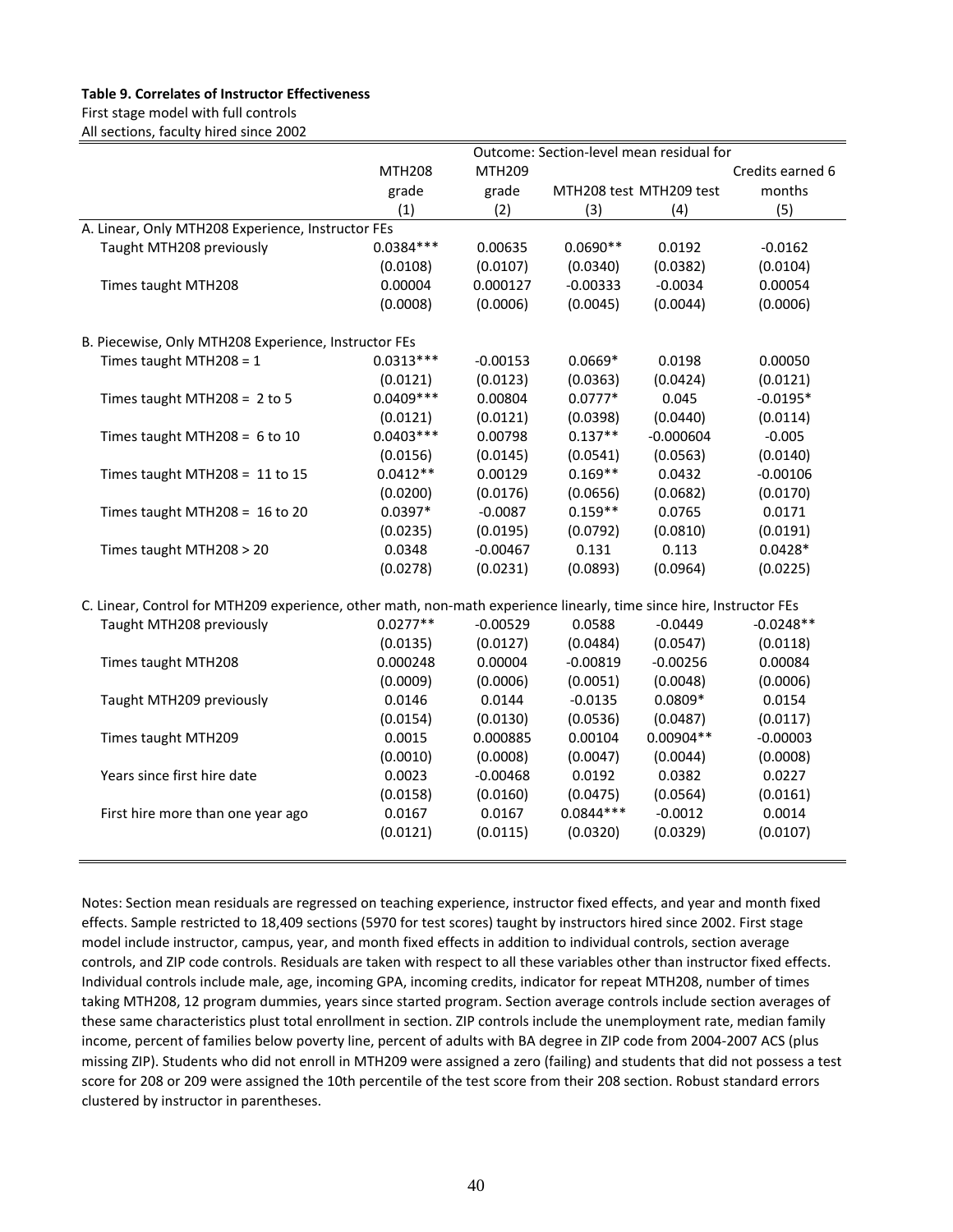**Table 9. Correlates of Instructor Effectiveness**

First stage model with full controls

All sections, faculty hired since 2002

| | Outcome: Section-level mean residual for | | | | |
|---|---|---|---|---|---|
| | MTH208 grade | MTH209 grade | MTH208 test | MTH209 test | Credits earned 6 months |
| | (1) | (2) | (3) | (4) | (5) |
| A. Linear, Only MTH208 Experience, Instructor FEs | | | | | |
| Taught MTH208 previously | 0.0384*** | 0.00635 | 0.0690** | 0.0192 | -0.0162 |
| | (0.0108) | (0.0107) | (0.0340) | (0.0382) | (0.0104) |
| Times taught MTH208 | 0.00004 | 0.000127 | -0.00333 | -0.0034 | 0.00054 |
| | (0.0008) | (0.0006) | (0.0045) | (0.0044) | (0.0006) |
| B. Piecewise, Only MTH208 Experience, Instructor FEs | | | | | |
| Times taught MTH208 = 1 | 0.0313*** | -0.00153 | 0.0669* | 0.0198 | 0.00050 |
| | (0.0121) | (0.0123) | (0.0363) | (0.0424) | (0.0121) |
| Times taught MTH208 = 2 to 5 | 0.0409*** | 0.00804 | 0.0777* | 0.045 | -0.0195* |
| | (0.0121) | (0.0121) | (0.0398) | (0.0440) | (0.0114) |
| Times taught MTH208 = 6 to 10 | 0.0403*** | 0.00798 | 0.137** | -0.000604 | -0.005 |
| | (0.0156) | (0.0145) | (0.0541) | (0.0563) | (0.0140) |
| Times taught MTH208 = 11 to 15 | 0.0412** | 0.00129 | 0.169** | 0.0432 | -0.00106 |
| | (0.0200) | (0.0176) | (0.0656) | (0.0682) | (0.0170) |
| Times taught MTH208 = 16 to 20 | 0.0397* | -0.0087 | 0.159** | 0.0765 | 0.0171 |
| | (0.0235) | (0.0195) | (0.0792) | (0.0810) | (0.0191) |
| Times taught MTH208 > 20 | 0.0348 | -0.00467 | 0.131 | 0.113 | 0.0428* |
| | (0.0278) | (0.0231) | (0.0893) | (0.0964) | (0.0225) |
| C. Linear, Control for MTH209 experience, other math, non-math experience linearly, time since hire, Instructor FEs | | | | | |
| Taught MTH208 previously | 0.0277** | -0.00529 | 0.0588 | -0.0449 | -0.0248** |
| | (0.0135) | (0.0127) | (0.0484) | (0.0547) | (0.0118) |
| Times taught MTH208 | 0.000248 | 0.00004 | -0.00819 | -0.00256 | 0.00084 |
| | (0.0009) | (0.0006) | (0.0051) | (0.0048) | (0.0006) |
| Taught MTH209 previously | 0.0146 | 0.0144 | -0.0135 | 0.0809* | 0.0154 |
| | (0.0154) | (0.0130) | (0.0536) | (0.0487) | (0.0117) |
| Times taught MTH209 | 0.0015 | 0.000885 | 0.00104 | 0.00904** | -0.00003 |
| | (0.0010) | (0.0008) | (0.0047) | (0.0044) | (0.0008) |
| Years since first hire date | 0.0023 | -0.00468 | 0.0192 | 0.0382 | 0.0227 |
| | (0.0158) | (0.0160) | (0.0475) | (0.0564) | (0.0161) |
| First hire more than one year ago | 0.0167 | 0.0167 | 0.0844*** | -0.0012 | 0.0014 |
| | (0.0121) | (0.0115) | (0.0320) | (0.0329) | (0.0107) |

Notes: Section mean residuals are regressed on teaching experience, instructor fixed effects, and year and month fixed effects. Sample restricted to 18,409 sections (5970 for test scores) taught by instructors hired since 2002. First stage model include instructor, campus, year, and month fixed effects in addition to individual controls, section average controls, and ZIP code controls. Residuals are taken with respect to all these variables other than instructor fixed effects. Individual controls include male, age, incoming GPA, incoming credits, indicator for repeat MTH208, number of times taking MTH208, 12 program dummies, years since started program. Section average controls include section averages of these same characteristics plust total enrollment in section. ZIP controls include the unemployment rate, median family income, percent of families below poverty line, percent of adults with BA degree in ZIP code from 2004-2007 ACS (plus missing ZIP). Students who did not enroll in MTH209 were assigned a zero (failing) and students that did not possess a test score for 208 or 209 were assigned the 10th percentile of the test score from their 208 section. Robust standard errors clustered by instructor in parentheses.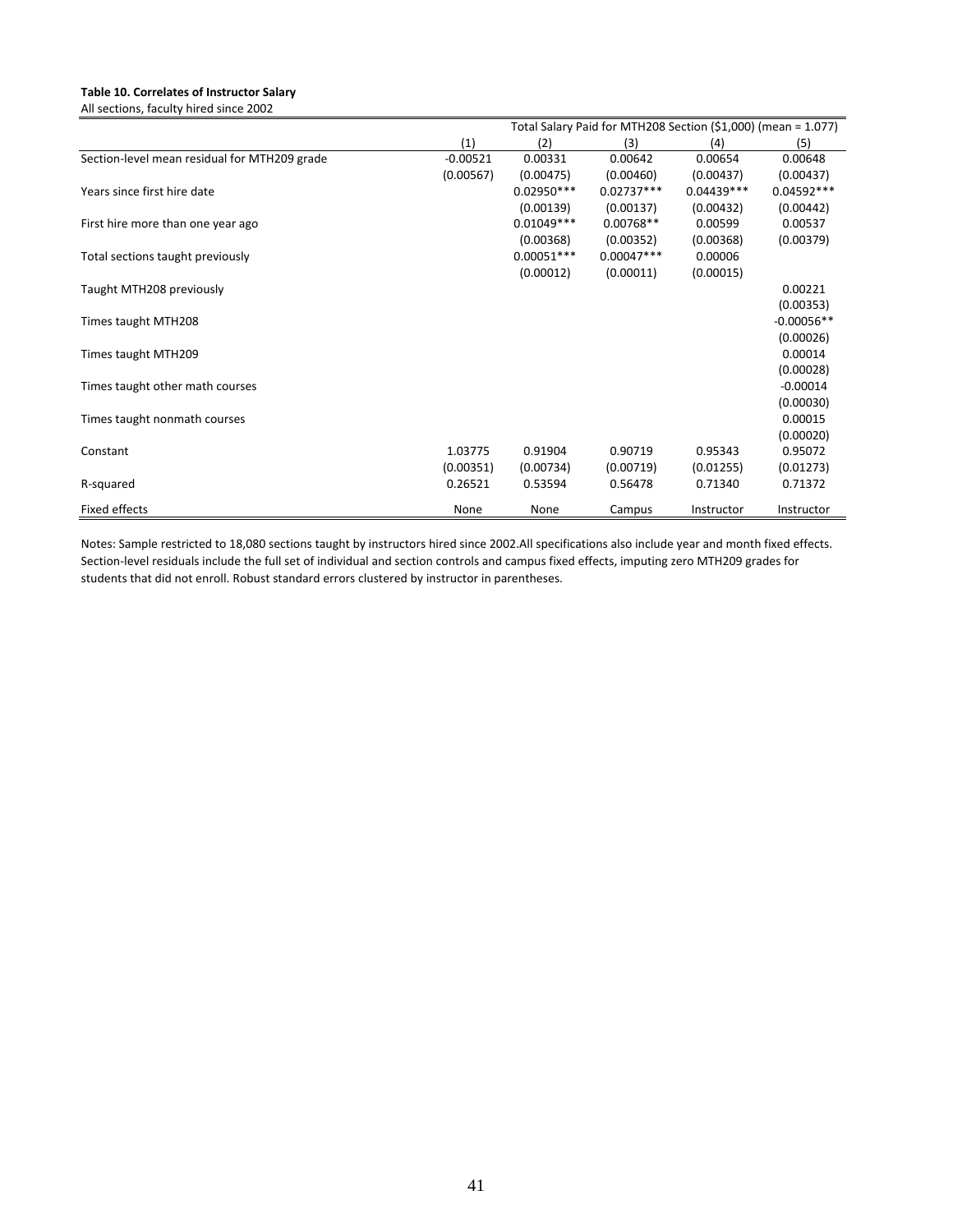**Table 10. Correlates of Instructor Salary**

All sections, faculty hired since 2002

| | Total Salary Paid for MTH208 Section ($1,000) (mean = 1.077) | | | | |
|---|---|---|---|---|---|
| | (1) | (2) | (3) | (4) | (5) |
| Section-level mean residual for MTH209 grade | -0.00521 | 0.00331 | 0.00642 | 0.00654 | 0.00648 |
| | (0.00567) | (0.00475) | (0.00460) | (0.00437) | (0.00437) |
| Years since first hire date | | 0.02950*** | 0.02737*** | 0.04439*** | 0.04592*** |
| | | (0.00139) | (0.00137) | (0.00432) | (0.00442) |
| First hire more than one year ago | | 0.01049*** | 0.00768** | 0.00599 | 0.00537 |
| | | (0.00368) | (0.00352) | (0.00368) | (0.00379) |
| Total sections taught previously | | 0.00051*** | 0.00047*** | 0.00006 | |
| | | (0.00012) | (0.00011) | (0.00015) | |
| Taught MTH208 previously | | | | | 0.00221 |
| | | | | | (0.00353) |
| Times taught MTH208 | | | | | -0.00056** |
| | | | | | (0.00026) |
| Times taught MTH209 | | | | | 0.00014 |
| | | | | | (0.00028) |
| Times taught other math courses | | | | | -0.00014 |
| | | | | | (0.00030) |
| Times taught nonmath courses | | | | | 0.00015 |
| | | | | | (0.00020) |
| Constant | 1.03775 | 0.91904 | 0.90719 | 0.95343 | 0.95072 |
| | (0.00351) | (0.00734) | (0.00719) | (0.01255) | (0.01273) |
| R-squared | 0.26521 | 0.53594 | 0.56478 | 0.71340 | 0.71372 |
| Fixed effects | None | None | Campus | Instructor | Instructor |

Notes: Sample restricted to 18,080 sections taught by instructors hired since 2002.All specifications also include year and month fixed effects. Section-level residuals include the full set of individual and section controls and campus fixed effects, imputing zero MTH209 grades for students that did not enroll. Robust standard errors clustered by instructor in parentheses.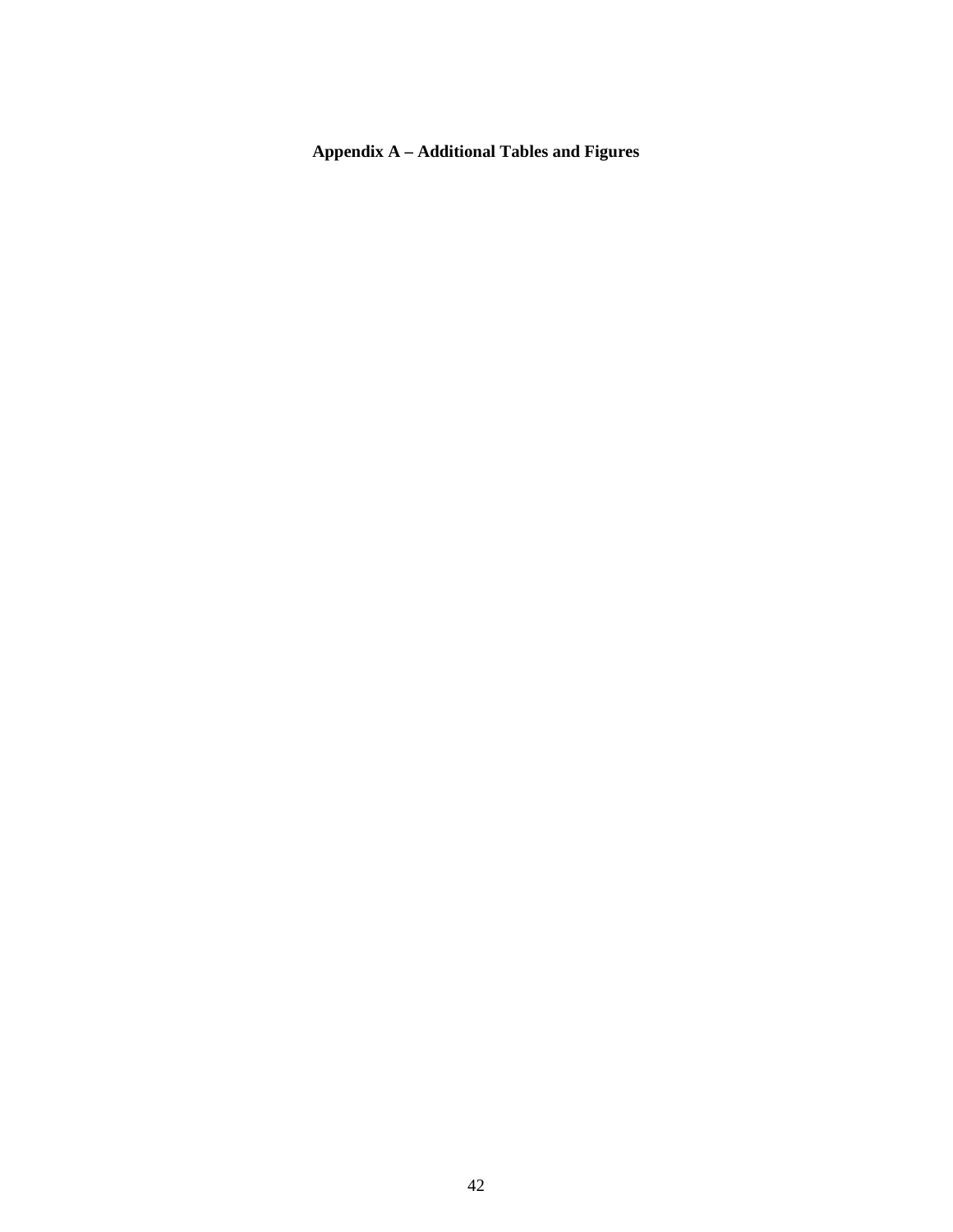# Appendix A – Additional Tables and Figures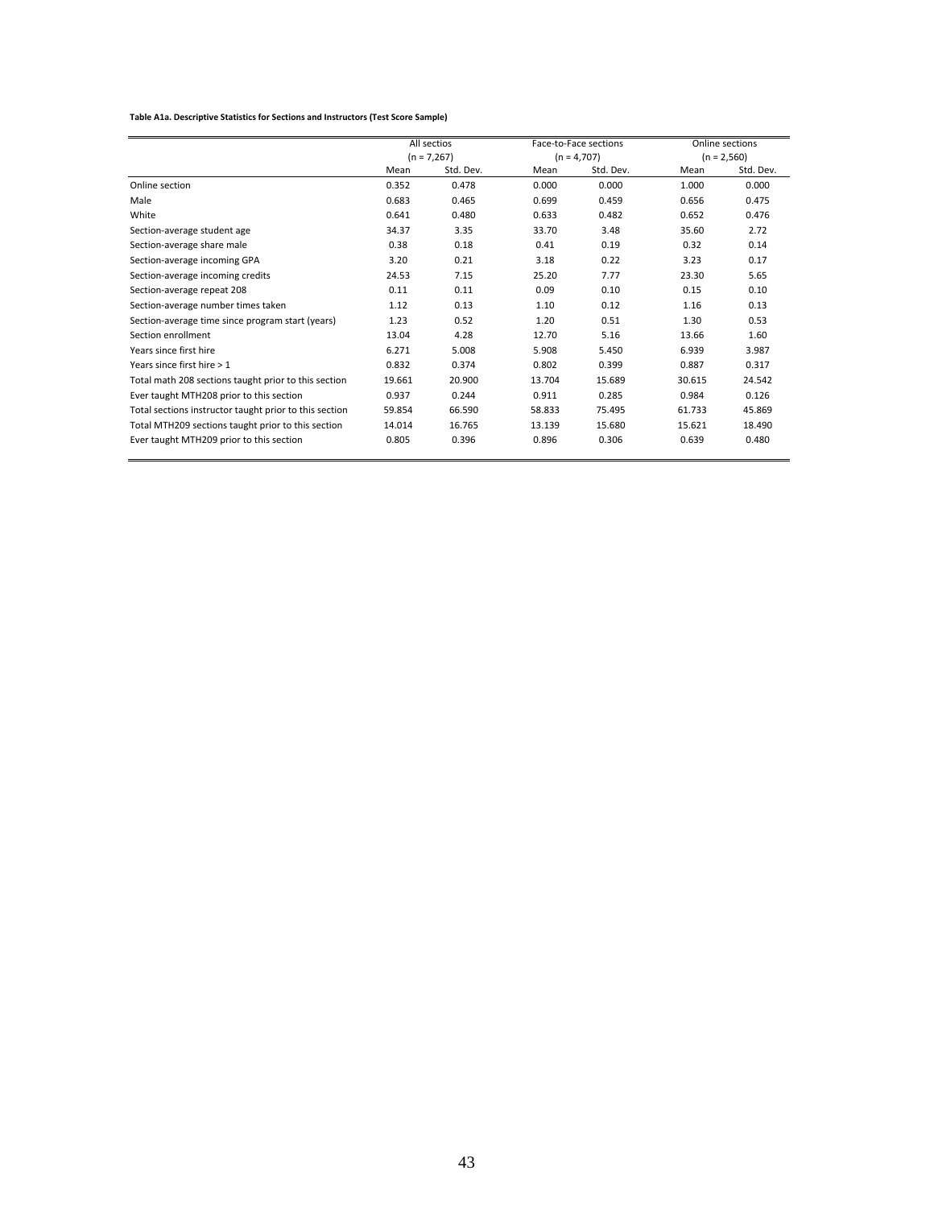**Table A1a. Descriptive Statistics for Sections and Instructors (Test Score Sample)**

| | All sectios (n = 7,267) | | Face-to-Face sections (n = 4,707) | | Online sections (n = 2,560) | |
|---|---|---|---|---|---|---|
| | Mean | Std. Dev. | Mean | Std. Dev. | Mean | Std. Dev. |
| Online section | 0.352 | 0.478 | 0.000 | 0.000 | 1.000 | 0.000 |
| Male | 0.683 | 0.465 | 0.699 | 0.459 | 0.656 | 0.475 |
| White | 0.641 | 0.480 | 0.633 | 0.482 | 0.652 | 0.476 |
| Section-average student age | 34.37 | 3.35 | 33.70 | 3.48 | 35.60 | 2.72 |
| Section-average share male | 0.38 | 0.18 | 0.41 | 0.19 | 0.32 | 0.14 |
| Section-average incoming GPA | 3.20 | 0.21 | 3.18 | 0.22 | 3.23 | 0.17 |
| Section-average incoming credits | 24.53 | 7.15 | 25.20 | 7.77 | 23.30 | 5.65 |
| Section-average repeat 208 | 0.11 | 0.11 | 0.09 | 0.10 | 0.15 | 0.10 |
| Section-average number times taken | 1.12 | 0.13 | 1.10 | 0.12 | 1.16 | 0.13 |
| Section-average time since program start (years) | 1.23 | 0.52 | 1.20 | 0.51 | 1.30 | 0.53 |
| Section enrollment | 13.04 | 4.28 | 12.70 | 5.16 | 13.66 | 1.60 |
| Years since first hire | 6.271 | 5.008 | 5.908 | 5.450 | 6.939 | 3.987 |
| Years since first hire > 1 | 0.832 | 0.374 | 0.802 | 0.399 | 0.887 | 0.317 |
| Total math 208 sections taught prior to this section | 19.661 | 20.900 | 13.704 | 15.689 | 30.615 | 24.542 |
| Ever taught MTH208 prior to this section | 0.937 | 0.244 | 0.911 | 0.285 | 0.984 | 0.126 |
| Total sections instructor taught prior to this section | 59.854 | 66.590 | 58.833 | 75.495 | 61.733 | 45.869 |
| Total MTH209 sections taught prior to this section | 14.014 | 16.765 | 13.139 | 15.680 | 15.621 | 18.490 |
| Ever taught MTH209 prior to this section | 0.805 | 0.396 | 0.896 | 0.306 | 0.639 | 0.480 |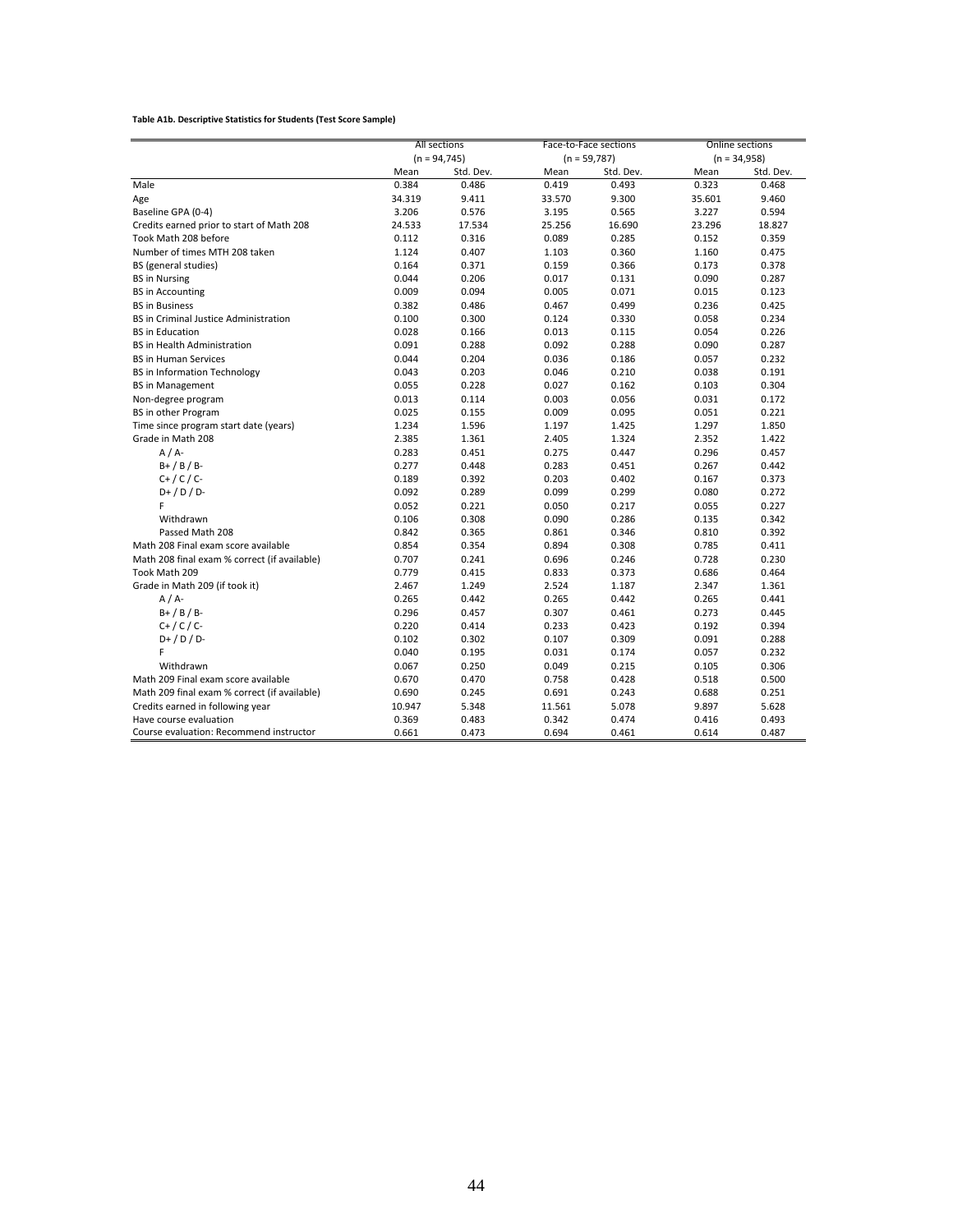**Table A1b. Descriptive Statistics for Students (Test Score Sample)**

| | All sections (n = 94,745) | | Face-to-Face sections (n = 59,787) | | Online sections (n = 34,958) | |
|---|---|---|---|---|---|---|
| | Mean | Std. Dev. | Mean | Std. Dev. | Mean | Std. Dev. |
| Male | 0.384 | 0.486 | 0.419 | 0.493 | 0.323 | 0.468 |
| Age | 34.319 | 9.411 | 33.570 | 9.300 | 35.601 | 9.460 |
| Baseline GPA (0-4) | 3.206 | 0.576 | 3.195 | 0.565 | 3.227 | 0.594 |
| Credits earned prior to start of Math 208 | 24.533 | 17.534 | 25.256 | 16.690 | 23.296 | 18.827 |
| Took Math 208 before | 0.112 | 0.316 | 0.089 | 0.285 | 0.152 | 0.359 |
| Number of times MTH 208 taken | 1.124 | 0.407 | 1.103 | 0.360 | 1.160 | 0.475 |
| BS (general studies) | 0.164 | 0.371 | 0.159 | 0.366 | 0.173 | 0.378 |
| BS in Nursing | 0.044 | 0.206 | 0.017 | 0.131 | 0.090 | 0.287 |
| BS in Accounting | 0.009 | 0.094 | 0.005 | 0.071 | 0.015 | 0.123 |
| BS in Business | 0.382 | 0.486 | 0.467 | 0.499 | 0.236 | 0.425 |
| BS in Criminal Justice Administration | 0.100 | 0.300 | 0.124 | 0.330 | 0.058 | 0.234 |
| BS in Education | 0.028 | 0.166 | 0.013 | 0.115 | 0.054 | 0.226 |
| BS in Health Administration | 0.091 | 0.288 | 0.092 | 0.288 | 0.090 | 0.287 |
| BS in Human Services | 0.044 | 0.204 | 0.036 | 0.186 | 0.057 | 0.232 |
| BS in Information Technology | 0.043 | 0.203 | 0.046 | 0.210 | 0.038 | 0.191 |
| BS in Management | 0.055 | 0.228 | 0.027 | 0.162 | 0.103 | 0.304 |
| Non-degree program | 0.013 | 0.114 | 0.003 | 0.056 | 0.031 | 0.172 |
| BS in other Program | 0.025 | 0.155 | 0.009 | 0.095 | 0.051 | 0.221 |
| Time since program start date (years) | 1.234 | 1.596 | 1.197 | 1.425 | 1.297 | 1.850 |
| Grade in Math 208 | 2.385 | 1.361 | 2.405 | 1.324 | 2.352 | 1.422 |
| A / A- | 0.283 | 0.451 | 0.275 | 0.447 | 0.296 | 0.457 |
| B+ / B / B- | 0.277 | 0.448 | 0.283 | 0.451 | 0.267 | 0.442 |
| C+ / C / C- | 0.189 | 0.392 | 0.203 | 0.402 | 0.167 | 0.373 |
| D+ / D / D- | 0.092 | 0.289 | 0.099 | 0.299 | 0.080 | 0.272 |
| F | 0.052 | 0.221 | 0.050 | 0.217 | 0.055 | 0.227 |
| Withdrawn | 0.106 | 0.308 | 0.090 | 0.286 | 0.135 | 0.342 |
| Passed Math 208 | 0.842 | 0.365 | 0.861 | 0.346 | 0.810 | 0.392 |
| Math 208 Final exam score available | 0.854 | 0.354 | 0.894 | 0.308 | 0.785 | 0.411 |
| Math 208 final exam % correct (if available) | 0.707 | 0.241 | 0.696 | 0.246 | 0.728 | 0.230 |
| Took Math 209 | 0.779 | 0.415 | 0.833 | 0.373 | 0.686 | 0.464 |
| Grade in Math 209 (if took it) | 2.467 | 1.249 | 2.524 | 1.187 | 2.347 | 1.361 |
| A / A- | 0.265 | 0.442 | 0.265 | 0.442 | 0.265 | 0.441 |
| B+ / B / B- | 0.296 | 0.457 | 0.307 | 0.461 | 0.273 | 0.445 |
| C+ / C / C- | 0.220 | 0.414 | 0.233 | 0.423 | 0.192 | 0.394 |
| D+ / D / D- | 0.102 | 0.302 | 0.107 | 0.309 | 0.091 | 0.288 |
| F | 0.040 | 0.195 | 0.031 | 0.174 | 0.057 | 0.232 |
| Withdrawn | 0.067 | 0.250 | 0.049 | 0.215 | 0.105 | 0.306 |
| Math 209 Final exam score available | 0.670 | 0.470 | 0.758 | 0.428 | 0.518 | 0.500 |
| Math 209 final exam % correct (if available) | 0.690 | 0.245 | 0.691 | 0.243 | 0.688 | 0.251 |
| Credits earned in following year | 10.947 | 5.348 | 11.561 | 5.078 | 9.897 | 5.628 |
| Have course evaluation | 0.369 | 0.483 | 0.342 | 0.474 | 0.416 | 0.493 |
| Course evaluation: Recommend instructor | 0.661 | 0.473 | 0.694 | 0.461 | 0.614 | 0.487 |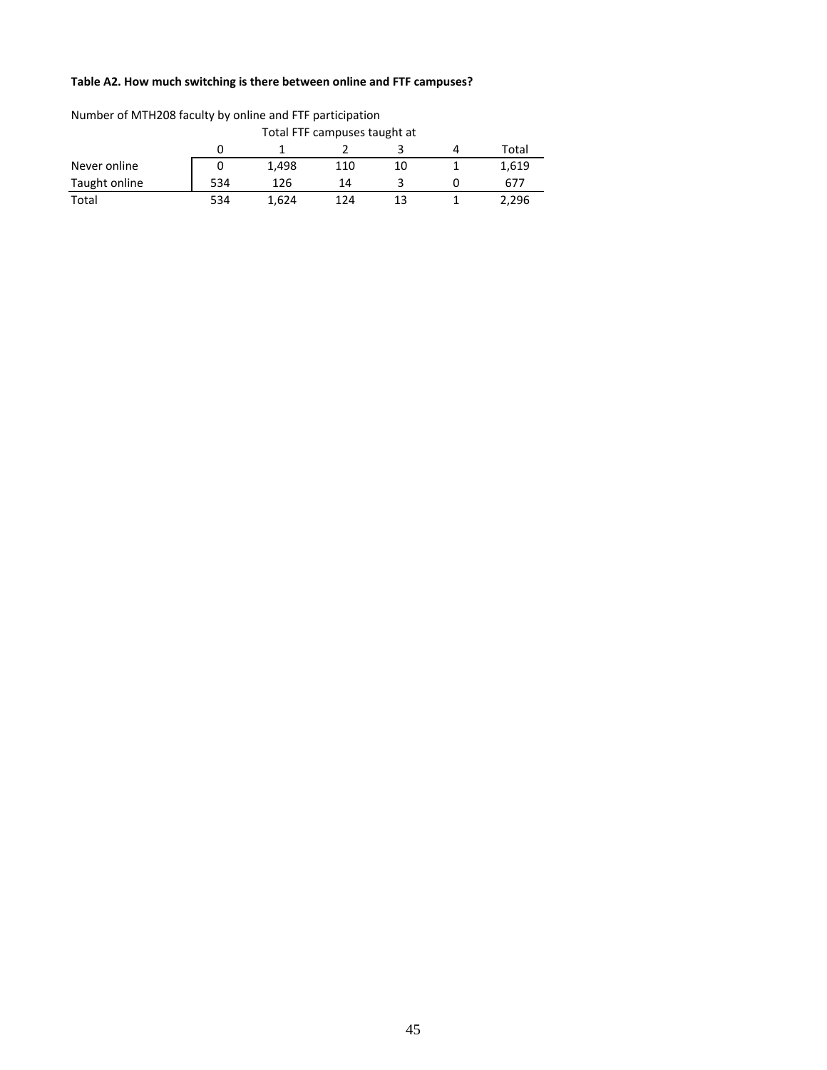**Table A2. How much switching is there between online and FTF campuses?**

Number of MTH208 faculty by online and FTF participation

| | Total FTF campuses taught at | | | | | |
|---|---|---|---|---|---|---|
| | 0 | 1 | 2 | 3 | 4 | Total |
| Never online | 0 | 1,498 | 110 | 10 | 1 | 1,619 |
| Taught online | 534 | 126 | 14 | 3 | 0 | 677 |
| Total | 534 | 1,624 | 124 | 13 | 1 | 2,296 |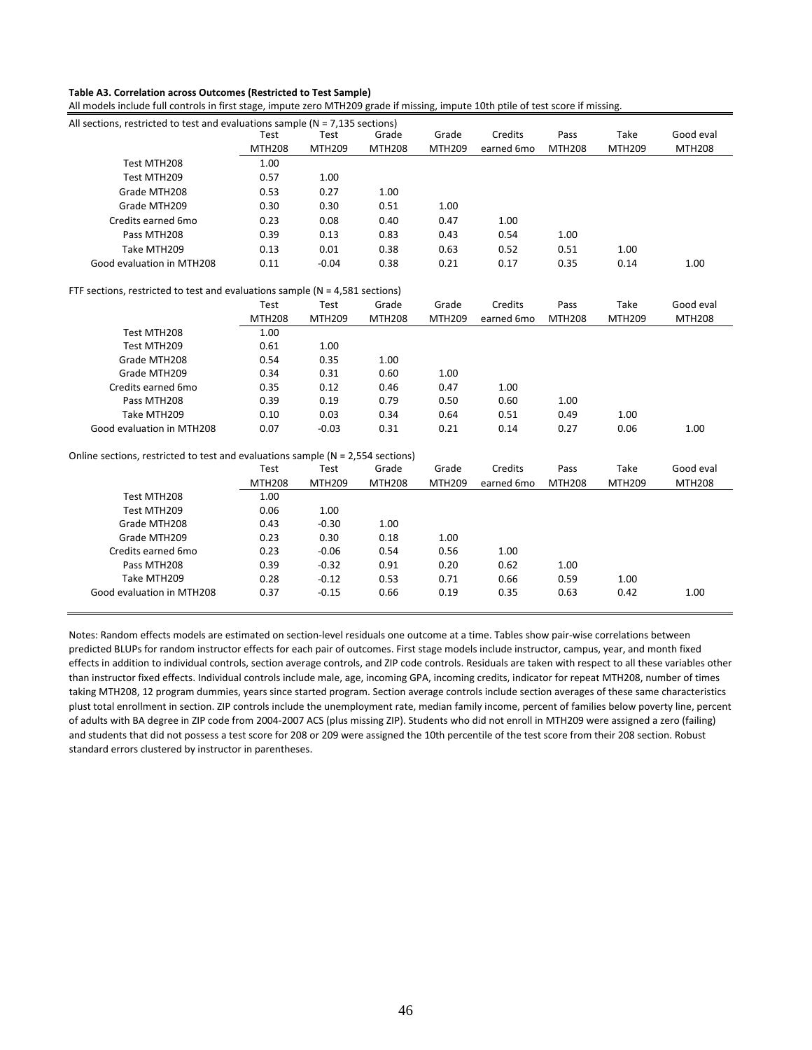**Table A3. Correlation across Outcomes (Restricted to Test Sample)**

All models include full controls in first stage, impute zero MTH209 grade if missing, impute 10th ptile of test score if missing.

All sections, restricted to test and evaluations sample (N = 7,135 sections)

| | Test MTH208 | Test MTH209 | Grade MTH208 | Grade MTH209 | Credits earned 6mo | Pass MTH208 | Take MTH209 | Good eval MTH208 |
|---|---|---|---|---|---|---|---|---|
| Test MTH208 | 1.00 | | | | | | | |
| Test MTH209 | 0.57 | 1.00 | | | | | | |
| Grade MTH208 | 0.53 | 0.27 | 1.00 | | | | | |
| Grade MTH209 | 0.30 | 0.30 | 0.51 | 1.00 | | | | |
| Credits earned 6mo | 0.23 | 0.08 | 0.40 | 0.47 | 1.00 | | | |
| Pass MTH208 | 0.39 | 0.13 | 0.83 | 0.43 | 0.54 | 1.00 | | |
| Take MTH209 | 0.13 | 0.01 | 0.38 | 0.63 | 0.52 | 0.51 | 1.00 | |
| Good evaluation in MTH208 | 0.11 | -0.04 | 0.38 | 0.21 | 0.17 | 0.35 | 0.14 | 1.00 |

FTF sections, restricted to test and evaluations sample (N = 4,581 sections)

| | Test MTH208 | Test MTH209 | Grade MTH208 | Grade MTH209 | Credits earned 6mo | Pass MTH208 | Take MTH209 | Good eval MTH208 |
|---|---|---|---|---|---|---|---|---|
| Test MTH208 | 1.00 | | | | | | | |
| Test MTH209 | 0.61 | 1.00 | | | | | | |
| Grade MTH208 | 0.54 | 0.35 | 1.00 | | | | | |
| Grade MTH209 | 0.34 | 0.31 | 0.60 | 1.00 | | | | |
| Credits earned 6mo | 0.35 | 0.12 | 0.46 | 0.47 | 1.00 | | | |
| Pass MTH208 | 0.39 | 0.19 | 0.79 | 0.50 | 0.60 | 1.00 | | |
| Take MTH209 | 0.10 | 0.03 | 0.34 | 0.64 | 0.51 | 0.49 | 1.00 | |
| Good evaluation in MTH208 | 0.07 | -0.03 | 0.31 | 0.21 | 0.14 | 0.27 | 0.06 | 1.00 |

Online sections, restricted to test and evaluations sample (N = 2,554 sections)

| | Test MTH208 | Test MTH209 | Grade MTH208 | Grade MTH209 | Credits earned 6mo | Pass MTH208 | Take MTH209 | Good eval MTH208 |
|---|---|---|---|---|---|---|---|---|
| Test MTH208 | 1.00 | | | | | | | |
| Test MTH209 | 0.06 | 1.00 | | | | | | |
| Grade MTH208 | 0.43 | -0.30 | 1.00 | | | | | |
| Grade MTH209 | 0.23 | 0.30 | 0.18 | 1.00 | | | | |
| Credits earned 6mo | 0.23 | -0.06 | 0.54 | 0.56 | 1.00 | | | |
| Pass MTH208 | 0.39 | -0.32 | 0.91 | 0.20 | 0.62 | 1.00 | | |
| Take MTH209 | 0.28 | -0.12 | 0.53 | 0.71 | 0.66 | 0.59 | 1.00 | |
| Good evaluation in MTH208 | 0.37 | -0.15 | 0.66 | 0.19 | 0.35 | 0.63 | 0.42 | 1.00 |

Notes: Random effects models are estimated on section-level residuals one outcome at a time. Tables show pair-wise correlations between predicted BLUPs for random instructor effects for each pair of outcomes. First stage models include instructor, campus, year, and month fixed effects in addition to individual controls, section average controls, and ZIP code controls. Residuals are taken with respect to all these variables other than instructor fixed effects. Individual controls include male, age, incoming GPA, incoming credits, indicator for repeat MTH208, number of times taking MTH208, 12 program dummies, years since started program. Section average controls include section averages of these same characteristics plust total enrollment in section. ZIP controls include the unemployment rate, median family income, percent of families below poverty line, percent of adults with BA degree in ZIP code from 2004-2007 ACS (plus missing ZIP). Students who did not enroll in MTH209 were assigned a zero (failing) and students that did not possess a test score for 208 or 209 were assigned the 10th percentile of the test score from their 208 section. Robust standard errors clustered by instructor in parentheses.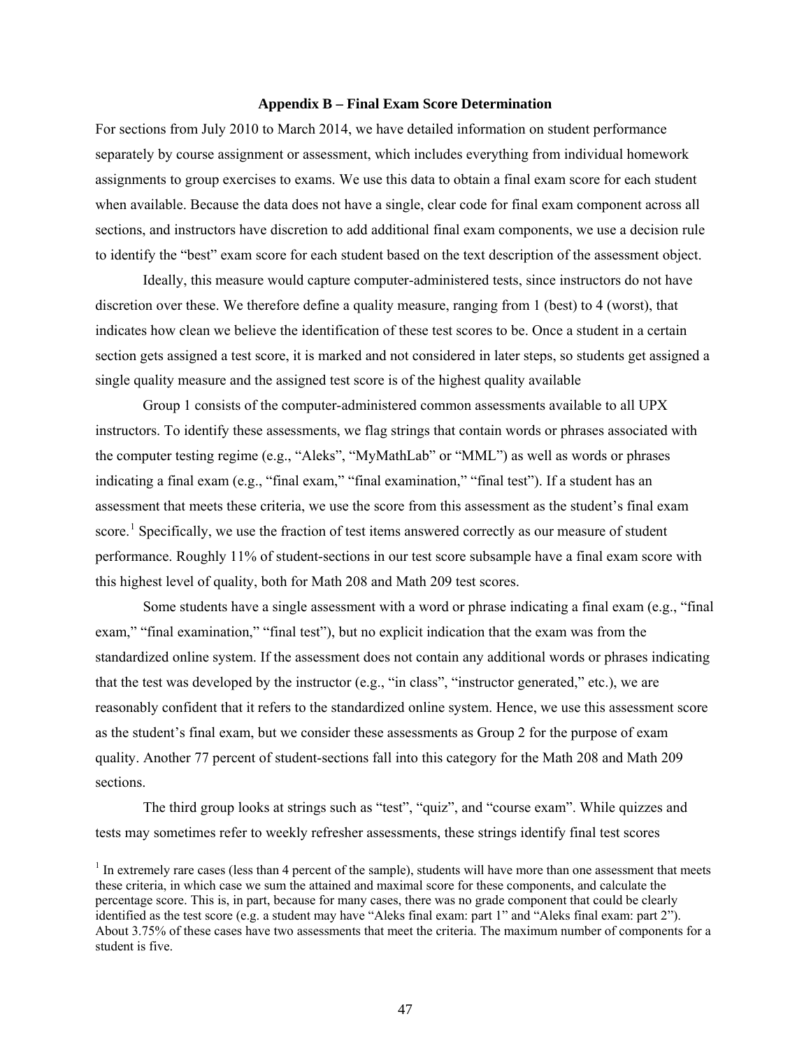## Appendix B – Final Exam Score Determination

For sections from July 2010 to March 2014, we have detailed information on student performance separately by course assignment or assessment, which includes everything from individual homework assignments to group exercises to exams. We use this data to obtain a final exam score for each student when available. Because the data does not have a single, clear code for final exam component across all sections, and instructors have discretion to add additional final exam components, we use a decision rule to identify the "best" exam score for each student based on the text description of the assessment object.

Ideally, this measure would capture computer-administered tests, since instructors do not have discretion over these. We therefore define a quality measure, ranging from 1 (best) to 4 (worst), that indicates how clean we believe the identification of these test scores to be. Once a student in a certain section gets assigned a test score, it is marked and not considered in later steps, so students get assigned a single quality measure and the assigned test score is of the highest quality available

Group 1 consists of the computer-administered common assessments available to all UPX instructors. To identify these assessments, we flag strings that contain words or phrases associated with the computer testing regime (e.g., "Aleks", "MyMathLab" or "MML") as well as words or phrases indicating a final exam (e.g., "final exam," "final examination," "final test"). If a student has an assessment that meets these criteria, we use the score from this assessment as the student's final exam score.[1] Specifically, we use the fraction of test items answered correctly as our measure of student performance. Roughly 11% of student-sections in our test score subsample have a final exam score with this highest level of quality, both for Math 208 and Math 209 test scores.

Some students have a single assessment with a word or phrase indicating a final exam (e.g., "final exam," "final examination," "final test"), but no explicit indication that the exam was from the standardized online system. If the assessment does not contain any additional words or phrases indicating that the test was developed by the instructor (e.g., "in class", "instructor generated," etc.), we are reasonably confident that it refers to the standardized online system. Hence, we use this assessment score as the student's final exam, but we consider these assessments as Group 2 for the purpose of exam quality. Another 77 percent of student-sections fall into this category for the Math 208 and Math 209 sections.

The third group looks at strings such as "test", "quiz", and "course exam". While quizzes and tests may sometimes refer to weekly refresher assessments, these strings identify final test scores

[1] In extremely rare cases (less than 4 percent of the sample), students will have more than one assessment that meets these criteria, in which case we sum the attained and maximal score for these components, and calculate the percentage score. This is, in part, because for many cases, there was no grade component that could be clearly identified as the test score (e.g. a student may have "Aleks final exam: part 1" and "Aleks final exam: part 2"). About 3.75% of these cases have two assessments that meet the criteria. The maximum number of components for a student is five.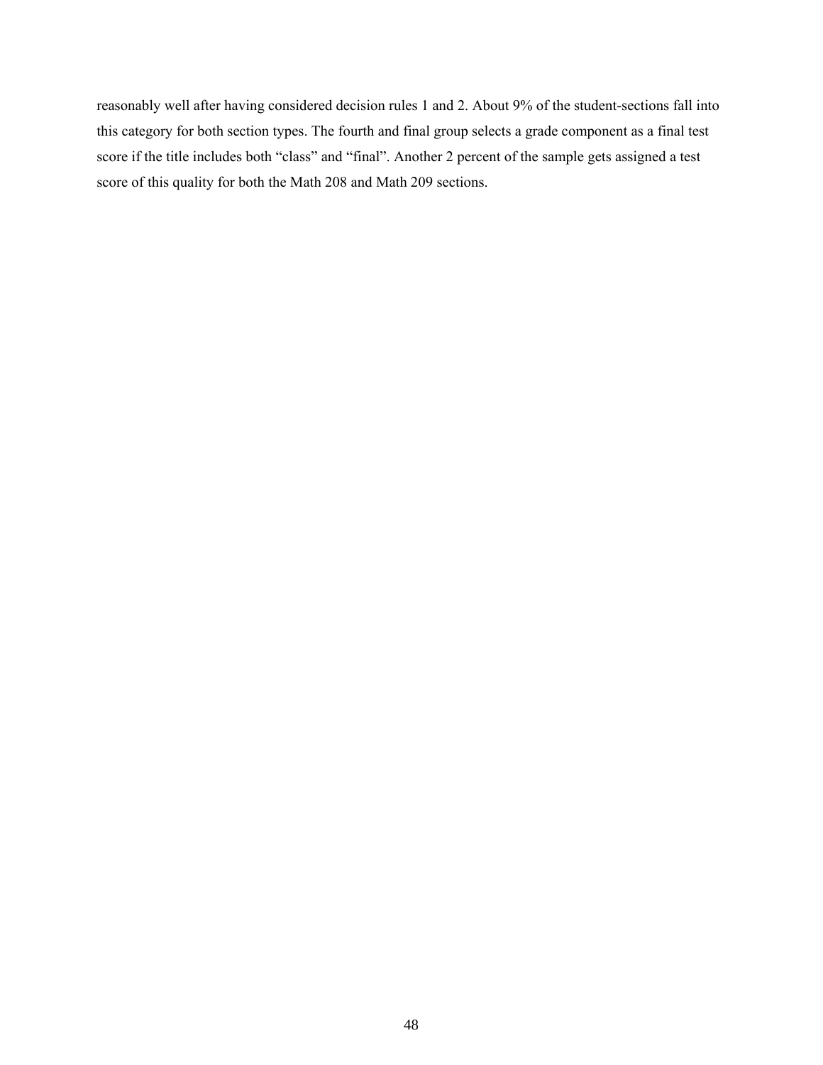reasonably well after having considered decision rules 1 and 2. About 9% of the student-sections fall into this category for both section types. The fourth and final group selects a grade component as a final test score if the title includes both "class" and "final". Another 2 percent of the sample gets assigned a test score of this quality for both the Math 208 and Math 209 sections.